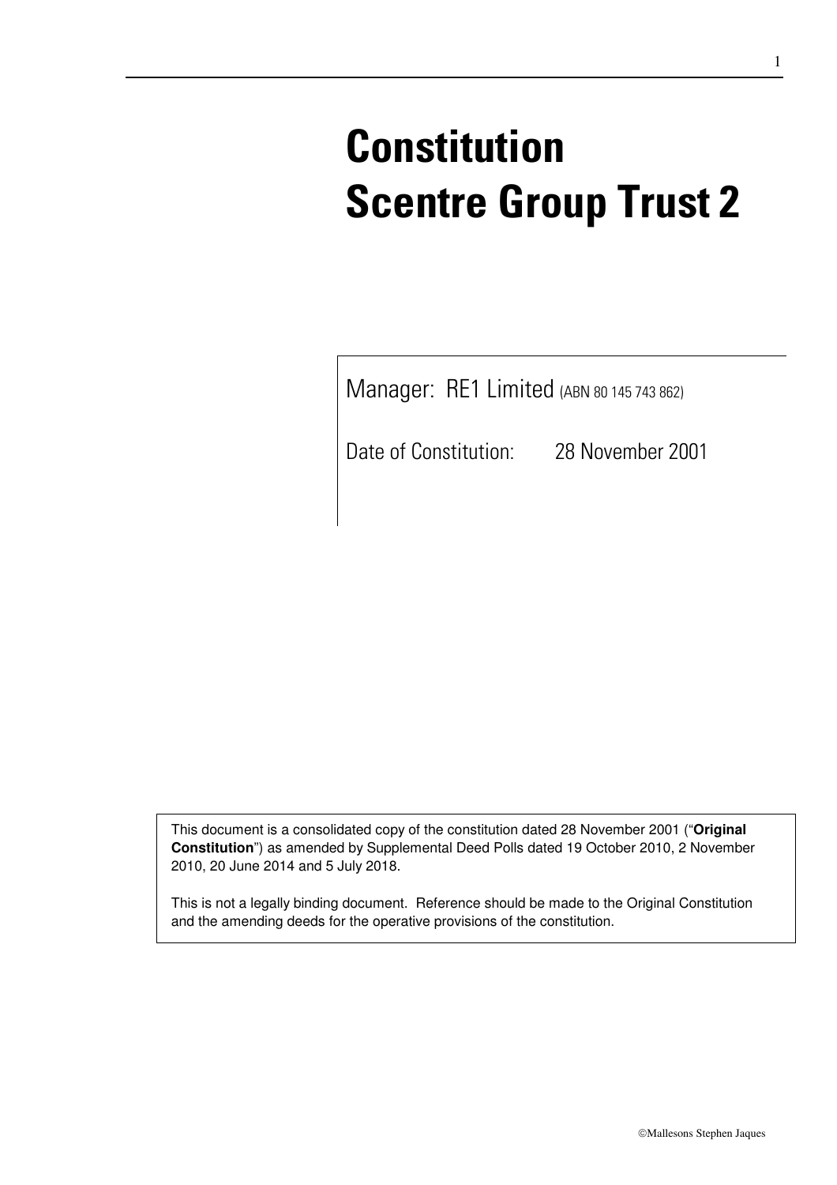# Constitution
# Scentre Group Trust 2

Manager: RE1 Limited (ABN 80 145 743 862)

Date of Constitution: 28 November 2001

This document is a consolidated copy of the constitution dated 28 November 2001 ("**Original Constitution**") as amended by Supplemental Deed Polls dated 19 October 2010, 2 November 2010, 20 June 2014 and 5 July 2018.

This is not a legally binding document. Reference should be made to the Original Constitution and the amending deeds for the operative provisions of the constitution.

©Mallesons Stephen Jaques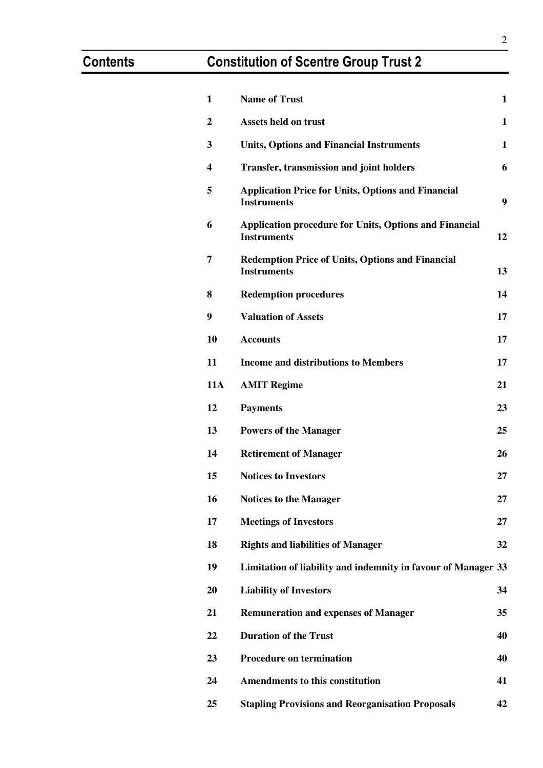# Contents

## Constitution of Scentre Group Trust 2

| | | |
|---|---|---|
| **1** | **Name of Trust** | **1** |
| **2** | **Assets held on trust** | **1** |
| **3** | **Units, Options and Financial Instruments** | **1** |
| **4** | **Transfer, transmission and joint holders** | **6** |
| **5** | **Application Price for Units, Options and Financial Instruments** | **9** |
| **6** | **Application procedure for Units, Options and Financial Instruments** | **12** |
| **7** | **Redemption Price of Units, Options and Financial Instruments** | **13** |
| **8** | **Redemption procedures** | **14** |
| **9** | **Valuation of Assets** | **17** |
| **10** | **Accounts** | **17** |
| **11** | **Income and distributions to Members** | **17** |
| **11A** | **AMIT Regime** | **21** |
| **12** | **Payments** | **23** |
| **13** | **Powers of the Manager** | **25** |
| **14** | **Retirement of Manager** | **26** |
| **15** | **Notices to Investors** | **27** |
| **16** | **Notices to the Manager** | **27** |
| **17** | **Meetings of Investors** | **27** |
| **18** | **Rights and liabilities of Manager** | **32** |
| **19** | **Limitation of liability and indemnity in favour of Manager** | **33** |
| **20** | **Liability of Investors** | **34** |
| **21** | **Remuneration and expenses of Manager** | **35** |
| **22** | **Duration of the Trust** | **40** |
| **23** | **Procedure on termination** | **40** |
| **24** | **Amendments to this constitution** | **41** |
| **25** | **Stapling Provisions and Reorganisation Proposals** | **42** |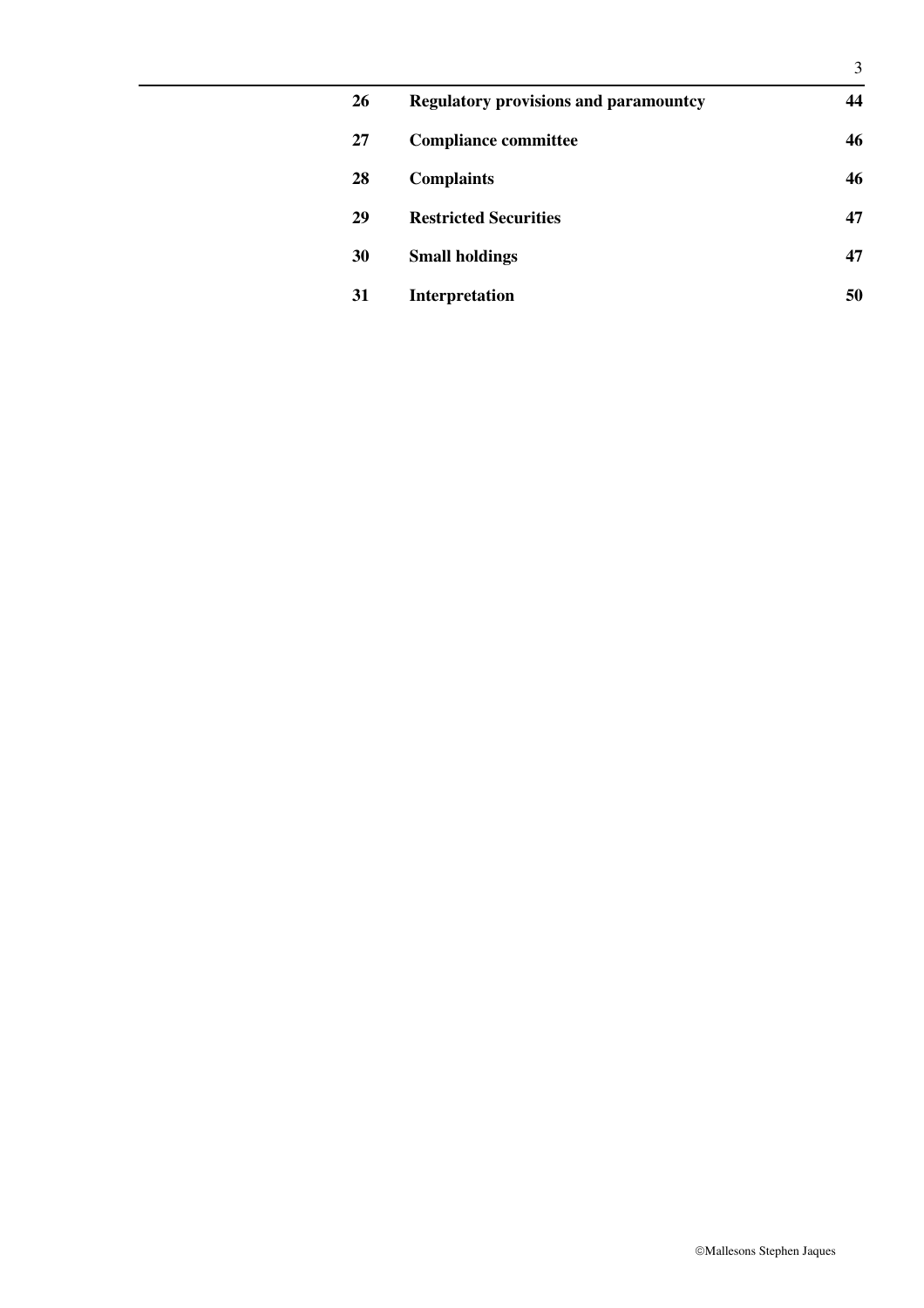| | | |
|---|---|---|
| **26** | **Regulatory provisions and paramountcy** | **44** |
| **27** | **Compliance committee** | **46** |
| **28** | **Complaints** | **46** |
| **29** | **Restricted Securities** | **47** |
| **30** | **Small holdings** | **47** |
| **31** | **Interpretation** | **50** |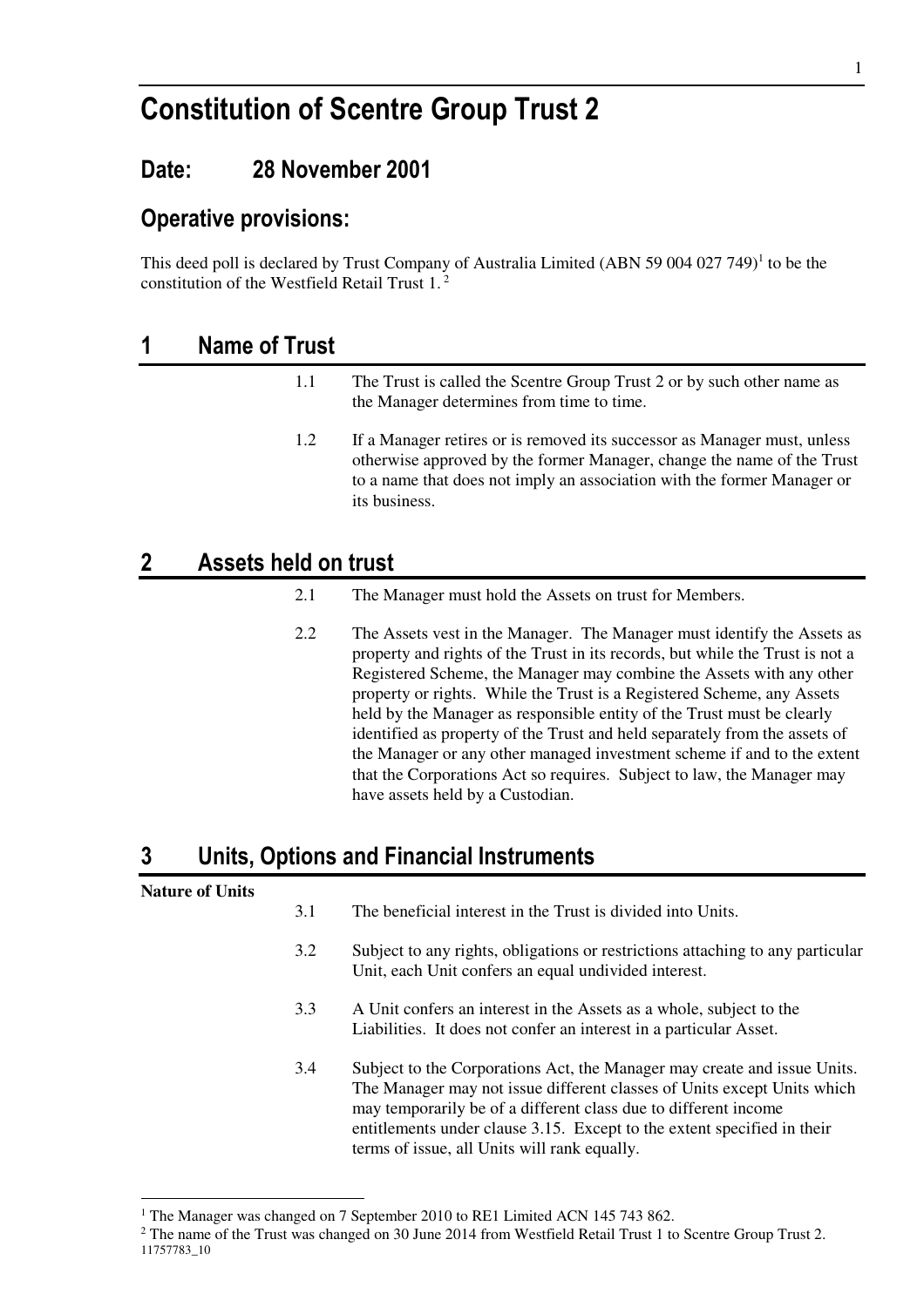# Constitution of Scentre Group Trust 2

## Date: 28 November 2001

## Operative provisions:

This deed poll is declared by Trust Company of Australia Limited (ABN 59 004 027 749)[1] to be the constitution of the Westfield Retail Trust 1.[2]

## 1 Name of Trust

1.1 The Trust is called the Scentre Group Trust 2 or by such other name as the Manager determines from time to time.

1.2 If a Manager retires or is removed its successor as Manager must, unless otherwise approved by the former Manager, change the name of the Trust to a name that does not imply an association with the former Manager or its business.

## 2 Assets held on trust

2.1 The Manager must hold the Assets on trust for Members.

2.2 The Assets vest in the Manager. The Manager must identify the Assets as property and rights of the Trust in its records, but while the Trust is not a Registered Scheme, the Manager may combine the Assets with any other property or rights. While the Trust is a Registered Scheme, any Assets held by the Manager as responsible entity of the Trust must be clearly identified as property of the Trust and held separately from the assets of the Manager or any other managed investment scheme if and to the extent that the Corporations Act so requires. Subject to law, the Manager may have assets held by a Custodian.

## 3 Units, Options and Financial Instruments

**Nature of Units**

3.1 The beneficial interest in the Trust is divided into Units.

3.2 Subject to any rights, obligations or restrictions attaching to any particular Unit, each Unit confers an equal undivided interest.

3.3 A Unit confers an interest in the Assets as a whole, subject to the Liabilities. It does not confer an interest in a particular Asset.

3.4 Subject to the Corporations Act, the Manager may create and issue Units. The Manager may not issue different classes of Units except Units which may temporarily be of a different class due to different income entitlements under clause 3.15. Except to the extent specified in their terms of issue, all Units will rank equally.

---

[1] The Manager was changed on 7 September 2010 to RE1 Limited ACN 145 743 862.

[2] The name of the Trust was changed on 30 June 2014 from Westfield Retail Trust 1 to Scentre Group Trust 2.

11757783_10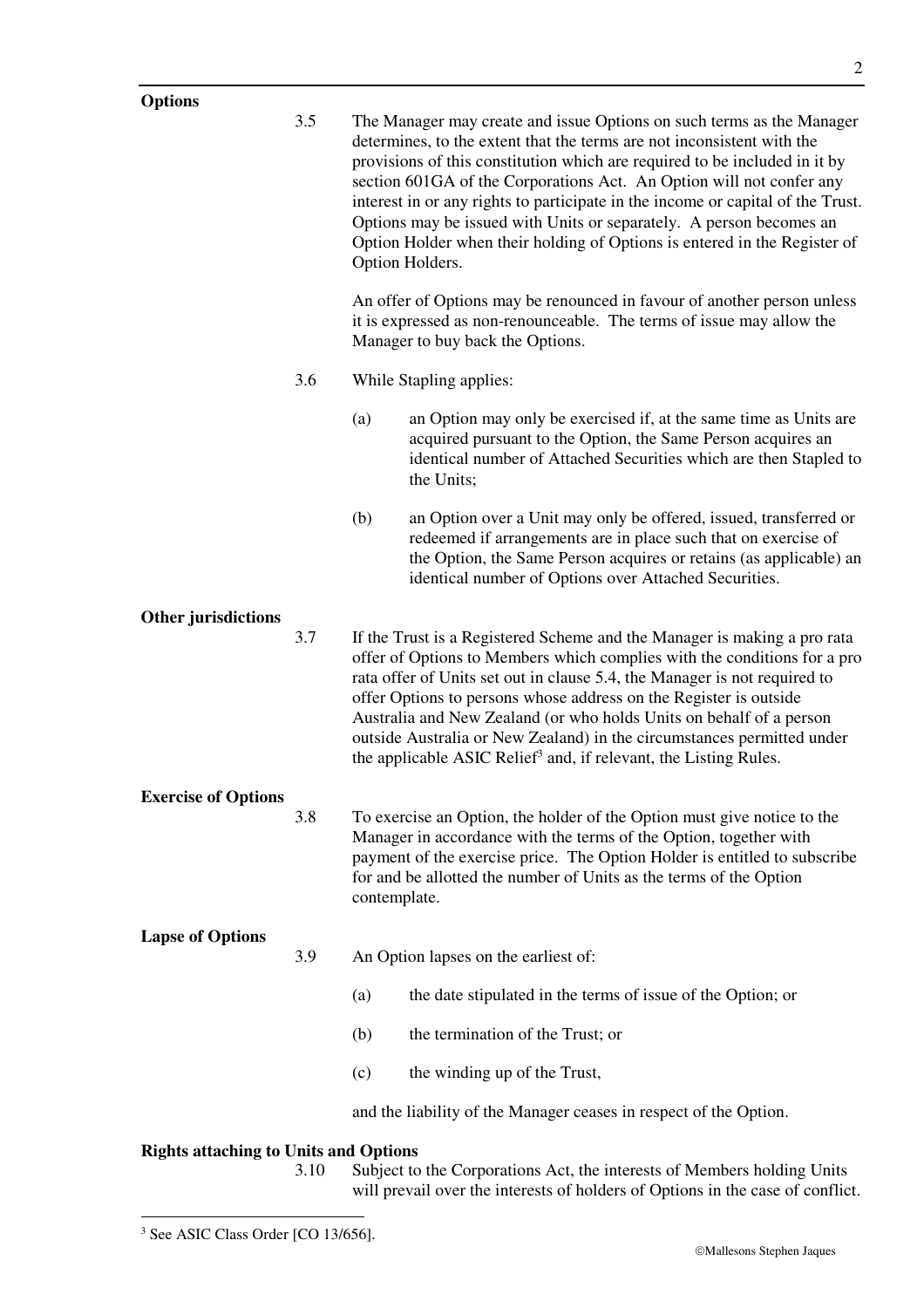**Options**

3.5 The Manager may create and issue Options on such terms as the Manager determines, to the extent that the terms are not inconsistent with the provisions of this constitution which are required to be included in it by section 601GA of the Corporations Act. An Option will not confer any interest in or any rights to participate in the income or capital of the Trust. Options may be issued with Units or separately. A person becomes an Option Holder when their holding of Options is entered in the Register of Option Holders.

An offer of Options may be renounced in favour of another person unless it is expressed as non-renounceable. The terms of issue may allow the Manager to buy back the Options.

3.6 While Stapling applies:

(a) an Option may only be exercised if, at the same time as Units are acquired pursuant to the Option, the Same Person acquires an identical number of Attached Securities which are then Stapled to the Units;

(b) an Option over a Unit may only be offered, issued, transferred or redeemed if arrangements are in place such that on exercise of the Option, the Same Person acquires or retains (as applicable) an identical number of Options over Attached Securities.

**Other jurisdictions**

3.7 If the Trust is a Registered Scheme and the Manager is making a pro rata offer of Options to Members which complies with the conditions for a pro rata offer of Units set out in clause 5.4, the Manager is not required to offer Options to persons whose address on the Register is outside Australia and New Zealand (or who holds Units on behalf of a person outside Australia or New Zealand) in the circumstances permitted under the applicable ASIC Relief[3] and, if relevant, the Listing Rules.

**Exercise of Options**

3.8 To exercise an Option, the holder of the Option must give notice to the Manager in accordance with the terms of the Option, together with payment of the exercise price. The Option Holder is entitled to subscribe for and be allotted the number of Units as the terms of the Option contemplate.

**Lapse of Options**

3.9 An Option lapses on the earliest of:

(a) the date stipulated in the terms of issue of the Option; or

(b) the termination of the Trust; or

(c) the winding up of the Trust,

and the liability of the Manager ceases in respect of the Option.

**Rights attaching to Units and Options**

3.10 Subject to the Corporations Act, the interests of Members holding Units will prevail over the interests of holders of Options in the case of conflict.

[3] See ASIC Class Order [CO 13/656].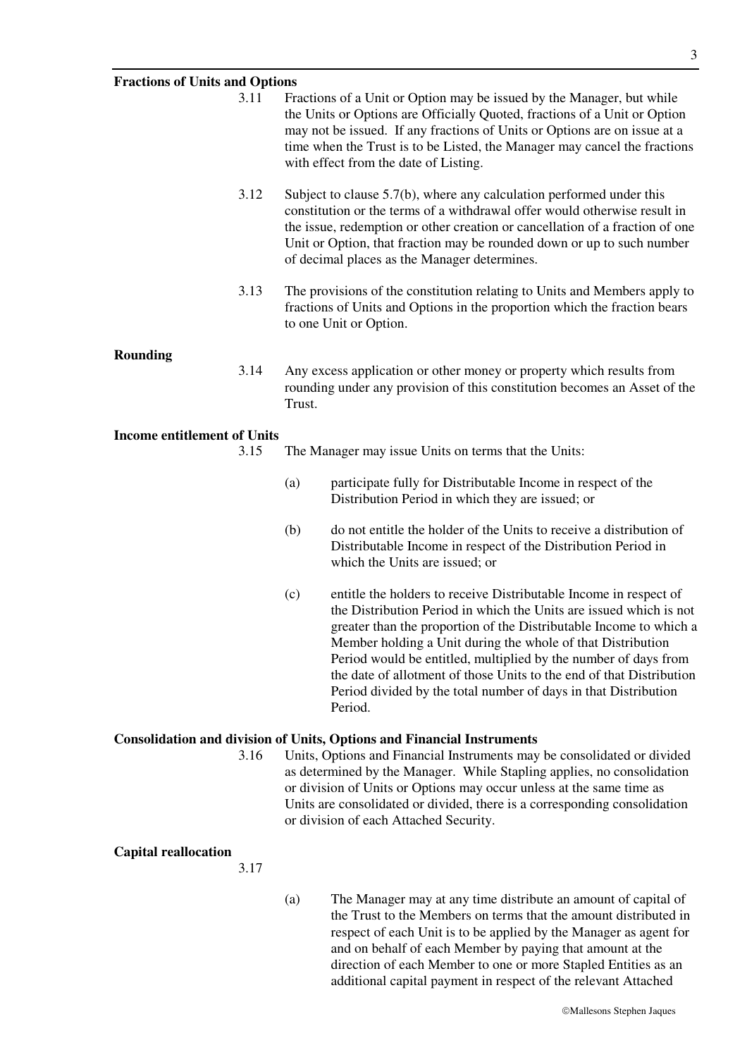**Fractions of Units and Options**

3.11 Fractions of a Unit or Option may be issued by the Manager, but while the Units or Options are Officially Quoted, fractions of a Unit or Option may not be issued. If any fractions of Units or Options are on issue at a time when the Trust is to be Listed, the Manager may cancel the fractions with effect from the date of Listing.

3.12 Subject to clause 5.7(b), where any calculation performed under this constitution or the terms of a withdrawal offer would otherwise result in the issue, redemption or other creation or cancellation of a fraction of one Unit or Option, that fraction may be rounded down or up to such number of decimal places as the Manager determines.

3.13 The provisions of the constitution relating to Units and Members apply to fractions of Units and Options in the proportion which the fraction bears to one Unit or Option.

**Rounding**

3.14 Any excess application or other money or property which results from rounding under any provision of this constitution becomes an Asset of the Trust.

**Income entitlement of Units**

3.15 The Manager may issue Units on terms that the Units:

(a) participate fully for Distributable Income in respect of the Distribution Period in which they are issued; or

(b) do not entitle the holder of the Units to receive a distribution of Distributable Income in respect of the Distribution Period in which the Units are issued; or

(c) entitle the holders to receive Distributable Income in respect of the Distribution Period in which the Units are issued which is not greater than the proportion of the Distributable Income to which a Member holding a Unit during the whole of that Distribution Period would be entitled, multiplied by the number of days from the date of allotment of those Units to the end of that Distribution Period divided by the total number of days in that Distribution Period.

**Consolidation and division of Units, Options and Financial Instruments**

3.16 Units, Options and Financial Instruments may be consolidated or divided as determined by the Manager. While Stapling applies, no consolidation or division of Units or Options may occur unless at the same time as Units are consolidated or divided, there is a corresponding consolidation or division of each Attached Security.

**Capital reallocation**

3.17

(a) The Manager may at any time distribute an amount of capital of the Trust to the Members on terms that the amount distributed in respect of each Unit is to be applied by the Manager as agent for and on behalf of each Member by paying that amount at the direction of each Member to one or more Stapled Entities as an additional capital payment in respect of the relevant Attached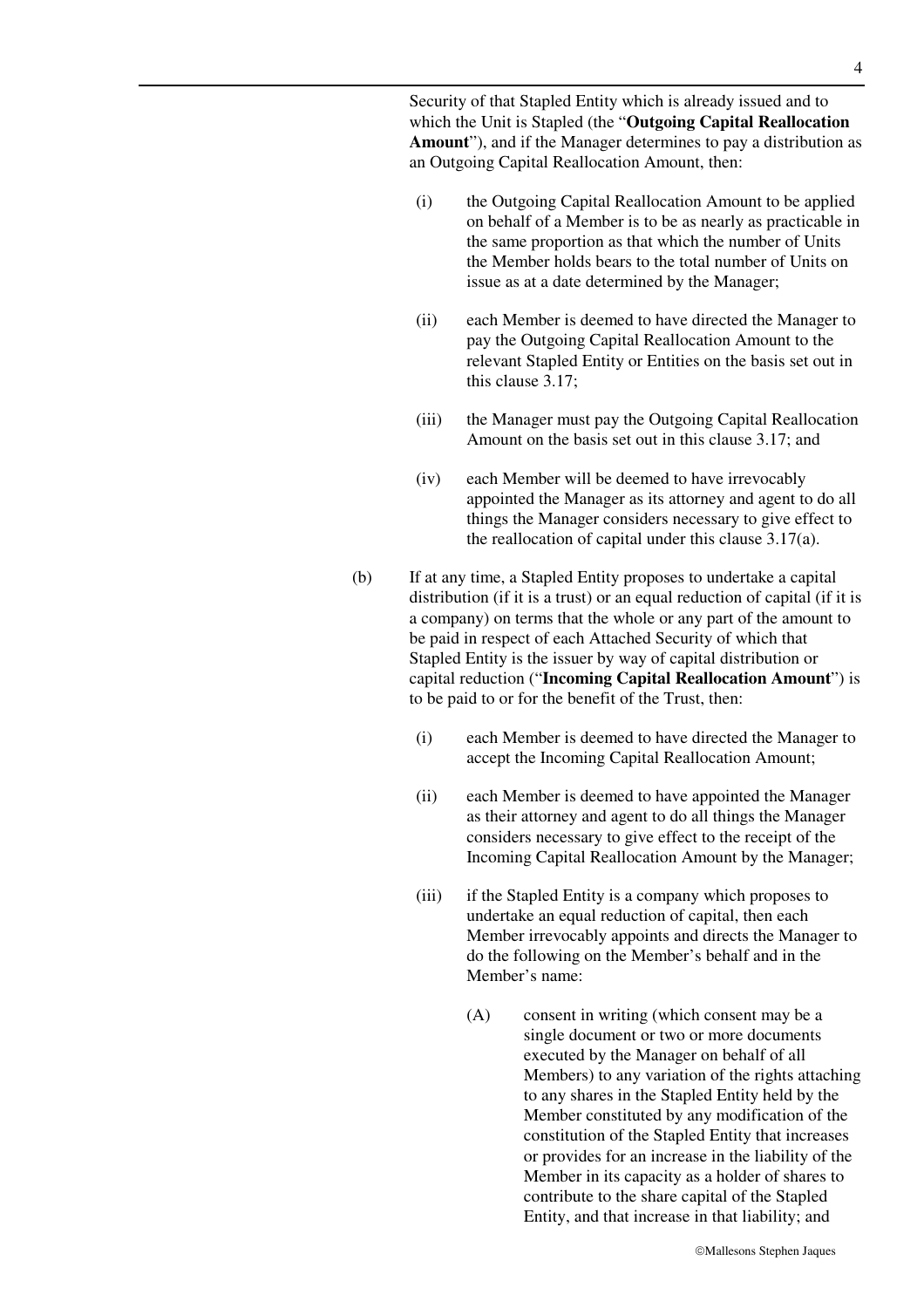Security of that Stapled Entity which is already issued and to which the Unit is Stapled (the "**Outgoing Capital Reallocation Amount**"), and if the Manager determines to pay a distribution as an Outgoing Capital Reallocation Amount, then:

(i) the Outgoing Capital Reallocation Amount to be applied on behalf of a Member is to be as nearly as practicable in the same proportion as that which the number of Units the Member holds bears to the total number of Units on issue as at a date determined by the Manager;

(ii) each Member is deemed to have directed the Manager to pay the Outgoing Capital Reallocation Amount to the relevant Stapled Entity or Entities on the basis set out in this clause 3.17;

(iii) the Manager must pay the Outgoing Capital Reallocation Amount on the basis set out in this clause 3.17; and

(iv) each Member will be deemed to have irrevocably appointed the Manager as its attorney and agent to do all things the Manager considers necessary to give effect to the reallocation of capital under this clause 3.17(a).

(b) If at any time, a Stapled Entity proposes to undertake a capital distribution (if it is a trust) or an equal reduction of capital (if it is a company) on terms that the whole or any part of the amount to be paid in respect of each Attached Security of which that Stapled Entity is the issuer by way of capital distribution or capital reduction ("**Incoming Capital Reallocation Amount**") is to be paid to or for the benefit of the Trust, then:

(i) each Member is deemed to have directed the Manager to accept the Incoming Capital Reallocation Amount;

(ii) each Member is deemed to have appointed the Manager as their attorney and agent to do all things the Manager considers necessary to give effect to the receipt of the Incoming Capital Reallocation Amount by the Manager;

(iii) if the Stapled Entity is a company which proposes to undertake an equal reduction of capital, then each Member irrevocably appoints and directs the Manager to do the following on the Member's behalf and in the Member's name:

(A) consent in writing (which consent may be a single document or two or more documents executed by the Manager on behalf of all Members) to any variation of the rights attaching to any shares in the Stapled Entity held by the Member constituted by any modification of the constitution of the Stapled Entity that increases or provides for an increase in the liability of the Member in its capacity as a holder of shares to contribute to the share capital of the Stapled Entity, and that increase in that liability; and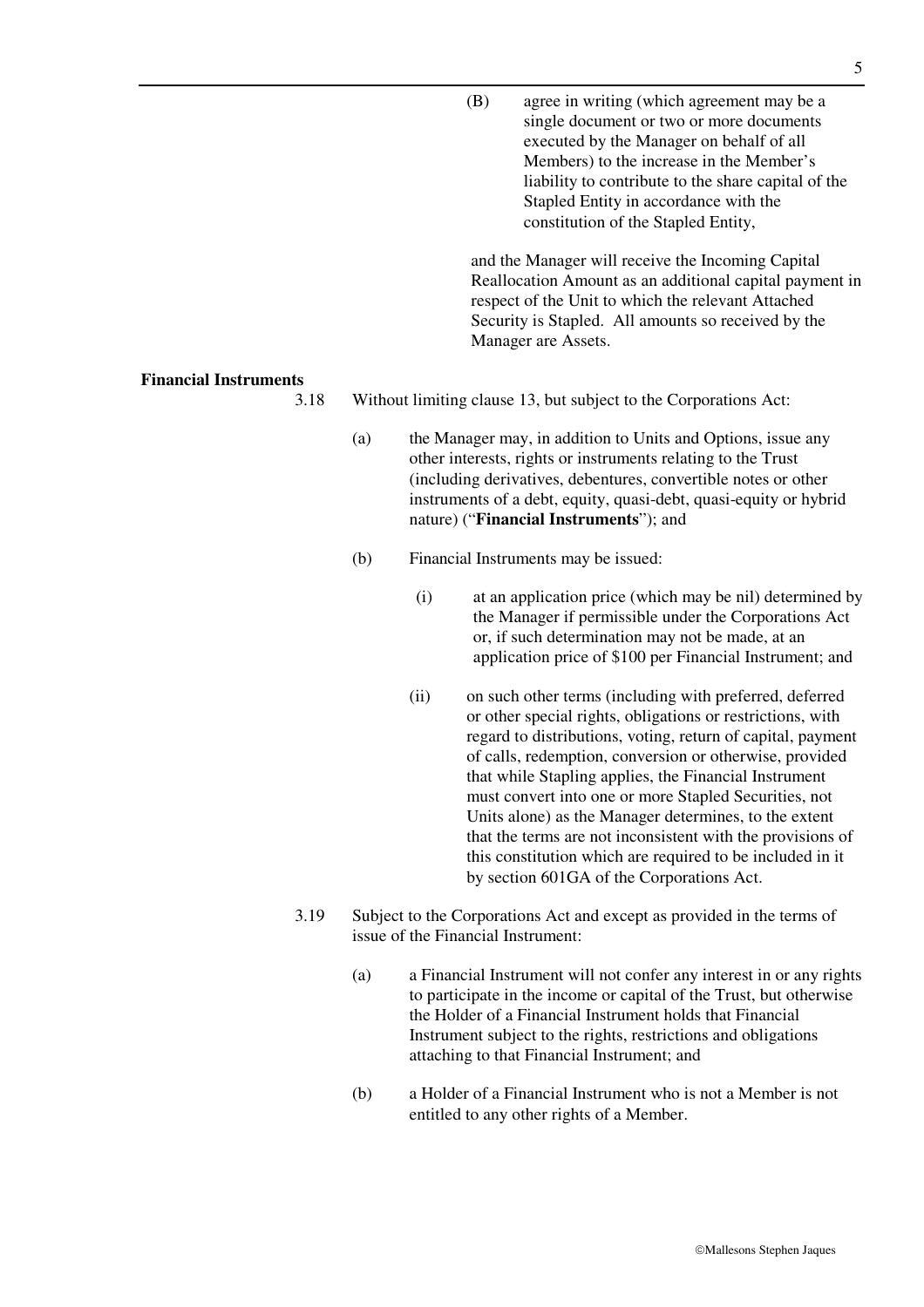(B) agree in writing (which agreement may be a single document or two or more documents executed by the Manager on behalf of all Members) to the increase in the Member's liability to contribute to the share capital of the Stapled Entity in accordance with the constitution of the Stapled Entity,

and the Manager will receive the Incoming Capital Reallocation Amount as an additional capital payment in respect of the Unit to which the relevant Attached Security is Stapled. All amounts so received by the Manager are Assets.

**Financial Instruments**

3.18 Without limiting clause 13, but subject to the Corporations Act:

(a) the Manager may, in addition to Units and Options, issue any other interests, rights or instruments relating to the Trust (including derivatives, debentures, convertible notes or other instruments of a debt, equity, quasi-debt, quasi-equity or hybrid nature) ("**Financial Instruments**"); and

(b) Financial Instruments may be issued:

(i) at an application price (which may be nil) determined by the Manager if permissible under the Corporations Act or, if such determination may not be made, at an application price of $100 per Financial Instrument; and

(ii) on such other terms (including with preferred, deferred or other special rights, obligations or restrictions, with regard to distributions, voting, return of capital, payment of calls, redemption, conversion or otherwise, provided that while Stapling applies, the Financial Instrument must convert into one or more Stapled Securities, not Units alone) as the Manager determines, to the extent that the terms are not inconsistent with the provisions of this constitution which are required to be included in it by section 601GA of the Corporations Act.

3.19 Subject to the Corporations Act and except as provided in the terms of issue of the Financial Instrument:

(a) a Financial Instrument will not confer any interest in or any rights to participate in the income or capital of the Trust, but otherwise the Holder of a Financial Instrument holds that Financial Instrument subject to the rights, restrictions and obligations attaching to that Financial Instrument; and

(b) a Holder of a Financial Instrument who is not a Member is not entitled to any other rights of a Member.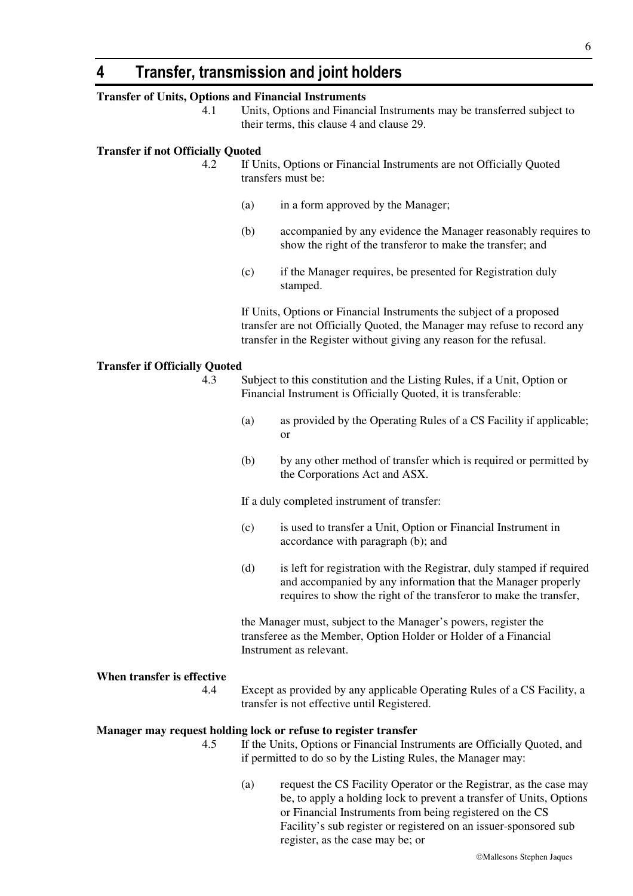# 4 Transfer, transmission and joint holders

**Transfer of Units, Options and Financial Instruments**

4.1 Units, Options and Financial Instruments may be transferred subject to their terms, this clause 4 and clause 29.

**Transfer if not Officially Quoted**

4.2 If Units, Options or Financial Instruments are not Officially Quoted transfers must be:

(a) in a form approved by the Manager;

(b) accompanied by any evidence the Manager reasonably requires to show the right of the transferor to make the transfer; and

(c) if the Manager requires, be presented for Registration duly stamped.

If Units, Options or Financial Instruments the subject of a proposed transfer are not Officially Quoted, the Manager may refuse to record any transfer in the Register without giving any reason for the refusal.

**Transfer if Officially Quoted**

4.3 Subject to this constitution and the Listing Rules, if a Unit, Option or Financial Instrument is Officially Quoted, it is transferable:

(a) as provided by the Operating Rules of a CS Facility if applicable; or

(b) by any other method of transfer which is required or permitted by the Corporations Act and ASX.

If a duly completed instrument of transfer:

(c) is used to transfer a Unit, Option or Financial Instrument in accordance with paragraph (b); and

(d) is left for registration with the Registrar, duly stamped if required and accompanied by any information that the Manager properly requires to show the right of the transferor to make the transfer,

the Manager must, subject to the Manager's powers, register the transferee as the Member, Option Holder or Holder of a Financial Instrument as relevant.

**When transfer is effective**

4.4 Except as provided by any applicable Operating Rules of a CS Facility, a transfer is not effective until Registered.

**Manager may request holding lock or refuse to register transfer**

4.5 If the Units, Options or Financial Instruments are Officially Quoted, and if permitted to do so by the Listing Rules, the Manager may:

(a) request the CS Facility Operator or the Registrar, as the case may be, to apply a holding lock to prevent a transfer of Units, Options or Financial Instruments from being registered on the CS Facility's sub register or registered on an issuer-sponsored sub register, as the case may be; or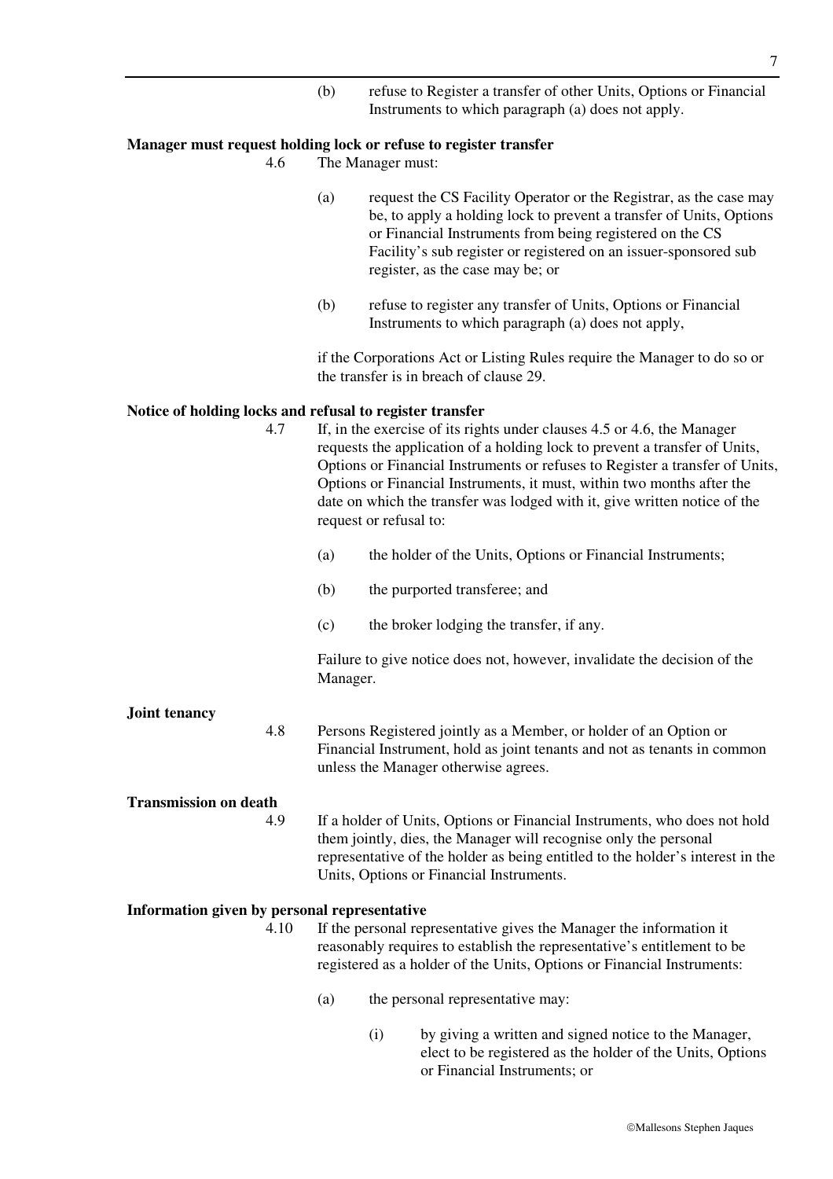(b) refuse to Register a transfer of other Units, Options or Financial Instruments to which paragraph (a) does not apply.

**Manager must request holding lock or refuse to register transfer**

4.6 The Manager must:

(a) request the CS Facility Operator or the Registrar, as the case may be, to apply a holding lock to prevent a transfer of Units, Options or Financial Instruments from being registered on the CS Facility's sub register or registered on an issuer-sponsored sub register, as the case may be; or

(b) refuse to register any transfer of Units, Options or Financial Instruments to which paragraph (a) does not apply,

if the Corporations Act or Listing Rules require the Manager to do so or the transfer is in breach of clause 29.

**Notice of holding locks and refusal to register transfer**

4.7 If, in the exercise of its rights under clauses 4.5 or 4.6, the Manager requests the application of a holding lock to prevent a transfer of Units, Options or Financial Instruments or refuses to Register a transfer of Units, Options or Financial Instruments, it must, within two months after the date on which the transfer was lodged with it, give written notice of the request or refusal to:

(a) the holder of the Units, Options or Financial Instruments;

(b) the purported transferee; and

(c) the broker lodging the transfer, if any.

Failure to give notice does not, however, invalidate the decision of the Manager.

**Joint tenancy**

4.8 Persons Registered jointly as a Member, or holder of an Option or Financial Instrument, hold as joint tenants and not as tenants in common unless the Manager otherwise agrees.

**Transmission on death**

4.9 If a holder of Units, Options or Financial Instruments, who does not hold them jointly, dies, the Manager will recognise only the personal representative of the holder as being entitled to the holder's interest in the Units, Options or Financial Instruments.

**Information given by personal representative**

4.10 If the personal representative gives the Manager the information it reasonably requires to establish the representative's entitlement to be registered as a holder of the Units, Options or Financial Instruments:

(a) the personal representative may:

(i) by giving a written and signed notice to the Manager, elect to be registered as the holder of the Units, Options or Financial Instruments; or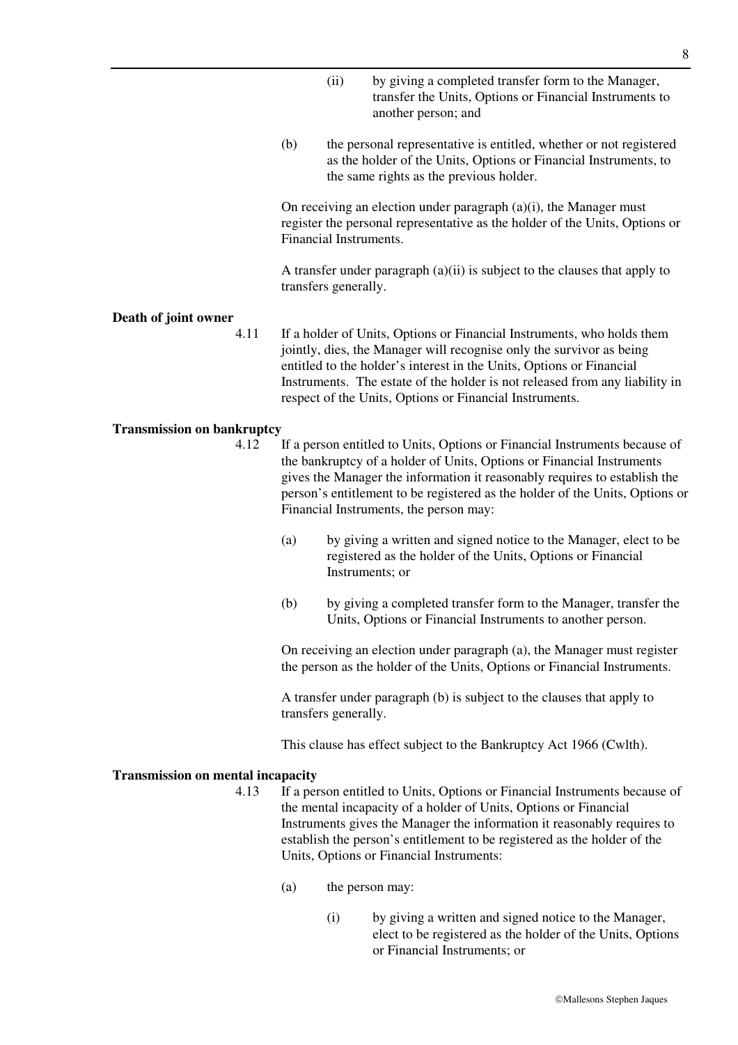(ii) by giving a completed transfer form to the Manager, transfer the Units, Options or Financial Instruments to another person; and

(b) the personal representative is entitled, whether or not registered as the holder of the Units, Options or Financial Instruments, to the same rights as the previous holder.

On receiving an election under paragraph (a)(i), the Manager must register the personal representative as the holder of the Units, Options or Financial Instruments.

A transfer under paragraph (a)(ii) is subject to the clauses that apply to transfers generally.

**Death of joint owner**

4.11 If a holder of Units, Options or Financial Instruments, who holds them jointly, dies, the Manager will recognise only the survivor as being entitled to the holder's interest in the Units, Options or Financial Instruments. The estate of the holder is not released from any liability in respect of the Units, Options or Financial Instruments.

**Transmission on bankruptcy**

4.12 If a person entitled to Units, Options or Financial Instruments because of the bankruptcy of a holder of Units, Options or Financial Instruments gives the Manager the information it reasonably requires to establish the person's entitlement to be registered as the holder of the Units, Options or Financial Instruments, the person may:

(a) by giving a written and signed notice to the Manager, elect to be registered as the holder of the Units, Options or Financial Instruments; or

(b) by giving a completed transfer form to the Manager, transfer the Units, Options or Financial Instruments to another person.

On receiving an election under paragraph (a), the Manager must register the person as the holder of the Units, Options or Financial Instruments.

A transfer under paragraph (b) is subject to the clauses that apply to transfers generally.

This clause has effect subject to the Bankruptcy Act 1966 (Cwlth).

**Transmission on mental incapacity**

4.13 If a person entitled to Units, Options or Financial Instruments because of the mental incapacity of a holder of Units, Options or Financial Instruments gives the Manager the information it reasonably requires to establish the person's entitlement to be registered as the holder of the Units, Options or Financial Instruments:

(a) the person may:

(i) by giving a written and signed notice to the Manager, elect to be registered as the holder of the Units, Options or Financial Instruments; or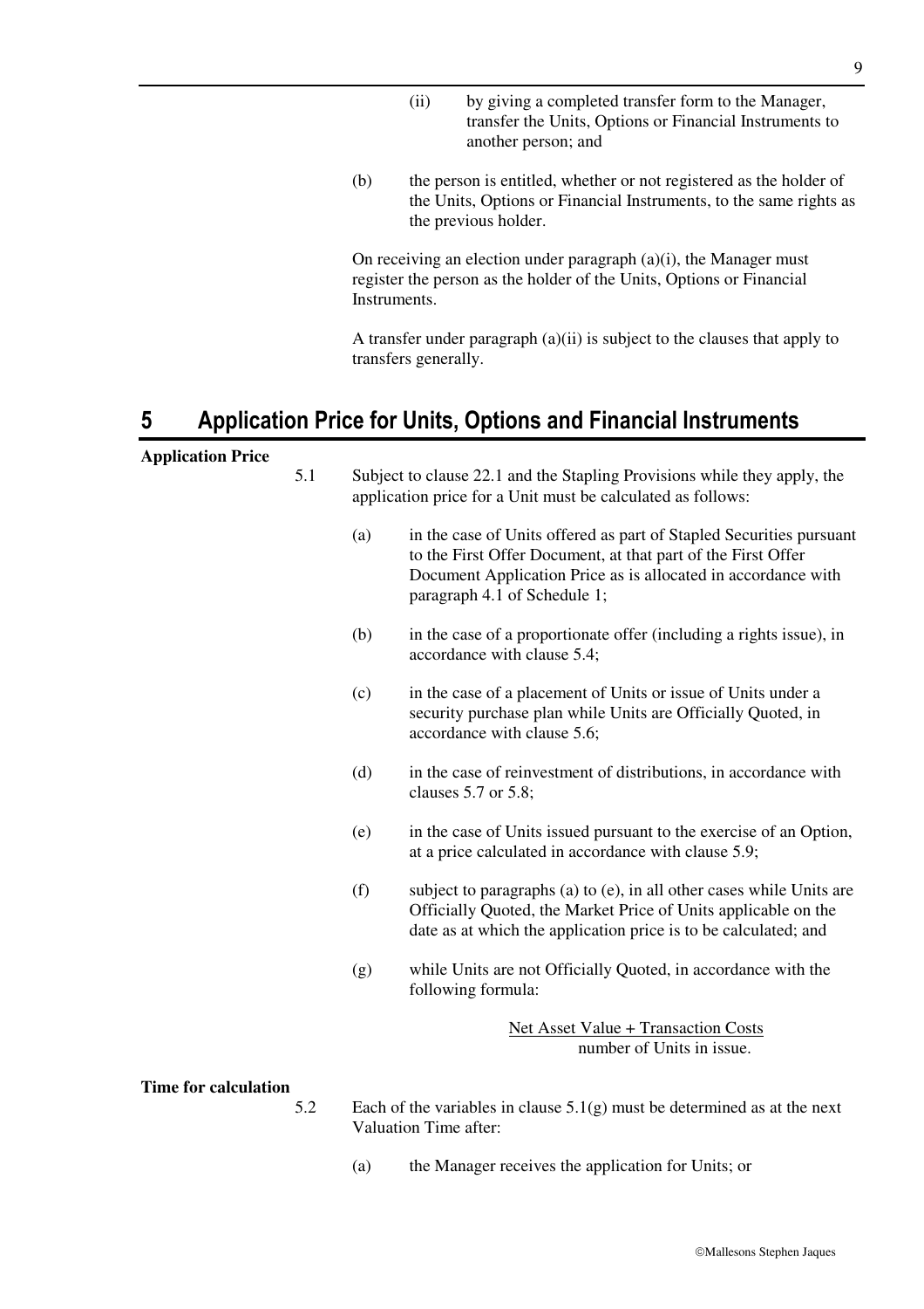(ii) by giving a completed transfer form to the Manager, transfer the Units, Options or Financial Instruments to another person; and

(b) the person is entitled, whether or not registered as the holder of the Units, Options or Financial Instruments, to the same rights as the previous holder.

On receiving an election under paragraph (a)(i), the Manager must register the person as the holder of the Units, Options or Financial Instruments.

A transfer under paragraph (a)(ii) is subject to the clauses that apply to transfers generally.

## 5 Application Price for Units, Options and Financial Instruments

**Application Price**

5.1 Subject to clause 22.1 and the Stapling Provisions while they apply, the application price for a Unit must be calculated as follows:

(a) in the case of Units offered as part of Stapled Securities pursuant to the First Offer Document, at that part of the First Offer Document Application Price as is allocated in accordance with paragraph 4.1 of Schedule 1;

(b) in the case of a proportionate offer (including a rights issue), in accordance with clause 5.4;

(c) in the case of a placement of Units or issue of Units under a security purchase plan while Units are Officially Quoted, in accordance with clause 5.6;

(d) in the case of reinvestment of distributions, in accordance with clauses 5.7 or 5.8;

(e) in the case of Units issued pursuant to the exercise of an Option, at a price calculated in accordance with clause 5.9;

(f) subject to paragraphs (a) to (e), in all other cases while Units are Officially Quoted, the Market Price of Units applicable on the date as at which the application price is to be calculated; and

(g) while Units are not Officially Quoted, in accordance with the following formula:

$$\frac{\text{Net Asset Value} + \text{Transaction Costs}}{\text{number of Units in issue.}}$$

**Time for calculation**

5.2 Each of the variables in clause 5.1(g) must be determined as at the next Valuation Time after:

(a) the Manager receives the application for Units; or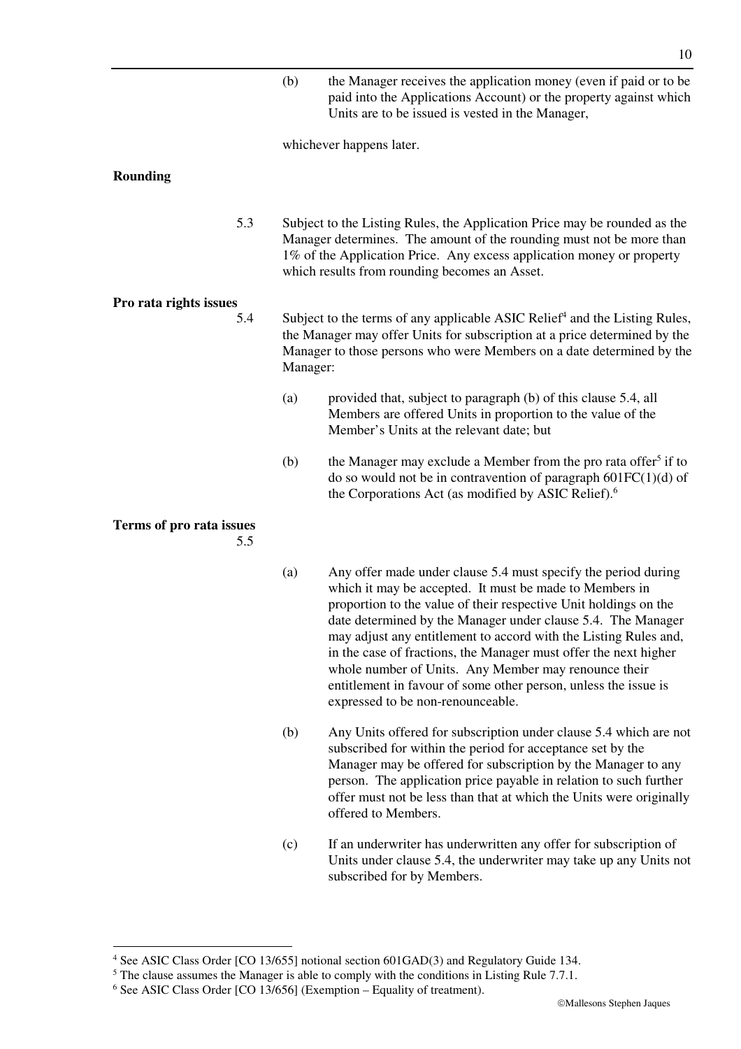(b) the Manager receives the application money (even if paid or to be paid into the Applications Account) or the property against which Units are to be issued is vested in the Manager,

whichever happens later.

**Rounding**

5.3 Subject to the Listing Rules, the Application Price may be rounded as the Manager determines. The amount of the rounding must not be more than 1% of the Application Price. Any excess application money or property which results from rounding becomes an Asset.

**Pro rata rights issues**

5.4 Subject to the terms of any applicable ASIC Relief[4] and the Listing Rules, the Manager may offer Units for subscription at a price determined by the Manager to those persons who were Members on a date determined by the Manager:

(a) provided that, subject to paragraph (b) of this clause 5.4, all Members are offered Units in proportion to the value of the Member's Units at the relevant date; but

(b) the Manager may exclude a Member from the pro rata offer[5] if to do so would not be in contravention of paragraph 601FC(1)(d) of the Corporations Act (as modified by ASIC Relief).[6]

**Terms of pro rata issues**

5.5

(a) Any offer made under clause 5.4 must specify the period during which it may be accepted. It must be made to Members in proportion to the value of their respective Unit holdings on the date determined by the Manager under clause 5.4. The Manager may adjust any entitlement to accord with the Listing Rules and, in the case of fractions, the Manager must offer the next higher whole number of Units. Any Member may renounce their entitlement in favour of some other person, unless the issue is expressed to be non-renounceable.

(b) Any Units offered for subscription under clause 5.4 which are not subscribed for within the period for acceptance set by the Manager may be offered for subscription by the Manager to any person. The application price payable in relation to such further offer must not be less than that at which the Units were originally offered to Members.

(c) If an underwriter has underwritten any offer for subscription of Units under clause 5.4, the underwriter may take up any Units not subscribed for by Members.

---

[4] See ASIC Class Order [CO 13/655] notional section 601GAD(3) and Regulatory Guide 134.

[5] The clause assumes the Manager is able to comply with the conditions in Listing Rule 7.7.1.

[6] See ASIC Class Order [CO 13/656] (Exemption – Equality of treatment).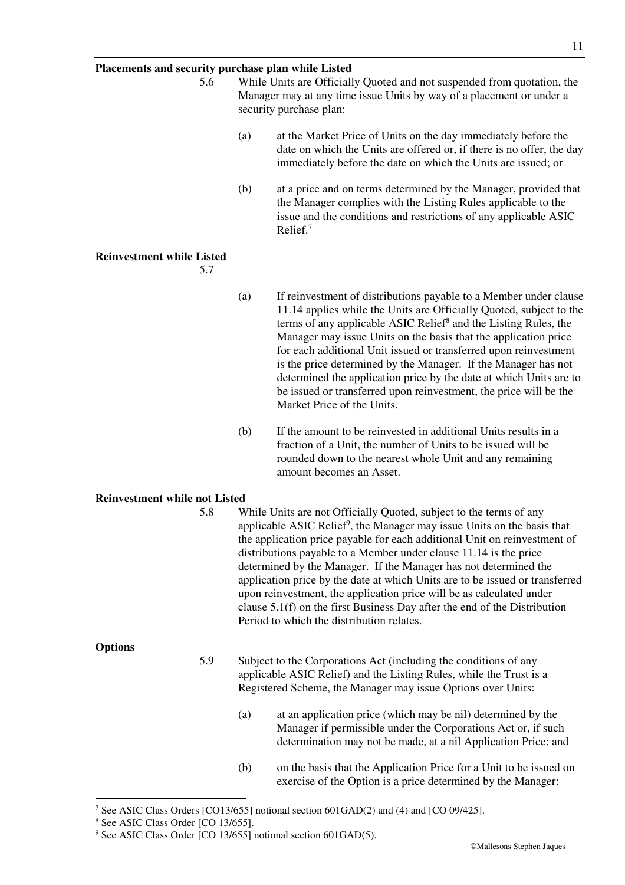**Placements and security purchase plan while Listed**

5.6 While Units are Officially Quoted and not suspended from quotation, the Manager may at any time issue Units by way of a placement or under a security purchase plan:

(a) at the Market Price of Units on the day immediately before the date on which the Units are offered or, if there is no offer, the day immediately before the date on which the Units are issued; or

(b) at a price and on terms determined by the Manager, provided that the Manager complies with the Listing Rules applicable to the issue and the conditions and restrictions of any applicable ASIC Relief.[7]

**Reinvestment while Listed**

5.7

(a) If reinvestment of distributions payable to a Member under clause 11.14 applies while the Units are Officially Quoted, subject to the terms of any applicable ASIC Relief[8] and the Listing Rules, the Manager may issue Units on the basis that the application price for each additional Unit issued or transferred upon reinvestment is the price determined by the Manager. If the Manager has not determined the application price by the date at which Units are to be issued or transferred upon reinvestment, the price will be the Market Price of the Units.

(b) If the amount to be reinvested in additional Units results in a fraction of a Unit, the number of Units to be issued will be rounded down to the nearest whole Unit and any remaining amount becomes an Asset.

**Reinvestment while not Listed**

5.8 While Units are not Officially Quoted, subject to the terms of any applicable ASIC Relief[9], the Manager may issue Units on the basis that the application price payable for each additional Unit on reinvestment of distributions payable to a Member under clause 11.14 is the price determined by the Manager. If the Manager has not determined the application price by the date at which Units are to be issued or transferred upon reinvestment, the application price will be as calculated under clause 5.1(f) on the first Business Day after the end of the Distribution Period to which the distribution relates.

**Options**

5.9 Subject to the Corporations Act (including the conditions of any applicable ASIC Relief) and the Listing Rules, while the Trust is a Registered Scheme, the Manager may issue Options over Units:

(a) at an application price (which may be nil) determined by the Manager if permissible under the Corporations Act or, if such determination may not be made, at a nil Application Price; and

(b) on the basis that the Application Price for a Unit to be issued on exercise of the Option is a price determined by the Manager:

---

[7] See ASIC Class Orders [CO13/655] notional section 601GAD(2) and (4) and [CO 09/425].

[8] See ASIC Class Order [CO 13/655].

[9] See ASIC Class Order [CO 13/655] notional section 601GAD(5).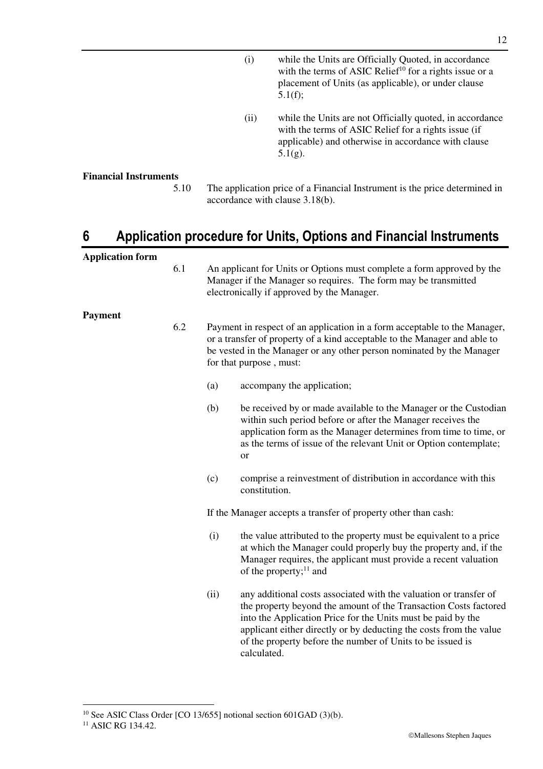(i) while the Units are Officially Quoted, in accordance with the terms of ASIC Relief[10] for a rights issue or a placement of Units (as applicable), or under clause 5.1(f);

(ii) while the Units are not Officially quoted, in accordance with the terms of ASIC Relief for a rights issue (if applicable) and otherwise in accordance with clause 5.1(g).

**Financial Instruments**

5.10 The application price of a Financial Instrument is the price determined in accordance with clause 3.18(b).

## 6 Application procedure for Units, Options and Financial Instruments

**Application form**

6.1 An applicant for Units or Options must complete a form approved by the Manager if the Manager so requires. The form may be transmitted electronically if approved by the Manager.

**Payment**

6.2 Payment in respect of an application in a form acceptable to the Manager, or a transfer of property of a kind acceptable to the Manager and able to be vested in the Manager or any other person nominated by the Manager for that purpose , must:

(a) accompany the application;

(b) be received by or made available to the Manager or the Custodian within such period before or after the Manager receives the application form as the Manager determines from time to time, or as the terms of issue of the relevant Unit or Option contemplate; or

(c) comprise a reinvestment of distribution in accordance with this constitution.

If the Manager accepts a transfer of property other than cash:

(i) the value attributed to the property must be equivalent to a price at which the Manager could properly buy the property and, if the Manager requires, the applicant must provide a recent valuation of the property;[11] and

(ii) any additional costs associated with the valuation or transfer of the property beyond the amount of the Transaction Costs factored into the Application Price for the Units must be paid by the applicant either directly or by deducting the costs from the value of the property before the number of Units to be issued is calculated.

[10] See ASIC Class Order [CO 13/655] notional section 601GAD (3)(b).

[11] ASIC RG 134.42.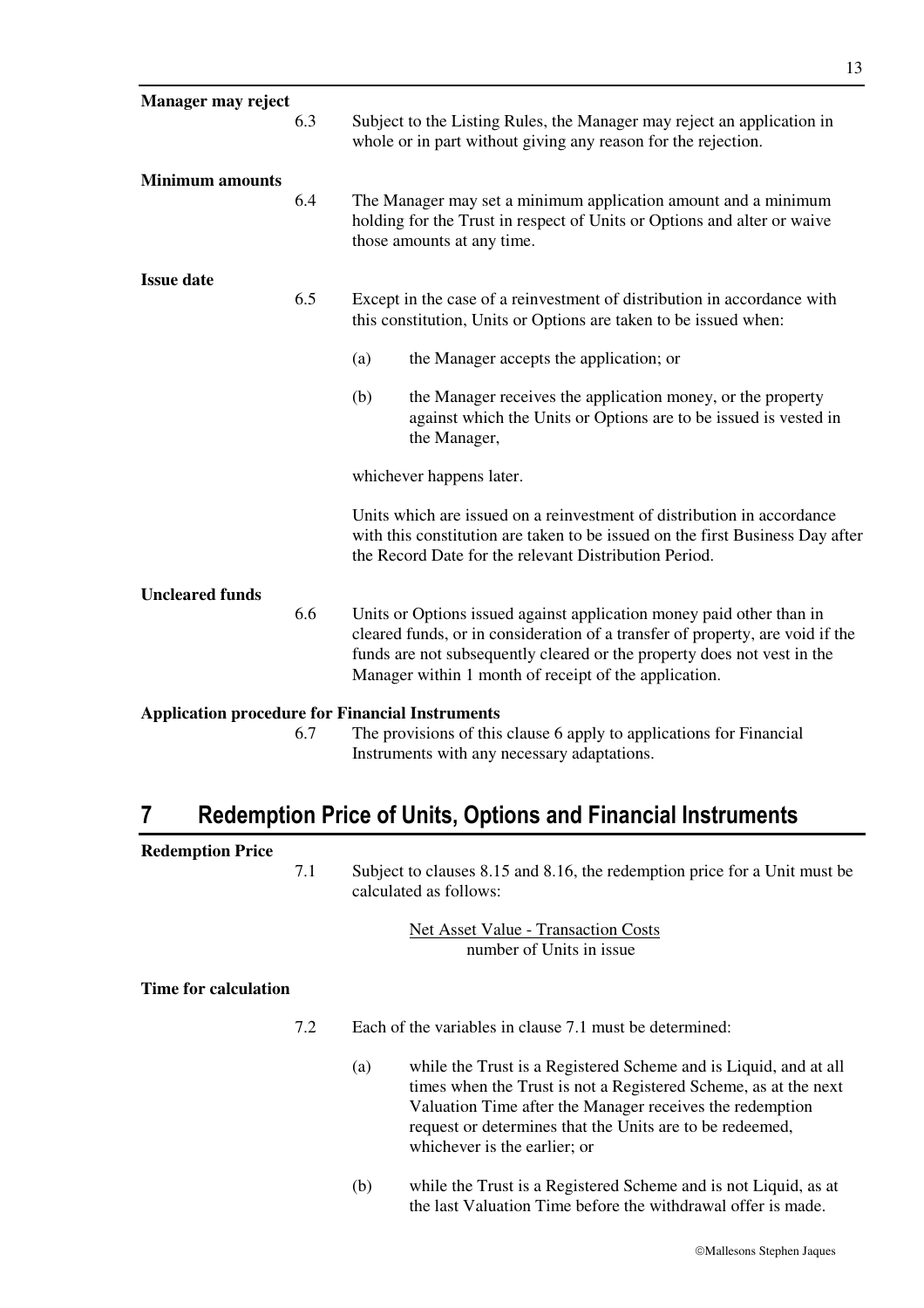**Manager may reject**

6.3 Subject to the Listing Rules, the Manager may reject an application in whole or in part without giving any reason for the rejection.

**Minimum amounts**

6.4 The Manager may set a minimum application amount and a minimum holding for the Trust in respect of Units or Options and alter or waive those amounts at any time.

**Issue date**

6.5 Except in the case of a reinvestment of distribution in accordance with this constitution, Units or Options are taken to be issued when:

(a) the Manager accepts the application; or

(b) the Manager receives the application money, or the property against which the Units or Options are to be issued is vested in the Manager,

whichever happens later.

Units which are issued on a reinvestment of distribution in accordance with this constitution are taken to be issued on the first Business Day after the Record Date for the relevant Distribution Period.

**Uncleared funds**

6.6 Units or Options issued against application money paid other than in cleared funds, or in consideration of a transfer of property, are void if the funds are not subsequently cleared or the property does not vest in the Manager within 1 month of receipt of the application.

**Application procedure for Financial Instruments**

6.7 The provisions of this clause 6 apply to applications for Financial Instruments with any necessary adaptations.

# 7 Redemption Price of Units, Options and Financial Instruments

**Redemption Price**

7.1 Subject to clauses 8.15 and 8.16, the redemption price for a Unit must be calculated as follows:

$$\frac{\text{Net Asset Value - Transaction Costs}}{\text{number of Units in issue}}$$

**Time for calculation**

7.2 Each of the variables in clause 7.1 must be determined:

(a) while the Trust is a Registered Scheme and is Liquid, and at all times when the Trust is not a Registered Scheme, as at the next Valuation Time after the Manager receives the redemption request or determines that the Units are to be redeemed, whichever is the earlier; or

(b) while the Trust is a Registered Scheme and is not Liquid, as at the last Valuation Time before the withdrawal offer is made.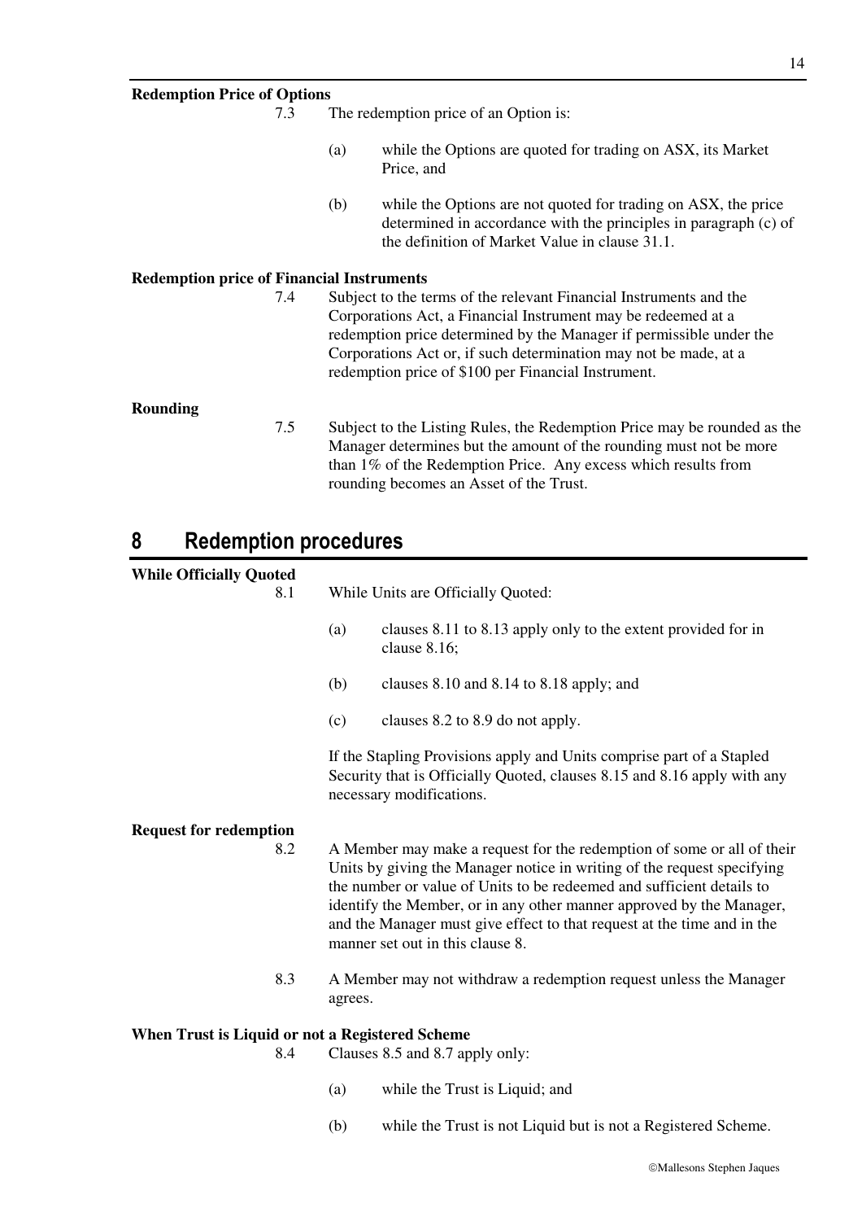**Redemption Price of Options**

7.3 The redemption price of an Option is:

(a) while the Options are quoted for trading on ASX, its Market Price, and

(b) while the Options are not quoted for trading on ASX, the price determined in accordance with the principles in paragraph (c) of the definition of Market Value in clause 31.1.

**Redemption price of Financial Instruments**

7.4 Subject to the terms of the relevant Financial Instruments and the Corporations Act, a Financial Instrument may be redeemed at a redemption price determined by the Manager if permissible under the Corporations Act or, if such determination may not be made, at a redemption price of $100 per Financial Instrument.

**Rounding**

7.5 Subject to the Listing Rules, the Redemption Price may be rounded as the Manager determines but the amount of the rounding must not be more than 1% of the Redemption Price. Any excess which results from rounding becomes an Asset of the Trust.

# 8 Redemption procedures

**While Officially Quoted**

8.1 While Units are Officially Quoted:

(a) clauses 8.11 to 8.13 apply only to the extent provided for in clause 8.16;

(b) clauses 8.10 and 8.14 to 8.18 apply; and

(c) clauses 8.2 to 8.9 do not apply.

If the Stapling Provisions apply and Units comprise part of a Stapled Security that is Officially Quoted, clauses 8.15 and 8.16 apply with any necessary modifications.

**Request for redemption**

8.2 A Member may make a request for the redemption of some or all of their Units by giving the Manager notice in writing of the request specifying the number or value of Units to be redeemed and sufficient details to identify the Member, or in any other manner approved by the Manager, and the Manager must give effect to that request at the time and in the manner set out in this clause 8.

8.3 A Member may not withdraw a redemption request unless the Manager agrees.

**When Trust is Liquid or not a Registered Scheme**

8.4 Clauses 8.5 and 8.7 apply only:

(a) while the Trust is Liquid; and

(b) while the Trust is not Liquid but is not a Registered Scheme.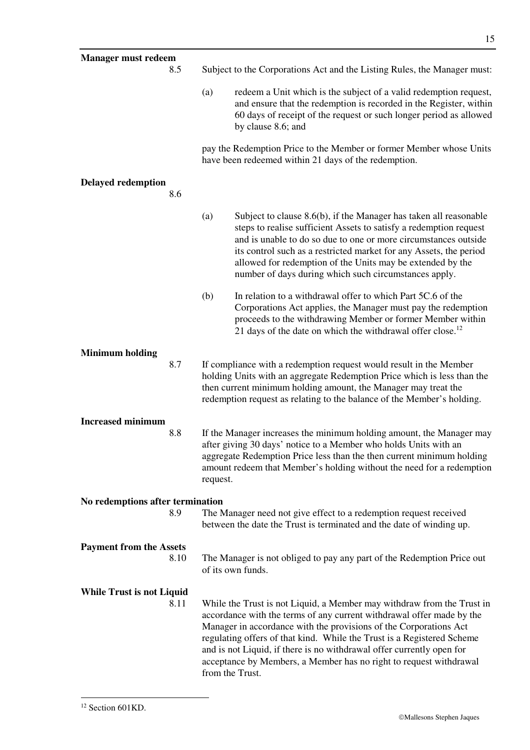**Manager must redeem**

8.5 Subject to the Corporations Act and the Listing Rules, the Manager must:

(a) redeem a Unit which is the subject of a valid redemption request, and ensure that the redemption is recorded in the Register, within 60 days of receipt of the request or such longer period as allowed by clause 8.6; and

pay the Redemption Price to the Member or former Member whose Units have been redeemed within 21 days of the redemption.

**Delayed redemption**

8.6

(a) Subject to clause 8.6(b), if the Manager has taken all reasonable steps to realise sufficient Assets to satisfy a redemption request and is unable to do so due to one or more circumstances outside its control such as a restricted market for any Assets, the period allowed for redemption of the Units may be extended by the number of days during which such circumstances apply.

(b) In relation to a withdrawal offer to which Part 5C.6 of the Corporations Act applies, the Manager must pay the redemption proceeds to the withdrawing Member or former Member within 21 days of the date on which the withdrawal offer close.[12]

**Minimum holding**

8.7 If compliance with a redemption request would result in the Member holding Units with an aggregate Redemption Price which is less than the then current minimum holding amount, the Manager may treat the redemption request as relating to the balance of the Member's holding.

**Increased minimum**

8.8 If the Manager increases the minimum holding amount, the Manager may after giving 30 days' notice to a Member who holds Units with an aggregate Redemption Price less than the then current minimum holding amount redeem that Member's holding without the need for a redemption request.

**No redemptions after termination**

8.9 The Manager need not give effect to a redemption request received between the date the Trust is terminated and the date of winding up.

**Payment from the Assets**

8.10 The Manager is not obliged to pay any part of the Redemption Price out of its own funds.

**While Trust is not Liquid**

8.11 While the Trust is not Liquid, a Member may withdraw from the Trust in accordance with the terms of any current withdrawal offer made by the Manager in accordance with the provisions of the Corporations Act regulating offers of that kind. While the Trust is a Registered Scheme and is not Liquid, if there is no withdrawal offer currently open for acceptance by Members, a Member has no right to request withdrawal from the Trust.

---

[12] Section 601KD.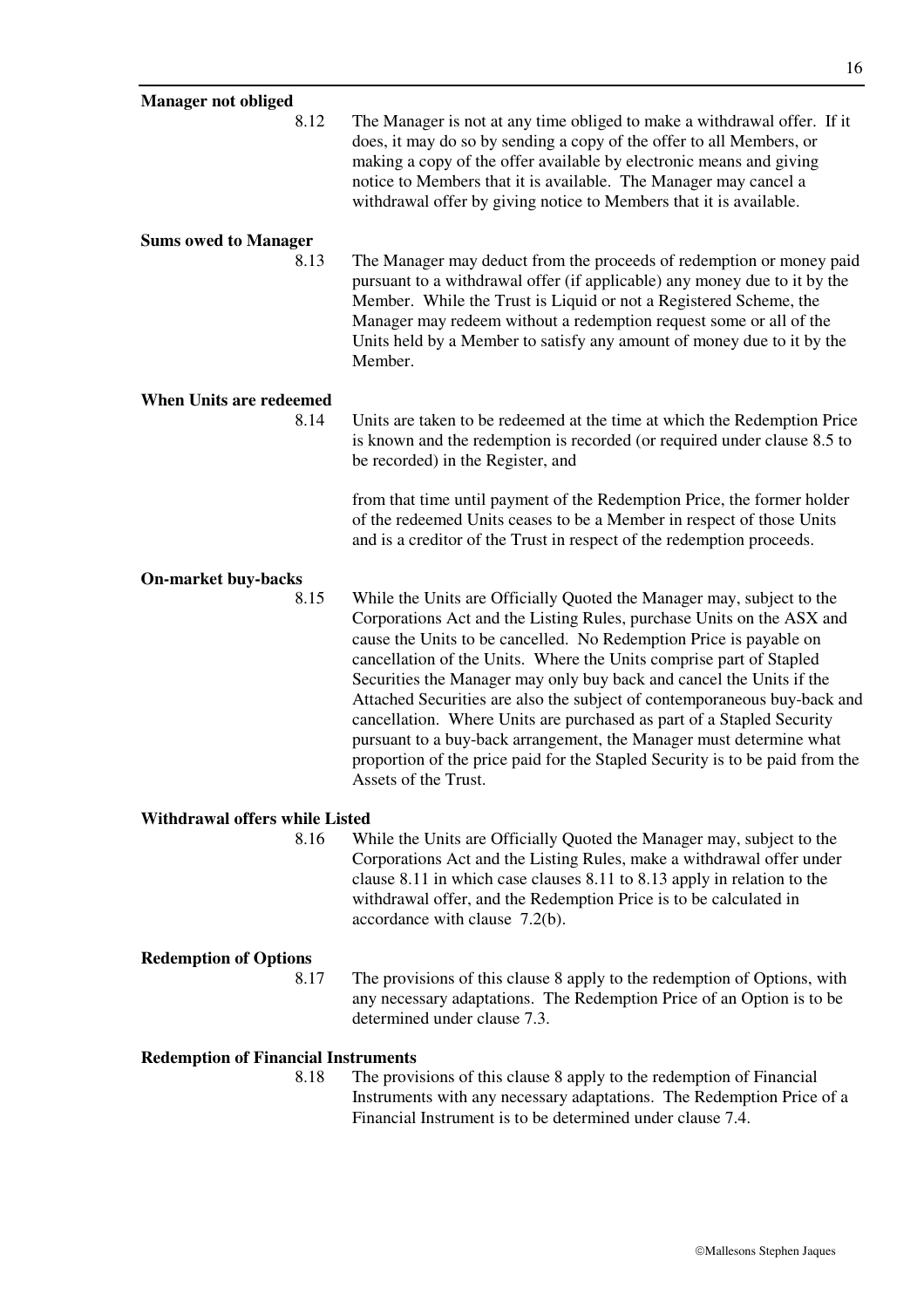**Manager not obliged**

8.12 The Manager is not at any time obliged to make a withdrawal offer. If it does, it may do so by sending a copy of the offer to all Members, or making a copy of the offer available by electronic means and giving notice to Members that it is available. The Manager may cancel a withdrawal offer by giving notice to Members that it is available.

**Sums owed to Manager**

8.13 The Manager may deduct from the proceeds of redemption or money paid pursuant to a withdrawal offer (if applicable) any money due to it by the Member. While the Trust is Liquid or not a Registered Scheme, the Manager may redeem without a redemption request some or all of the Units held by a Member to satisfy any amount of money due to it by the Member.

**When Units are redeemed**

8.14 Units are taken to be redeemed at the time at which the Redemption Price is known and the redemption is recorded (or required under clause 8.5 to be recorded) in the Register, and

from that time until payment of the Redemption Price, the former holder of the redeemed Units ceases to be a Member in respect of those Units and is a creditor of the Trust in respect of the redemption proceeds.

**On-market buy-backs**

8.15 While the Units are Officially Quoted the Manager may, subject to the Corporations Act and the Listing Rules, purchase Units on the ASX and cause the Units to be cancelled. No Redemption Price is payable on cancellation of the Units. Where the Units comprise part of Stapled Securities the Manager may only buy back and cancel the Units if the Attached Securities are also the subject of contemporaneous buy-back and cancellation. Where Units are purchased as part of a Stapled Security pursuant to a buy-back arrangement, the Manager must determine what proportion of the price paid for the Stapled Security is to be paid from the Assets of the Trust.

**Withdrawal offers while Listed**

8.16 While the Units are Officially Quoted the Manager may, subject to the Corporations Act and the Listing Rules, make a withdrawal offer under clause 8.11 in which case clauses 8.11 to 8.13 apply in relation to the withdrawal offer, and the Redemption Price is to be calculated in accordance with clause 7.2(b).

**Redemption of Options**

8.17 The provisions of this clause 8 apply to the redemption of Options, with any necessary adaptations. The Redemption Price of an Option is to be determined under clause 7.3.

**Redemption of Financial Instruments**

8.18 The provisions of this clause 8 apply to the redemption of Financial Instruments with any necessary adaptations. The Redemption Price of a Financial Instrument is to be determined under clause 7.4.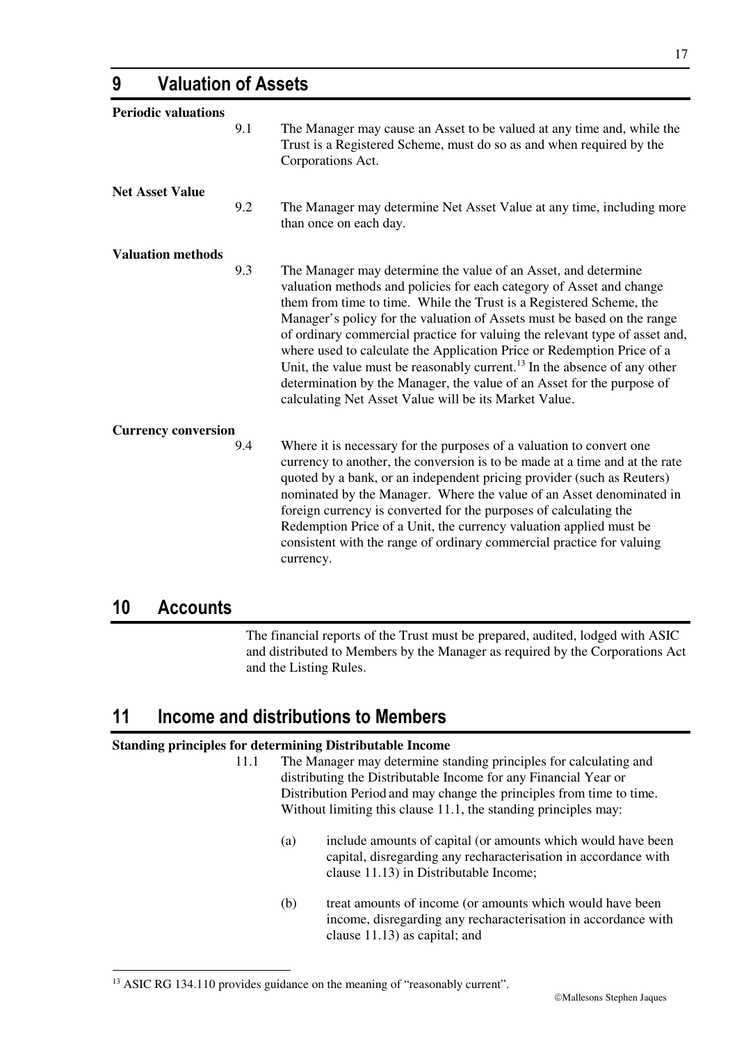# 9 Valuation of Assets

**Periodic valuations**

9.1 The Manager may cause an Asset to be valued at any time and, while the Trust is a Registered Scheme, must do so as and when required by the Corporations Act.

**Net Asset Value**

9.2 The Manager may determine Net Asset Value at any time, including more than once on each day.

**Valuation methods**

9.3 The Manager may determine the value of an Asset, and determine valuation methods and policies for each category of Asset and change them from time to time. While the Trust is a Registered Scheme, the Manager's policy for the valuation of Assets must be based on the range of ordinary commercial practice for valuing the relevant type of asset and, where used to calculate the Application Price or Redemption Price of a Unit, the value must be reasonably current.[13] In the absence of any other determination by the Manager, the value of an Asset for the purpose of calculating Net Asset Value will be its Market Value.

**Currency conversion**

9.4 Where it is necessary for the purposes of a valuation to convert one currency to another, the conversion is to be made at a time and at the rate quoted by a bank, or an independent pricing provider (such as Reuters) nominated by the Manager. Where the value of an Asset denominated in foreign currency is converted for the purposes of calculating the Redemption Price of a Unit, the currency valuation applied must be consistent with the range of ordinary commercial practice for valuing currency.

# 10 Accounts

The financial reports of the Trust must be prepared, audited, lodged with ASIC and distributed to Members by the Manager as required by the Corporations Act and the Listing Rules.

# 11 Income and distributions to Members

**Standing principles for determining Distributable Income**

11.1 The Manager may determine standing principles for calculating and distributing the Distributable Income for any Financial Year or Distribution Period and may change the principles from time to time. Without limiting this clause 11.1, the standing principles may:

(a) include amounts of capital (or amounts which would have been capital, disregarding any recharacterisation in accordance with clause 11.13) in Distributable Income;

(b) treat amounts of income (or amounts which would have been income, disregarding any recharacterisation in accordance with clause 11.13) as capital; and

[13] ASIC RG 134.110 provides guidance on the meaning of "reasonably current".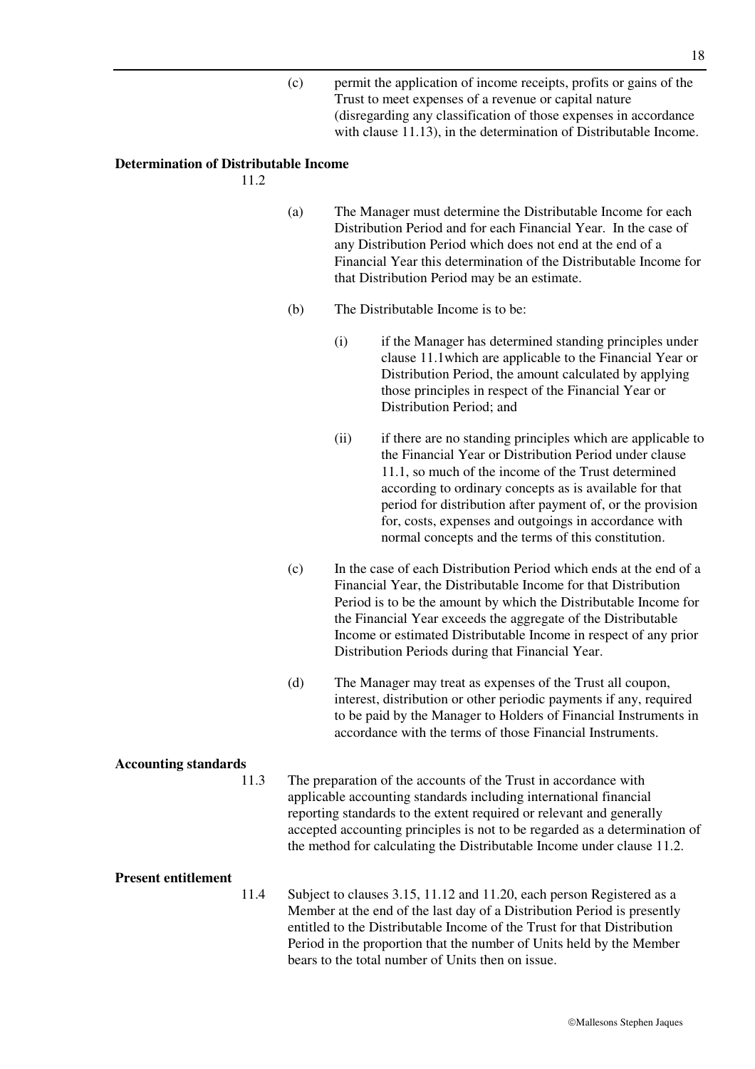(c) permit the application of income receipts, profits or gains of the Trust to meet expenses of a revenue or capital nature (disregarding any classification of those expenses in accordance with clause 11.13), in the determination of Distributable Income.

**Determination of Distributable Income**

11.2

(a) The Manager must determine the Distributable Income for each Distribution Period and for each Financial Year. In the case of any Distribution Period which does not end at the end of a Financial Year this determination of the Distributable Income for that Distribution Period may be an estimate.

(b) The Distributable Income is to be:

(i) if the Manager has determined standing principles under clause 11.1which are applicable to the Financial Year or Distribution Period, the amount calculated by applying those principles in respect of the Financial Year or Distribution Period; and

(ii) if there are no standing principles which are applicable to the Financial Year or Distribution Period under clause 11.1, so much of the income of the Trust determined according to ordinary concepts as is available for that period for distribution after payment of, or the provision for, costs, expenses and outgoings in accordance with normal concepts and the terms of this constitution.

(c) In the case of each Distribution Period which ends at the end of a Financial Year, the Distributable Income for that Distribution Period is to be the amount by which the Distributable Income for the Financial Year exceeds the aggregate of the Distributable Income or estimated Distributable Income in respect of any prior Distribution Periods during that Financial Year.

(d) The Manager may treat as expenses of the Trust all coupon, interest, distribution or other periodic payments if any, required to be paid by the Manager to Holders of Financial Instruments in accordance with the terms of those Financial Instruments.

**Accounting standards**

11.3 The preparation of the accounts of the Trust in accordance with applicable accounting standards including international financial reporting standards to the extent required or relevant and generally accepted accounting principles is not to be regarded as a determination of the method for calculating the Distributable Income under clause 11.2.

**Present entitlement**

11.4 Subject to clauses 3.15, 11.12 and 11.20, each person Registered as a Member at the end of the last day of a Distribution Period is presently entitled to the Distributable Income of the Trust for that Distribution Period in the proportion that the number of Units held by the Member bears to the total number of Units then on issue.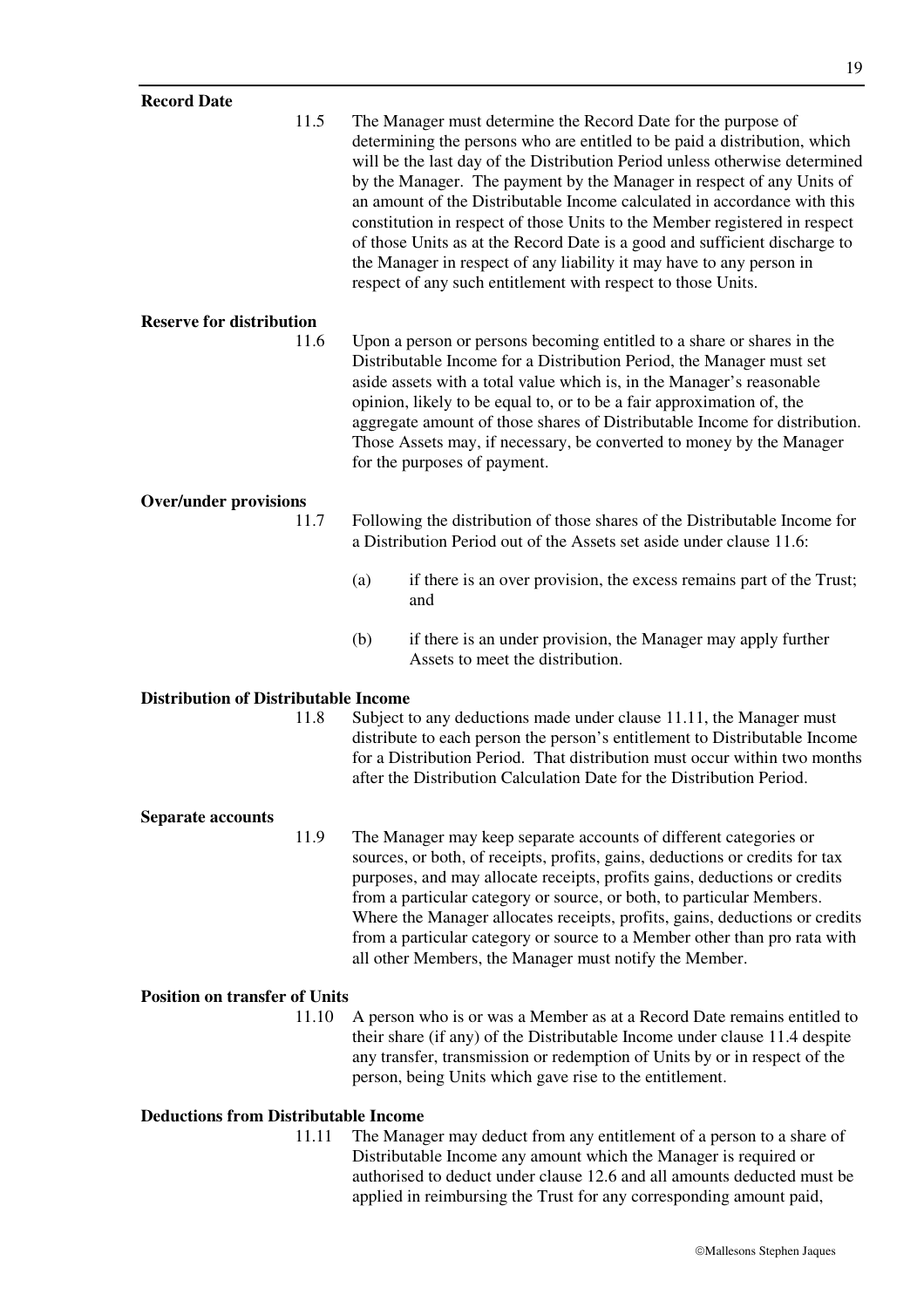**Record Date**

11.5 The Manager must determine the Record Date for the purpose of determining the persons who are entitled to be paid a distribution, which will be the last day of the Distribution Period unless otherwise determined by the Manager. The payment by the Manager in respect of any Units of an amount of the Distributable Income calculated in accordance with this constitution in respect of those Units to the Member registered in respect of those Units as at the Record Date is a good and sufficient discharge to the Manager in respect of any liability it may have to any person in respect of any such entitlement with respect to those Units.

**Reserve for distribution**

11.6 Upon a person or persons becoming entitled to a share or shares in the Distributable Income for a Distribution Period, the Manager must set aside assets with a total value which is, in the Manager's reasonable opinion, likely to be equal to, or to be a fair approximation of, the aggregate amount of those shares of Distributable Income for distribution. Those Assets may, if necessary, be converted to money by the Manager for the purposes of payment.

**Over/under provisions**

11.7 Following the distribution of those shares of the Distributable Income for a Distribution Period out of the Assets set aside under clause 11.6:

(a) if there is an over provision, the excess remains part of the Trust; and

(b) if there is an under provision, the Manager may apply further Assets to meet the distribution.

**Distribution of Distributable Income**

11.8 Subject to any deductions made under clause 11.11, the Manager must distribute to each person the person's entitlement to Distributable Income for a Distribution Period. That distribution must occur within two months after the Distribution Calculation Date for the Distribution Period.

**Separate accounts**

11.9 The Manager may keep separate accounts of different categories or sources, or both, of receipts, profits, gains, deductions or credits for tax purposes, and may allocate receipts, profits gains, deductions or credits from a particular category or source, or both, to particular Members. Where the Manager allocates receipts, profits, gains, deductions or credits from a particular category or source to a Member other than pro rata with all other Members, the Manager must notify the Member.

**Position on transfer of Units**

11.10 A person who is or was a Member as at a Record Date remains entitled to their share (if any) of the Distributable Income under clause 11.4 despite any transfer, transmission or redemption of Units by or in respect of the person, being Units which gave rise to the entitlement.

**Deductions from Distributable Income**

11.11 The Manager may deduct from any entitlement of a person to a share of Distributable Income any amount which the Manager is required or authorised to deduct under clause 12.6 and all amounts deducted must be applied in reimbursing the Trust for any corresponding amount paid,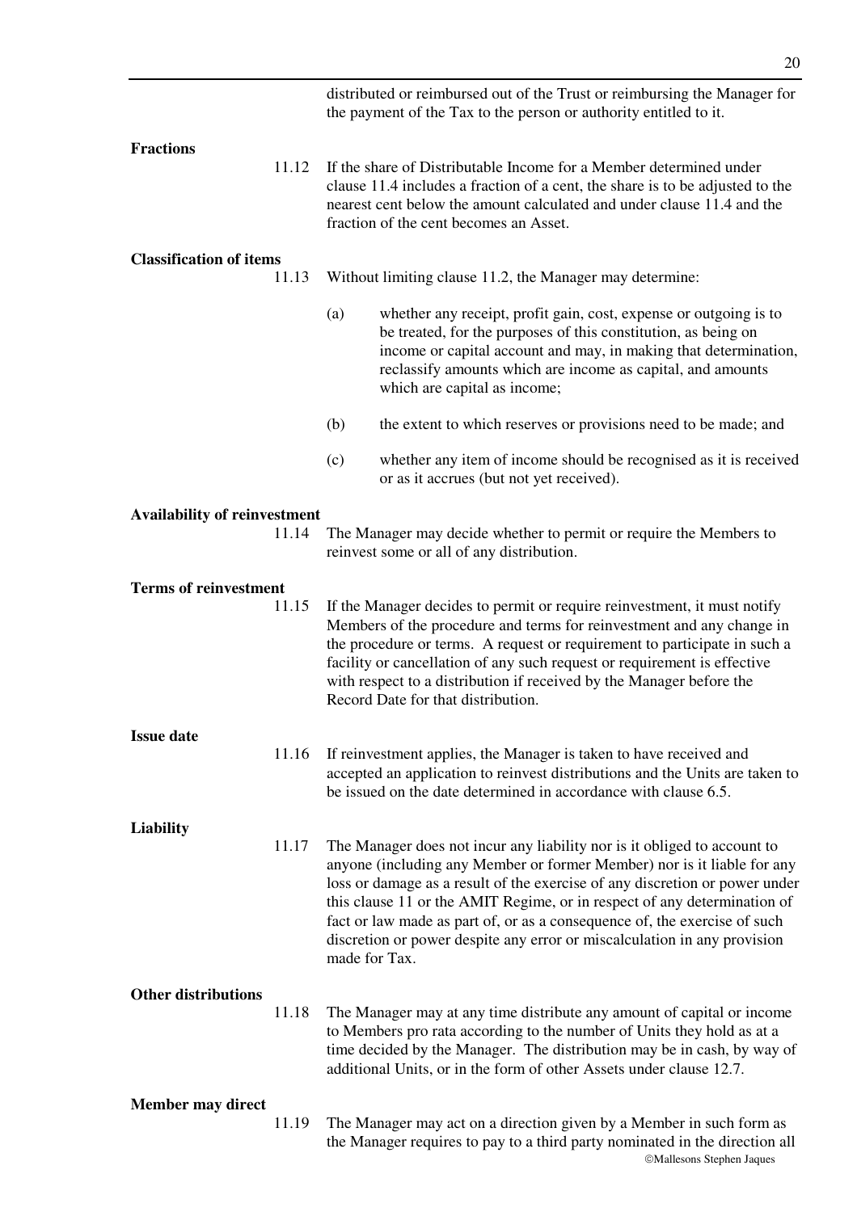distributed or reimbursed out of the Trust or reimbursing the Manager for the payment of the Tax to the person or authority entitled to it.

**Fractions**

11.12 If the share of Distributable Income for a Member determined under clause 11.4 includes a fraction of a cent, the share is to be adjusted to the nearest cent below the amount calculated and under clause 11.4 and the fraction of the cent becomes an Asset.

**Classification of items**

11.13 Without limiting clause 11.2, the Manager may determine:

(a) whether any receipt, profit gain, cost, expense or outgoing is to be treated, for the purposes of this constitution, as being on income or capital account and may, in making that determination, reclassify amounts which are income as capital, and amounts which are capital as income;

(b) the extent to which reserves or provisions need to be made; and

(c) whether any item of income should be recognised as it is received or as it accrues (but not yet received).

**Availability of reinvestment**

11.14 The Manager may decide whether to permit or require the Members to reinvest some or all of any distribution.

**Terms of reinvestment**

11.15 If the Manager decides to permit or require reinvestment, it must notify Members of the procedure and terms for reinvestment and any change in the procedure or terms. A request or requirement to participate in such a facility or cancellation of any such request or requirement is effective with respect to a distribution if received by the Manager before the Record Date for that distribution.

**Issue date**

11.16 If reinvestment applies, the Manager is taken to have received and accepted an application to reinvest distributions and the Units are taken to be issued on the date determined in accordance with clause 6.5.

**Liability**

11.17 The Manager does not incur any liability nor is it obliged to account to anyone (including any Member or former Member) nor is it liable for any loss or damage as a result of the exercise of any discretion or power under this clause 11 or the AMIT Regime, or in respect of any determination of fact or law made as part of, or as a consequence of, the exercise of such discretion or power despite any error or miscalculation in any provision made for Tax.

**Other distributions**

11.18 The Manager may at any time distribute any amount of capital or income to Members pro rata according to the number of Units they hold as at a time decided by the Manager. The distribution may be in cash, by way of additional Units, or in the form of other Assets under clause 12.7.

**Member may direct**

11.19 The Manager may act on a direction given by a Member in such form as the Manager requires to pay to a third party nominated in the direction all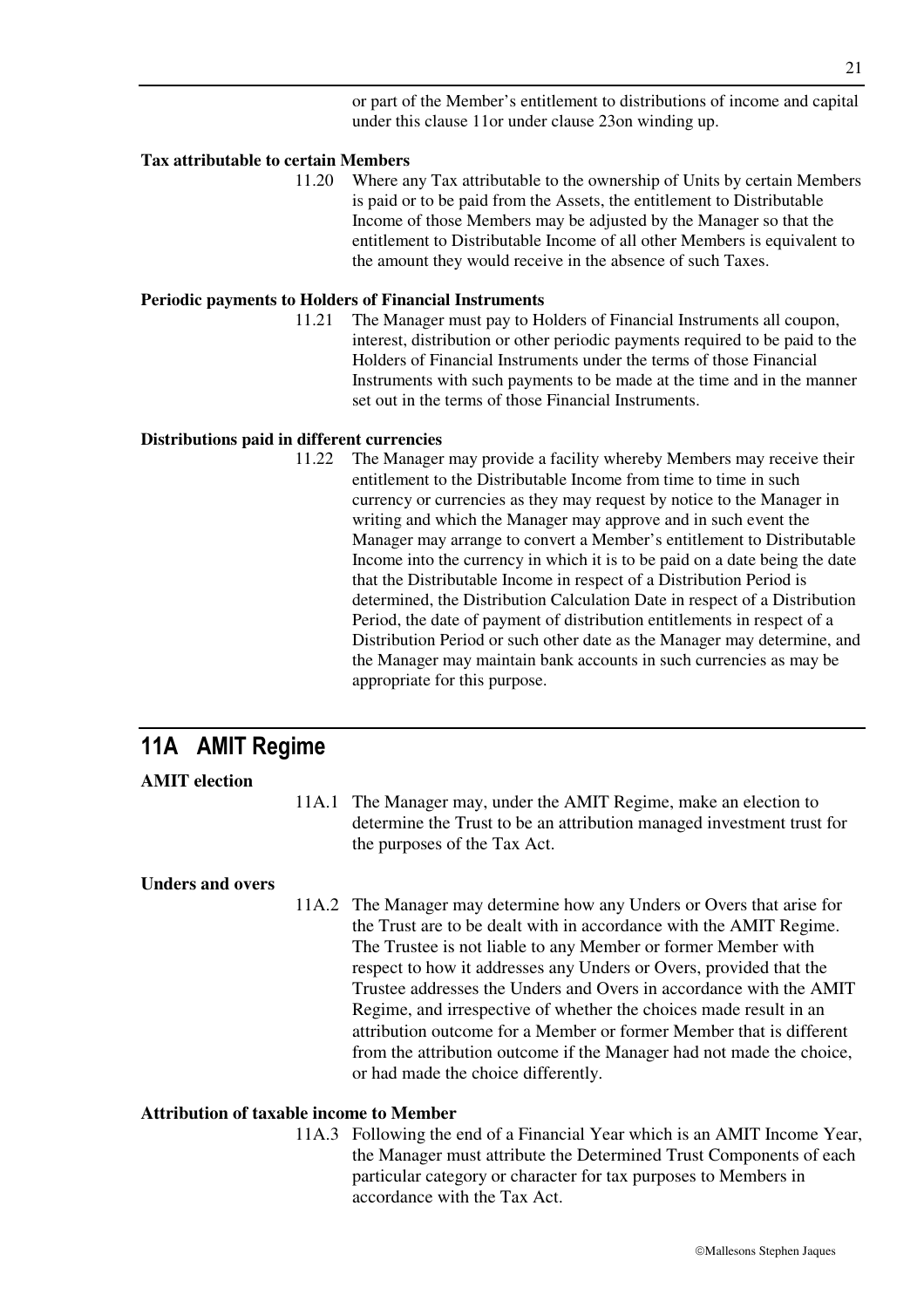or part of the Member's entitlement to distributions of income and capital under this clause 11or under clause 23on winding up.

**Tax attributable to certain Members**

11.20 Where any Tax attributable to the ownership of Units by certain Members is paid or to be paid from the Assets, the entitlement to Distributable Income of those Members may be adjusted by the Manager so that the entitlement to Distributable Income of all other Members is equivalent to the amount they would receive in the absence of such Taxes.

**Periodic payments to Holders of Financial Instruments**

11.21 The Manager must pay to Holders of Financial Instruments all coupon, interest, distribution or other periodic payments required to be paid to the Holders of Financial Instruments under the terms of those Financial Instruments with such payments to be made at the time and in the manner set out in the terms of those Financial Instruments.

**Distributions paid in different currencies**

11.22 The Manager may provide a facility whereby Members may receive their entitlement to the Distributable Income from time to time in such currency or currencies as they may request by notice to the Manager in writing and which the Manager may approve and in such event the Manager may arrange to convert a Member's entitlement to Distributable Income into the currency in which it is to be paid on a date being the date that the Distributable Income in respect of a Distribution Period is determined, the Distribution Calculation Date in respect of a Distribution Period, the date of payment of distribution entitlements in respect of a Distribution Period or such other date as the Manager may determine, and the Manager may maintain bank accounts in such currencies as may be appropriate for this purpose.

## 11A AMIT Regime

**AMIT election**

11A.1 The Manager may, under the AMIT Regime, make an election to determine the Trust to be an attribution managed investment trust for the purposes of the Tax Act.

**Unders and overs**

11A.2 The Manager may determine how any Unders or Overs that arise for the Trust are to be dealt with in accordance with the AMIT Regime. The Trustee is not liable to any Member or former Member with respect to how it addresses any Unders or Overs, provided that the Trustee addresses the Unders and Overs in accordance with the AMIT Regime, and irrespective of whether the choices made result in an attribution outcome for a Member or former Member that is different from the attribution outcome if the Manager had not made the choice, or had made the choice differently.

**Attribution of taxable income to Member**

11A.3 Following the end of a Financial Year which is an AMIT Income Year, the Manager must attribute the Determined Trust Components of each particular category or character for tax purposes to Members in accordance with the Tax Act.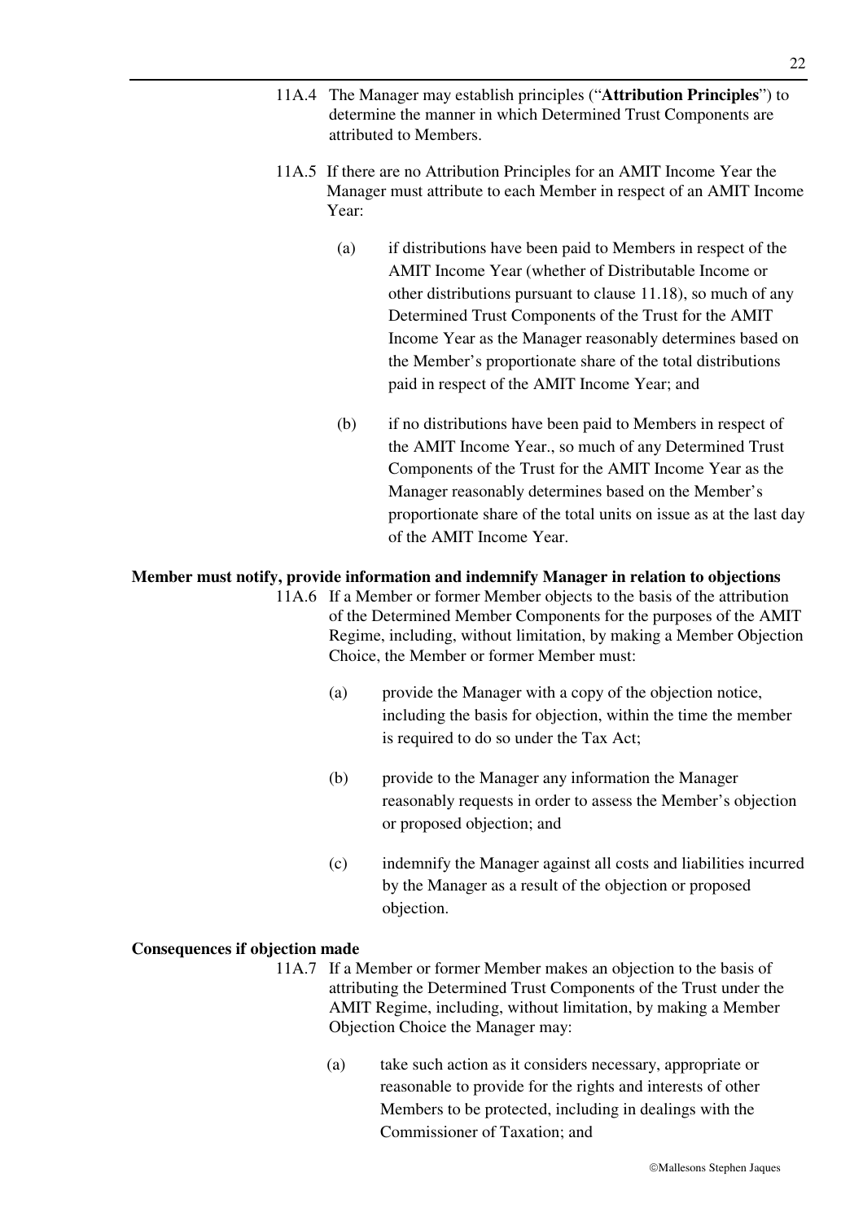11A.4 The Manager may establish principles ("**Attribution Principles**") to determine the manner in which Determined Trust Components are attributed to Members.

11A.5 If there are no Attribution Principles for an AMIT Income Year the Manager must attribute to each Member in respect of an AMIT Income Year:

(a) if distributions have been paid to Members in respect of the AMIT Income Year (whether of Distributable Income or other distributions pursuant to clause 11.18), so much of any Determined Trust Components of the Trust for the AMIT Income Year as the Manager reasonably determines based on the Member's proportionate share of the total distributions paid in respect of the AMIT Income Year; and

(b) if no distributions have been paid to Members in respect of the AMIT Income Year., so much of any Determined Trust Components of the Trust for the AMIT Income Year as the Manager reasonably determines based on the Member's proportionate share of the total units on issue as at the last day of the AMIT Income Year.

**Member must notify, provide information and indemnify Manager in relation to objections**

11A.6 If a Member or former Member objects to the basis of the attribution of the Determined Member Components for the purposes of the AMIT Regime, including, without limitation, by making a Member Objection Choice, the Member or former Member must:

(a) provide the Manager with a copy of the objection notice, including the basis for objection, within the time the member is required to do so under the Tax Act;

(b) provide to the Manager any information the Manager reasonably requests in order to assess the Member's objection or proposed objection; and

(c) indemnify the Manager against all costs and liabilities incurred by the Manager as a result of the objection or proposed objection.

**Consequences if objection made**

11A.7 If a Member or former Member makes an objection to the basis of attributing the Determined Trust Components of the Trust under the AMIT Regime, including, without limitation, by making a Member Objection Choice the Manager may:

(a) take such action as it considers necessary, appropriate or reasonable to provide for the rights and interests of other Members to be protected, including in dealings with the Commissioner of Taxation; and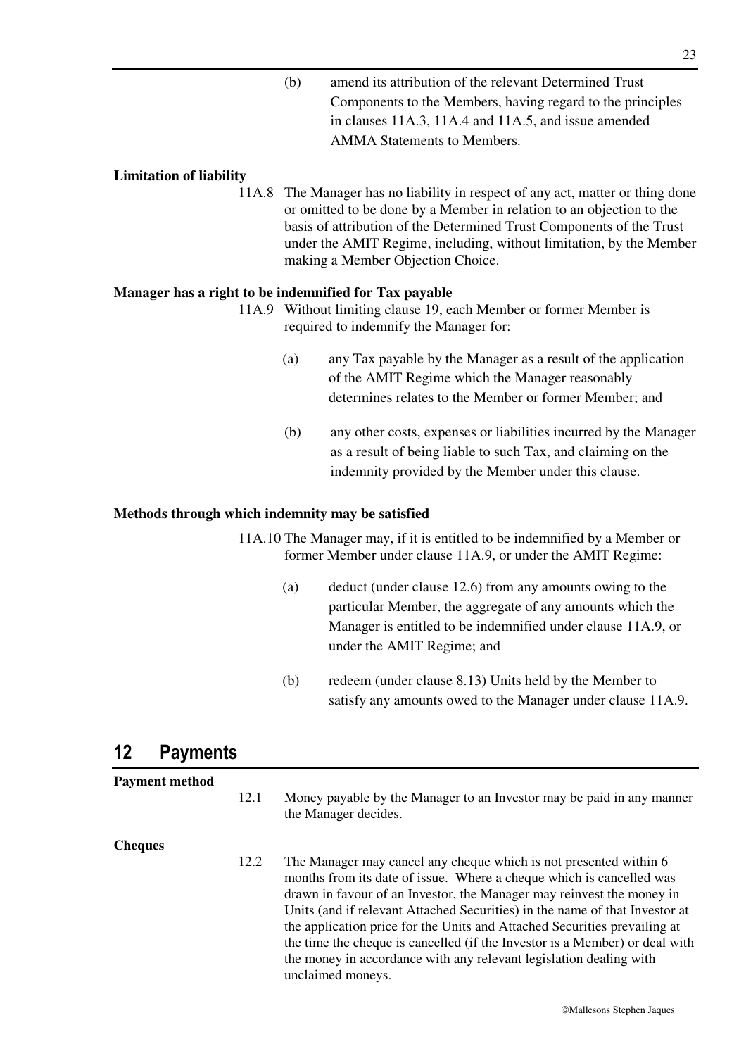(b) amend its attribution of the relevant Determined Trust Components to the Members, having regard to the principles in clauses 11A.3, 11A.4 and 11A.5, and issue amended AMMA Statements to Members.

**Limitation of liability**

11A.8 The Manager has no liability in respect of any act, matter or thing done or omitted to be done by a Member in relation to an objection to the basis of attribution of the Determined Trust Components of the Trust under the AMIT Regime, including, without limitation, by the Member making a Member Objection Choice.

**Manager has a right to be indemnified for Tax payable**

11A.9 Without limiting clause 19, each Member or former Member is required to indemnify the Manager for:

(a) any Tax payable by the Manager as a result of the application of the AMIT Regime which the Manager reasonably determines relates to the Member or former Member; and

(b) any other costs, expenses or liabilities incurred by the Manager as a result of being liable to such Tax, and claiming on the indemnity provided by the Member under this clause.

**Methods through which indemnity may be satisfied**

11A.10 The Manager may, if it is entitled to be indemnified by a Member or former Member under clause 11A.9, or under the AMIT Regime:

(a) deduct (under clause 12.6) from any amounts owing to the particular Member, the aggregate of any amounts which the Manager is entitled to be indemnified under clause 11A.9, or under the AMIT Regime; and

(b) redeem (under clause 8.13) Units held by the Member to satisfy any amounts owed to the Manager under clause 11A.9.

## 12 Payments

**Payment method**

12.1 Money payable by the Manager to an Investor may be paid in any manner the Manager decides.

**Cheques**

12.2 The Manager may cancel any cheque which is not presented within 6 months from its date of issue. Where a cheque which is cancelled was drawn in favour of an Investor, the Manager may reinvest the money in Units (and if relevant Attached Securities) in the name of that Investor at the application price for the Units and Attached Securities prevailing at the time the cheque is cancelled (if the Investor is a Member) or deal with the money in accordance with any relevant legislation dealing with unclaimed moneys.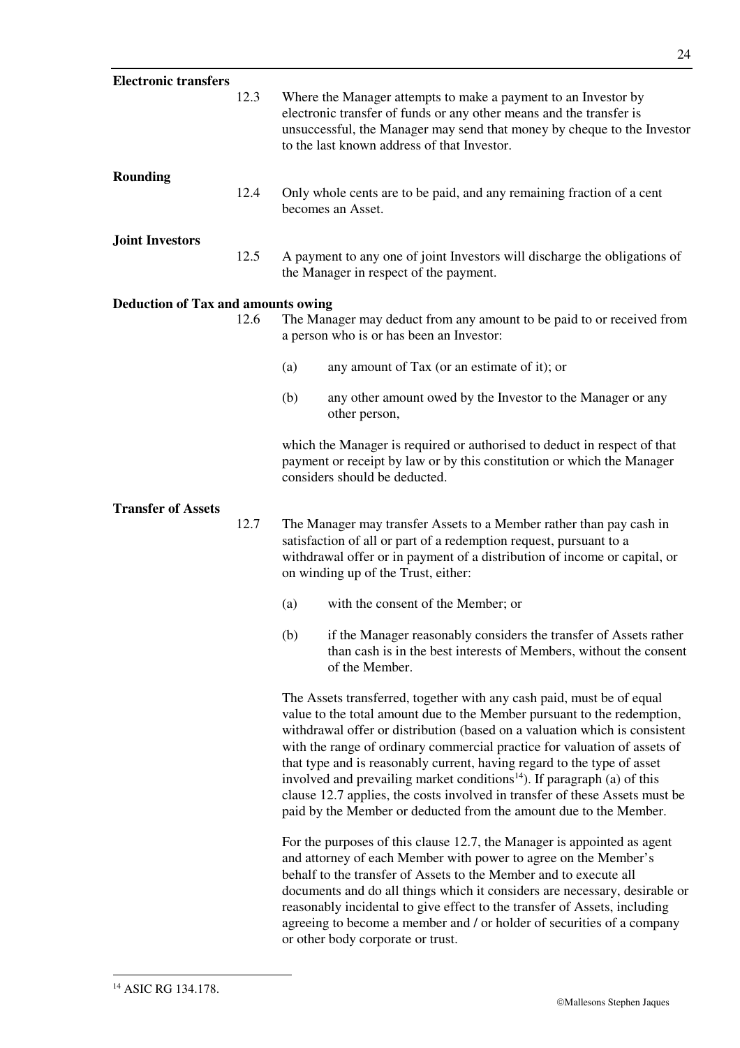**Electronic transfers**

12.3 Where the Manager attempts to make a payment to an Investor by electronic transfer of funds or any other means and the transfer is unsuccessful, the Manager may send that money by cheque to the Investor to the last known address of that Investor.

**Rounding**

12.4 Only whole cents are to be paid, and any remaining fraction of a cent becomes an Asset.

**Joint Investors**

12.5 A payment to any one of joint Investors will discharge the obligations of the Manager in respect of the payment.

**Deduction of Tax and amounts owing**

12.6 The Manager may deduct from any amount to be paid to or received from a person who is or has been an Investor:

(a) any amount of Tax (or an estimate of it); or

(b) any other amount owed by the Investor to the Manager or any other person,

which the Manager is required or authorised to deduct in respect of that payment or receipt by law or by this constitution or which the Manager considers should be deducted.

**Transfer of Assets**

12.7 The Manager may transfer Assets to a Member rather than pay cash in satisfaction of all or part of a redemption request, pursuant to a withdrawal offer or in payment of a distribution of income or capital, or on winding up of the Trust, either:

(a) with the consent of the Member; or

(b) if the Manager reasonably considers the transfer of Assets rather than cash is in the best interests of Members, without the consent of the Member.

The Assets transferred, together with any cash paid, must be of equal value to the total amount due to the Member pursuant to the redemption, withdrawal offer or distribution (based on a valuation which is consistent with the range of ordinary commercial practice for valuation of assets of that type and is reasonably current, having regard to the type of asset involved and prevailing market conditions[14]). If paragraph (a) of this clause 12.7 applies, the costs involved in transfer of these Assets must be paid by the Member or deducted from the amount due to the Member.

For the purposes of this clause 12.7, the Manager is appointed as agent and attorney of each Member with power to agree on the Member's behalf to the transfer of Assets to the Member and to execute all documents and do all things which it considers are necessary, desirable or reasonably incidental to give effect to the transfer of Assets, including agreeing to become a member and / or holder of securities of a company or other body corporate or trust.

---

[14] ASIC RG 134.178.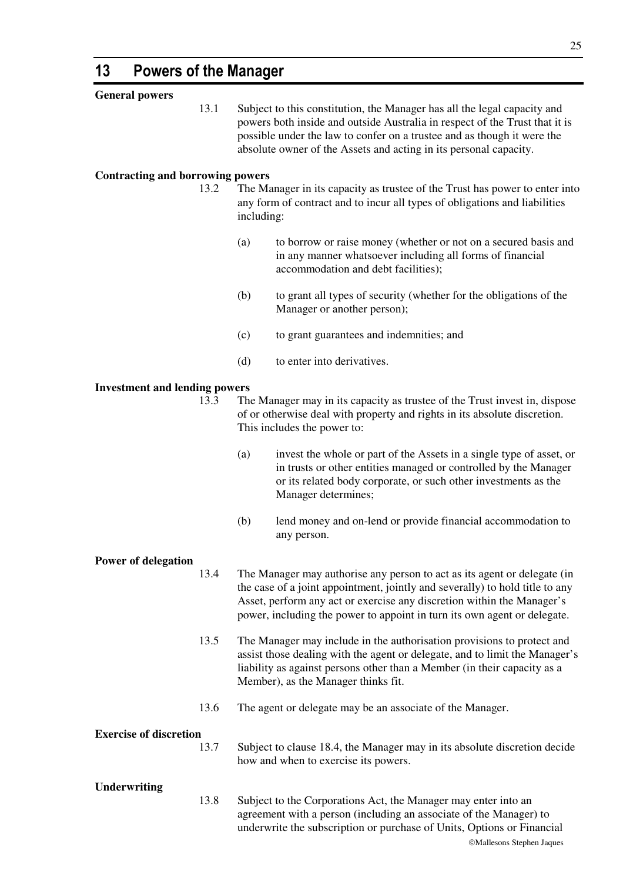## 13 Powers of the Manager

**General powers**

13.1 Subject to this constitution, the Manager has all the legal capacity and powers both inside and outside Australia in respect of the Trust that it is possible under the law to confer on a trustee and as though it were the absolute owner of the Assets and acting in its personal capacity.

**Contracting and borrowing powers**

13.2 The Manager in its capacity as trustee of the Trust has power to enter into any form of contract and to incur all types of obligations and liabilities including:

(a) to borrow or raise money (whether or not on a secured basis and in any manner whatsoever including all forms of financial accommodation and debt facilities);

(b) to grant all types of security (whether for the obligations of the Manager or another person);

(c) to grant guarantees and indemnities; and

(d) to enter into derivatives.

**Investment and lending powers**

13.3 The Manager may in its capacity as trustee of the Trust invest in, dispose of or otherwise deal with property and rights in its absolute discretion. This includes the power to:

(a) invest the whole or part of the Assets in a single type of asset, or in trusts or other entities managed or controlled by the Manager or its related body corporate, or such other investments as the Manager determines;

(b) lend money and on-lend or provide financial accommodation to any person.

**Power of delegation**

13.4 The Manager may authorise any person to act as its agent or delegate (in the case of a joint appointment, jointly and severally) to hold title to any Asset, perform any act or exercise any discretion within the Manager's power, including the power to appoint in turn its own agent or delegate.

13.5 The Manager may include in the authorisation provisions to protect and assist those dealing with the agent or delegate, and to limit the Manager's liability as against persons other than a Member (in their capacity as a Member), as the Manager thinks fit.

13.6 The agent or delegate may be an associate of the Manager.

**Exercise of discretion**

13.7 Subject to clause 18.4, the Manager may in its absolute discretion decide how and when to exercise its powers.

**Underwriting**

13.8 Subject to the Corporations Act, the Manager may enter into an agreement with a person (including an associate of the Manager) to underwrite the subscription or purchase of Units, Options or Financial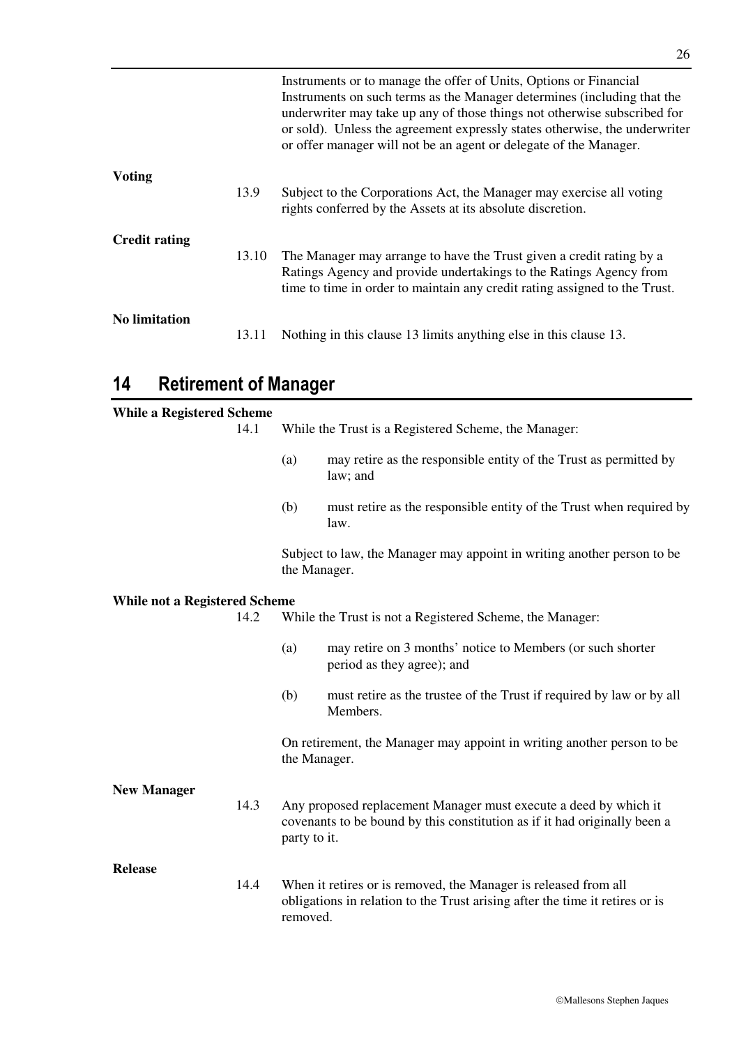Instruments or to manage the offer of Units, Options or Financial Instruments on such terms as the Manager determines (including that the underwriter may take up any of those things not otherwise subscribed for or sold). Unless the agreement expressly states otherwise, the underwriter or offer manager will not be an agent or delegate of the Manager.

**Voting**

13.9 Subject to the Corporations Act, the Manager may exercise all voting rights conferred by the Assets at its absolute discretion.

**Credit rating**

13.10 The Manager may arrange to have the Trust given a credit rating by a Ratings Agency and provide undertakings to the Ratings Agency from time to time in order to maintain any credit rating assigned to the Trust.

**No limitation**

13.11 Nothing in this clause 13 limits anything else in this clause 13.

## 14 Retirement of Manager

**While a Registered Scheme**

14.1 While the Trust is a Registered Scheme, the Manager:

(a) may retire as the responsible entity of the Trust as permitted by law; and

(b) must retire as the responsible entity of the Trust when required by law.

Subject to law, the Manager may appoint in writing another person to be the Manager.

**While not a Registered Scheme**

14.2 While the Trust is not a Registered Scheme, the Manager:

(a) may retire on 3 months' notice to Members (or such shorter period as they agree); and

(b) must retire as the trustee of the Trust if required by law or by all Members.

On retirement, the Manager may appoint in writing another person to be the Manager.

**New Manager**

14.3 Any proposed replacement Manager must execute a deed by which it covenants to be bound by this constitution as if it had originally been a party to it.

**Release**

14.4 When it retires or is removed, the Manager is released from all obligations in relation to the Trust arising after the time it retires or is removed.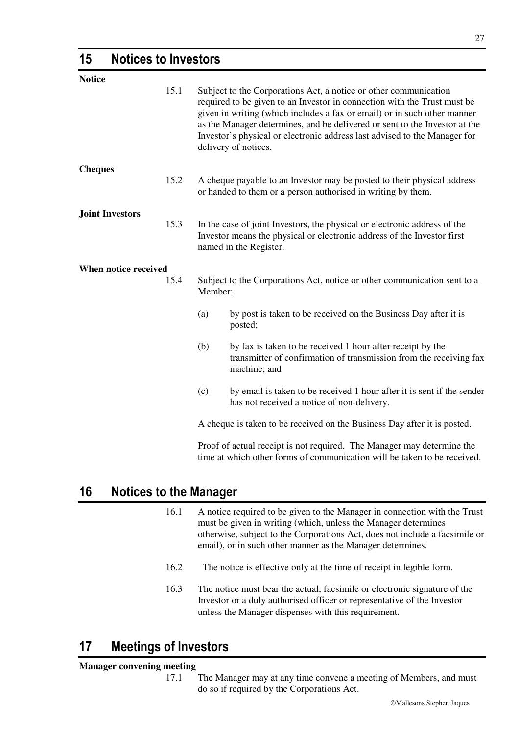## 15 Notices to Investors

**Notice**

15.1 Subject to the Corporations Act, a notice or other communication required to be given to an Investor in connection with the Trust must be given in writing (which includes a fax or email) or in such other manner as the Manager determines, and be delivered or sent to the Investor at the Investor's physical or electronic address last advised to the Manager for delivery of notices.

**Cheques**

15.2 A cheque payable to an Investor may be posted to their physical address or handed to them or a person authorised in writing by them.

**Joint Investors**

15.3 In the case of joint Investors, the physical or electronic address of the Investor means the physical or electronic address of the Investor first named in the Register.

**When notice received**

15.4 Subject to the Corporations Act, notice or other communication sent to a Member:

(a) by post is taken to be received on the Business Day after it is posted;

(b) by fax is taken to be received 1 hour after receipt by the transmitter of confirmation of transmission from the receiving fax machine; and

(c) by email is taken to be received 1 hour after it is sent if the sender has not received a notice of non-delivery.

A cheque is taken to be received on the Business Day after it is posted.

Proof of actual receipt is not required. The Manager may determine the time at which other forms of communication will be taken to be received.

## 16 Notices to the Manager

16.1 A notice required to be given to the Manager in connection with the Trust must be given in writing (which, unless the Manager determines otherwise, subject to the Corporations Act, does not include a facsimile or email), or in such other manner as the Manager determines.

16.2 The notice is effective only at the time of receipt in legible form.

16.3 The notice must bear the actual, facsimile or electronic signature of the Investor or a duly authorised officer or representative of the Investor unless the Manager dispenses with this requirement.

## 17 Meetings of Investors

**Manager convening meeting**

17.1 The Manager may at any time convene a meeting of Members, and must do so if required by the Corporations Act.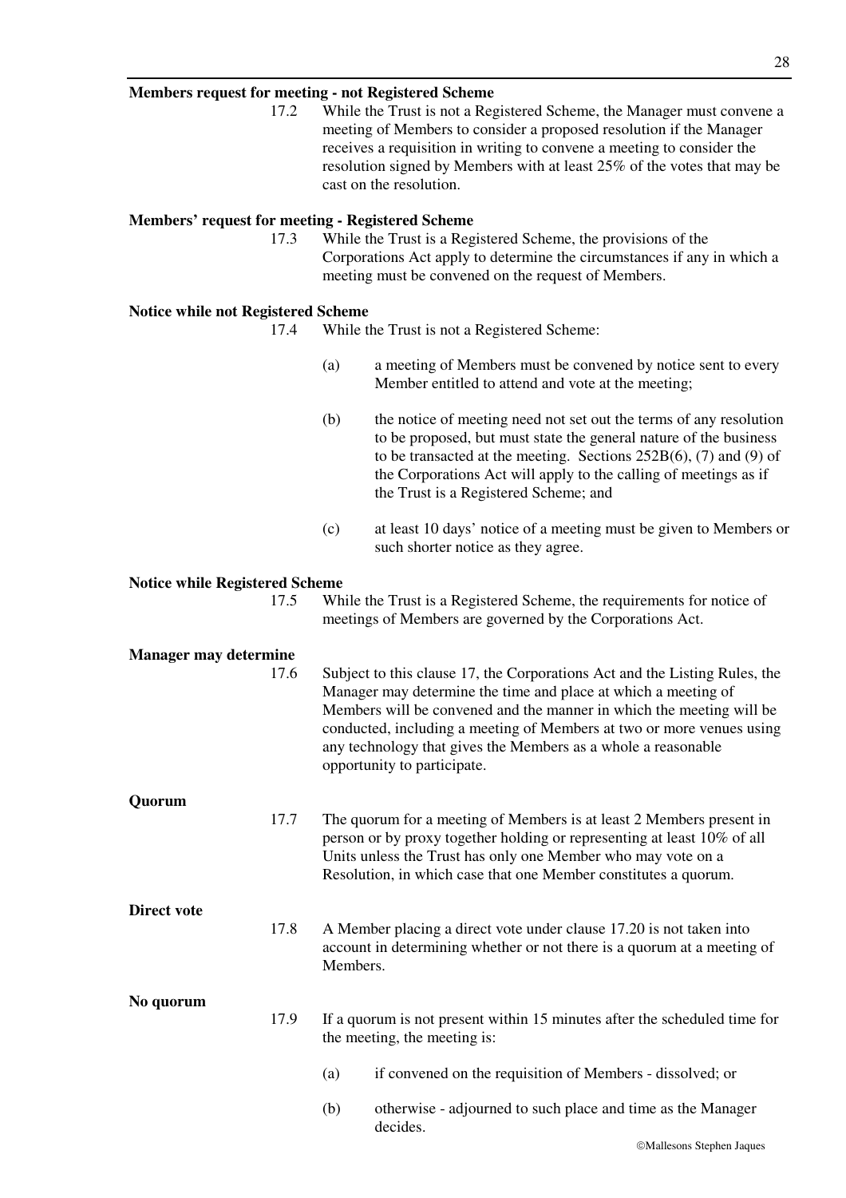**Members request for meeting - not Registered Scheme**

17.2 While the Trust is not a Registered Scheme, the Manager must convene a meeting of Members to consider a proposed resolution if the Manager receives a requisition in writing to convene a meeting to consider the resolution signed by Members with at least 25% of the votes that may be cast on the resolution.

**Members' request for meeting - Registered Scheme**

17.3 While the Trust is a Registered Scheme, the provisions of the Corporations Act apply to determine the circumstances if any in which a meeting must be convened on the request of Members.

**Notice while not Registered Scheme**

17.4 While the Trust is not a Registered Scheme:

(a) a meeting of Members must be convened by notice sent to every Member entitled to attend and vote at the meeting;

(b) the notice of meeting need not set out the terms of any resolution to be proposed, but must state the general nature of the business to be transacted at the meeting. Sections 252B(6), (7) and (9) of the Corporations Act will apply to the calling of meetings as if the Trust is a Registered Scheme; and

(c) at least 10 days' notice of a meeting must be given to Members or such shorter notice as they agree.

**Notice while Registered Scheme**

17.5 While the Trust is a Registered Scheme, the requirements for notice of meetings of Members are governed by the Corporations Act.

**Manager may determine**

17.6 Subject to this clause 17, the Corporations Act and the Listing Rules, the Manager may determine the time and place at which a meeting of Members will be convened and the manner in which the meeting will be conducted, including a meeting of Members at two or more venues using any technology that gives the Members as a whole a reasonable opportunity to participate.

**Quorum**

17.7 The quorum for a meeting of Members is at least 2 Members present in person or by proxy together holding or representing at least 10% of all Units unless the Trust has only one Member who may vote on a Resolution, in which case that one Member constitutes a quorum.

**Direct vote**

17.8 A Member placing a direct vote under clause 17.20 is not taken into account in determining whether or not there is a quorum at a meeting of Members.

**No quorum**

17.9 If a quorum is not present within 15 minutes after the scheduled time for the meeting, the meeting is:

(a) if convened on the requisition of Members - dissolved; or

(b) otherwise - adjourned to such place and time as the Manager decides.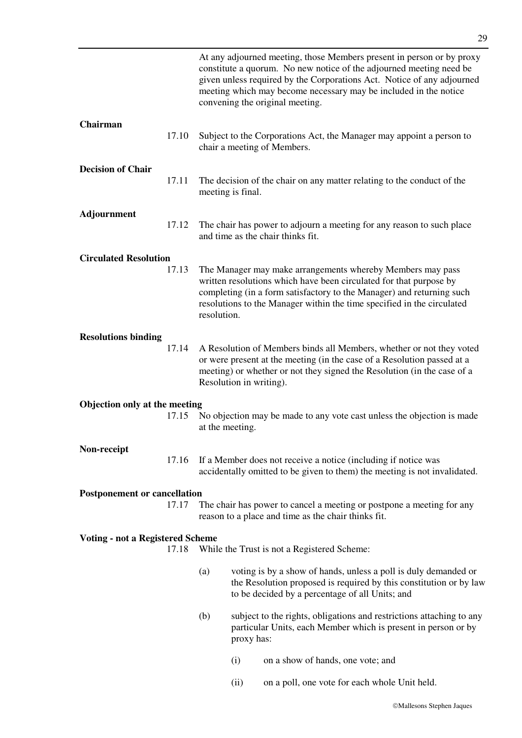At any adjourned meeting, those Members present in person or by proxy constitute a quorum. No new notice of the adjourned meeting need be given unless required by the Corporations Act. Notice of any adjourned meeting which may become necessary may be included in the notice convening the original meeting.

**Chairman**

17.10 Subject to the Corporations Act, the Manager may appoint a person to chair a meeting of Members.

**Decision of Chair**

17.11 The decision of the chair on any matter relating to the conduct of the meeting is final.

**Adjournment**

17.12 The chair has power to adjourn a meeting for any reason to such place and time as the chair thinks fit.

**Circulated Resolution**

17.13 The Manager may make arrangements whereby Members may pass written resolutions which have been circulated for that purpose by completing (in a form satisfactory to the Manager) and returning such resolutions to the Manager within the time specified in the circulated resolution.

**Resolutions binding**

17.14 A Resolution of Members binds all Members, whether or not they voted or were present at the meeting (in the case of a Resolution passed at a meeting) or whether or not they signed the Resolution (in the case of a Resolution in writing).

**Objection only at the meeting**

17.15 No objection may be made to any vote cast unless the objection is made at the meeting.

**Non-receipt**

17.16 If a Member does not receive a notice (including if notice was accidentally omitted to be given to them) the meeting is not invalidated.

**Postponement or cancellation**

17.17 The chair has power to cancel a meeting or postpone a meeting for any reason to a place and time as the chair thinks fit.

**Voting - not a Registered Scheme**

17.18 While the Trust is not a Registered Scheme:

(a) voting is by a show of hands, unless a poll is duly demanded or the Resolution proposed is required by this constitution or by law to be decided by a percentage of all Units; and

(b) subject to the rights, obligations and restrictions attaching to any particular Units, each Member which is present in person or by proxy has:

(i) on a show of hands, one vote; and

(ii) on a poll, one vote for each whole Unit held.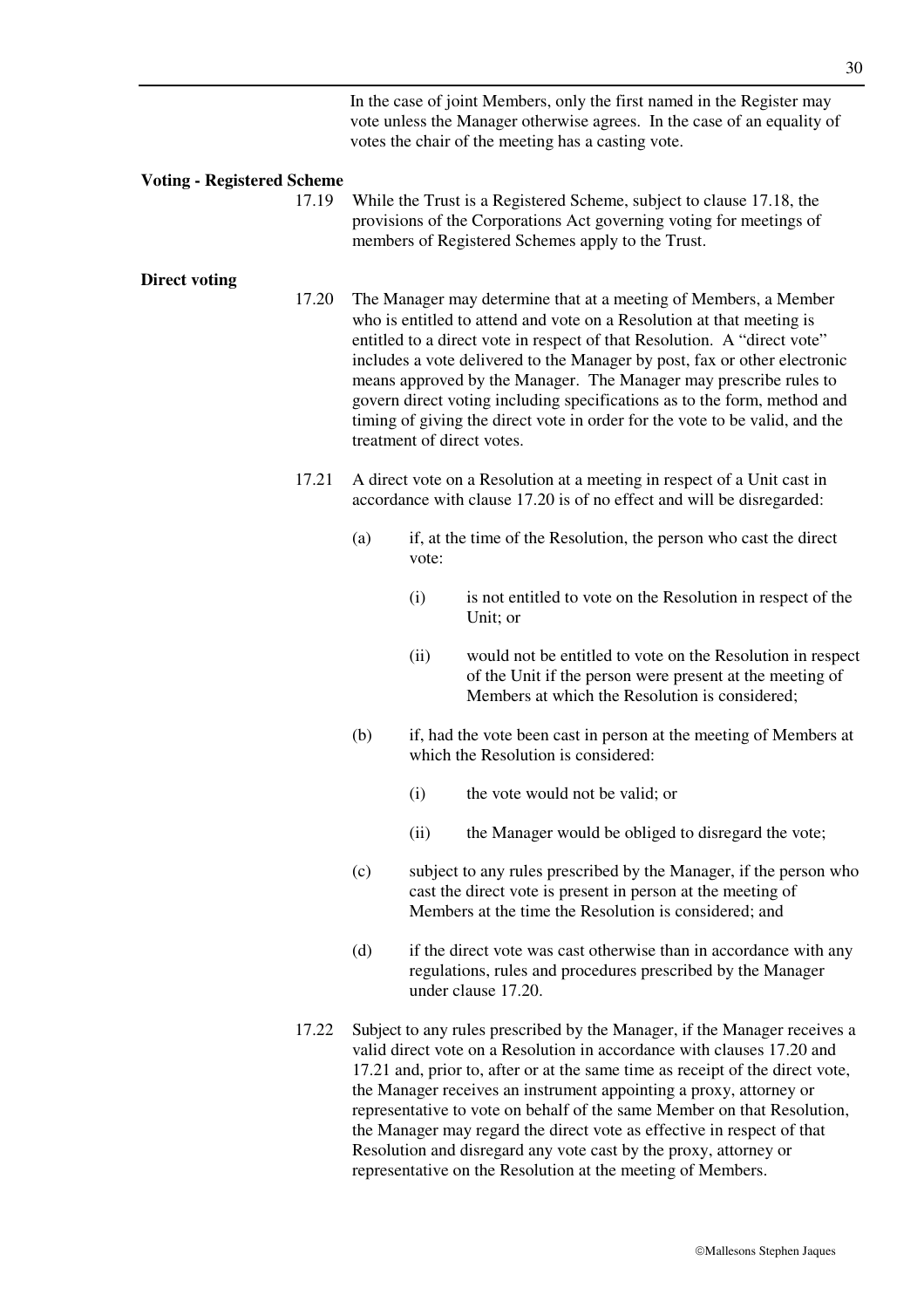In the case of joint Members, only the first named in the Register may vote unless the Manager otherwise agrees. In the case of an equality of votes the chair of the meeting has a casting vote.

**Voting - Registered Scheme**

17.19 While the Trust is a Registered Scheme, subject to clause 17.18, the provisions of the Corporations Act governing voting for meetings of members of Registered Schemes apply to the Trust.

**Direct voting**

17.20 The Manager may determine that at a meeting of Members, a Member who is entitled to attend and vote on a Resolution at that meeting is entitled to a direct vote in respect of that Resolution. A "direct vote" includes a vote delivered to the Manager by post, fax or other electronic means approved by the Manager. The Manager may prescribe rules to govern direct voting including specifications as to the form, method and timing of giving the direct vote in order for the vote to be valid, and the treatment of direct votes.

17.21 A direct vote on a Resolution at a meeting in respect of a Unit cast in accordance with clause 17.20 is of no effect and will be disregarded:

- (a) if, at the time of the Resolution, the person who cast the direct vote:
  - (i) is not entitled to vote on the Resolution in respect of the Unit; or
  - (ii) would not be entitled to vote on the Resolution in respect of the Unit if the person were present at the meeting of Members at which the Resolution is considered;
- (b) if, had the vote been cast in person at the meeting of Members at which the Resolution is considered:
  - (i) the vote would not be valid; or
  - (ii) the Manager would be obliged to disregard the vote;
- (c) subject to any rules prescribed by the Manager, if the person who cast the direct vote is present in person at the meeting of Members at the time the Resolution is considered; and
- (d) if the direct vote was cast otherwise than in accordance with any regulations, rules and procedures prescribed by the Manager under clause 17.20.

17.22 Subject to any rules prescribed by the Manager, if the Manager receives a valid direct vote on a Resolution in accordance with clauses 17.20 and 17.21 and, prior to, after or at the same time as receipt of the direct vote, the Manager receives an instrument appointing a proxy, attorney or representative to vote on behalf of the same Member on that Resolution, the Manager may regard the direct vote as effective in respect of that Resolution and disregard any vote cast by the proxy, attorney or representative on the Resolution at the meeting of Members.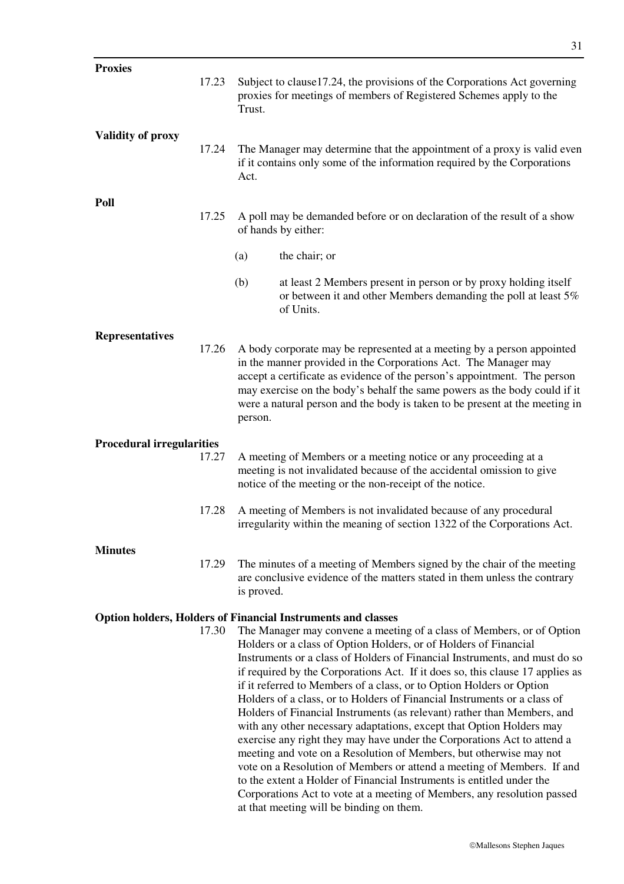**Proxies**

17.23 Subject to clause17.24, the provisions of the Corporations Act governing proxies for meetings of members of Registered Schemes apply to the Trust.

**Validity of proxy**

17.24 The Manager may determine that the appointment of a proxy is valid even if it contains only some of the information required by the Corporations Act.

**Poll**

17.25 A poll may be demanded before or on declaration of the result of a show of hands by either:

(a) the chair; or

(b) at least 2 Members present in person or by proxy holding itself or between it and other Members demanding the poll at least 5% of Units.

**Representatives**

17.26 A body corporate may be represented at a meeting by a person appointed in the manner provided in the Corporations Act. The Manager may accept a certificate as evidence of the person's appointment. The person may exercise on the body's behalf the same powers as the body could if it were a natural person and the body is taken to be present at the meeting in person.

**Procedural irregularities**

17.27 A meeting of Members or a meeting notice or any proceeding at a meeting is not invalidated because of the accidental omission to give notice of the meeting or the non-receipt of the notice.

17.28 A meeting of Members is not invalidated because of any procedural irregularity within the meaning of section 1322 of the Corporations Act.

**Minutes**

17.29 The minutes of a meeting of Members signed by the chair of the meeting are conclusive evidence of the matters stated in them unless the contrary is proved.

**Option holders, Holders of Financial Instruments and classes**

17.30 The Manager may convene a meeting of a class of Members, or of Option Holders or a class of Option Holders, or of Holders of Financial Instruments or a class of Holders of Financial Instruments, and must do so if required by the Corporations Act. If it does so, this clause 17 applies as if it referred to Members of a class, or to Option Holders or Option Holders of a class, or to Holders of Financial Instruments or a class of Holders of Financial Instruments (as relevant) rather than Members, and with any other necessary adaptations, except that Option Holders may exercise any right they may have under the Corporations Act to attend a meeting and vote on a Resolution of Members, but otherwise may not vote on a Resolution of Members or attend a meeting of Members. If and to the extent a Holder of Financial Instruments is entitled under the Corporations Act to vote at a meeting of Members, any resolution passed at that meeting will be binding on them.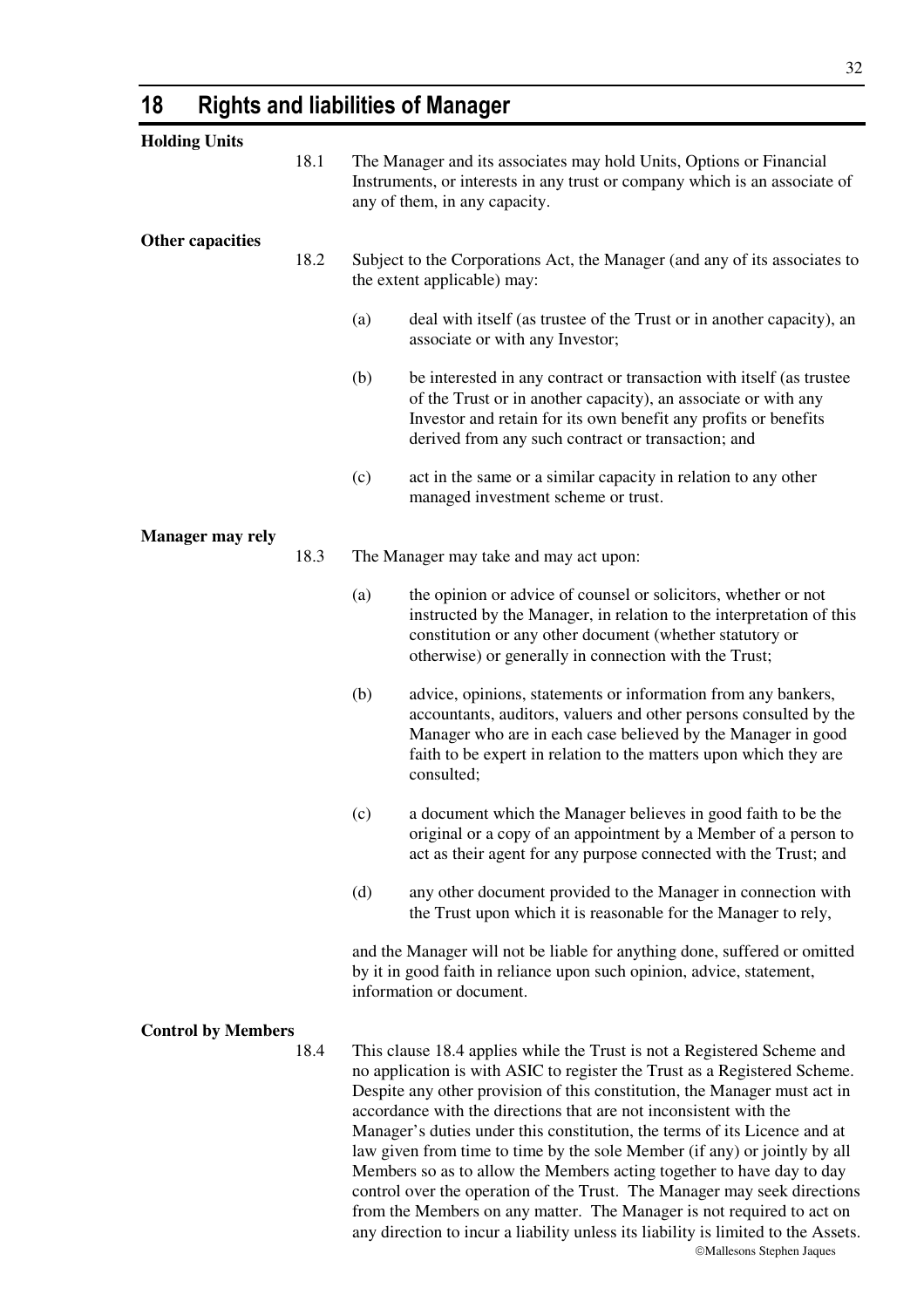# 18 Rights and liabilities of Manager

**Holding Units**

18.1 The Manager and its associates may hold Units, Options or Financial Instruments, or interests in any trust or company which is an associate of any of them, in any capacity.

**Other capacities**

18.2 Subject to the Corporations Act, the Manager (and any of its associates to the extent applicable) may:

(a) deal with itself (as trustee of the Trust or in another capacity), an associate or with any Investor;

(b) be interested in any contract or transaction with itself (as trustee of the Trust or in another capacity), an associate or with any Investor and retain for its own benefit any profits or benefits derived from any such contract or transaction; and

(c) act in the same or a similar capacity in relation to any other managed investment scheme or trust.

**Manager may rely**

18.3 The Manager may take and may act upon:

(a) the opinion or advice of counsel or solicitors, whether or not instructed by the Manager, in relation to the interpretation of this constitution or any other document (whether statutory or otherwise) or generally in connection with the Trust;

(b) advice, opinions, statements or information from any bankers, accountants, auditors, valuers and other persons consulted by the Manager who are in each case believed by the Manager in good faith to be expert in relation to the matters upon which they are consulted;

(c) a document which the Manager believes in good faith to be the original or a copy of an appointment by a Member of a person to act as their agent for any purpose connected with the Trust; and

(d) any other document provided to the Manager in connection with the Trust upon which it is reasonable for the Manager to rely,

and the Manager will not be liable for anything done, suffered or omitted by it in good faith in reliance upon such opinion, advice, statement, information or document.

**Control by Members**

18.4 This clause 18.4 applies while the Trust is not a Registered Scheme and no application is with ASIC to register the Trust as a Registered Scheme. Despite any other provision of this constitution, the Manager must act in accordance with the directions that are not inconsistent with the Manager's duties under this constitution, the terms of its Licence and at law given from time to time by the sole Member (if any) or jointly by all Members so as to allow the Members acting together to have day to day control over the operation of the Trust. The Manager may seek directions from the Members on any matter. The Manager is not required to act on any direction to incur a liability unless its liability is limited to the Assets.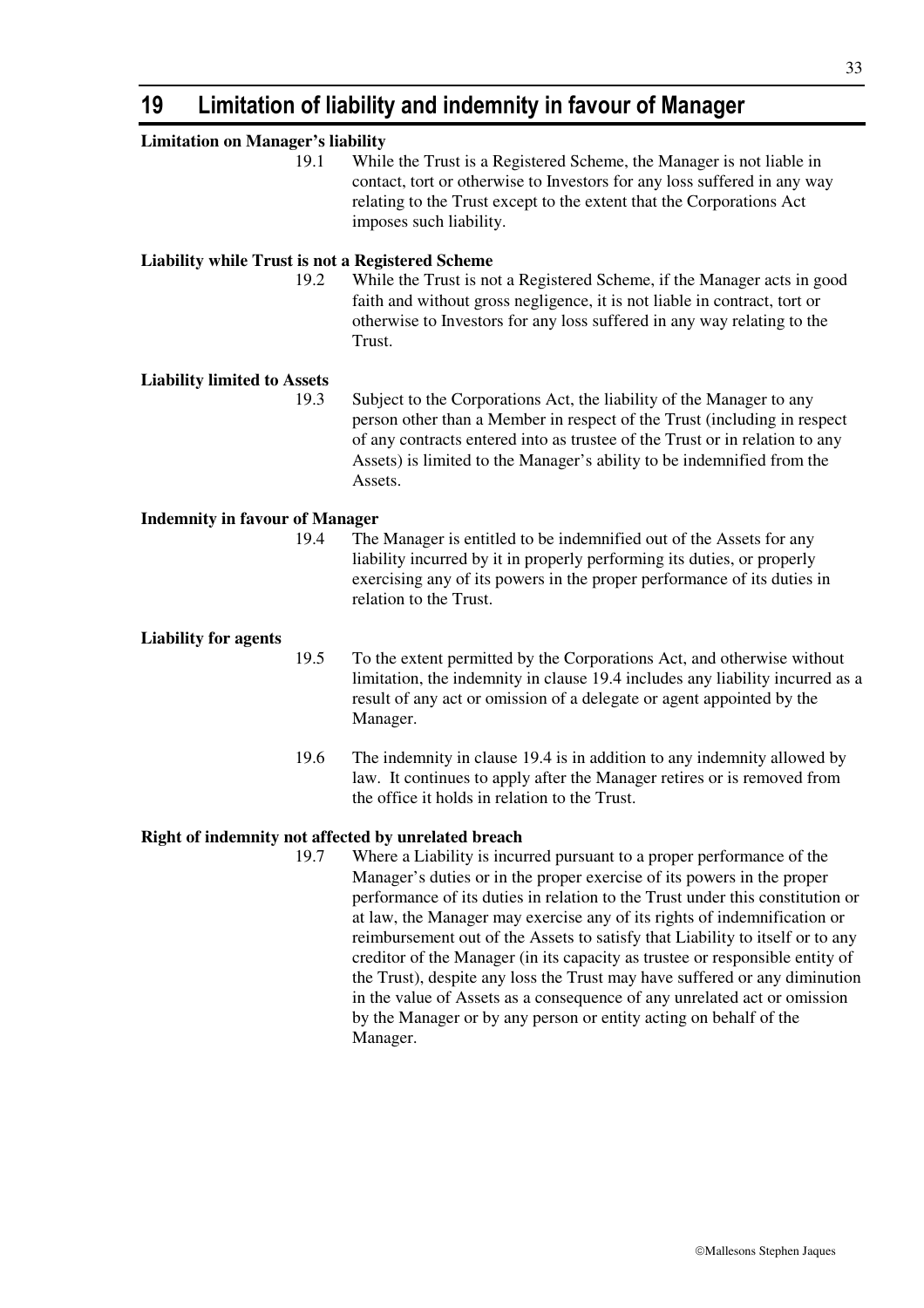# 19 Limitation of liability and indemnity in favour of Manager

**Limitation on Manager's liability**

19.1 While the Trust is a Registered Scheme, the Manager is not liable in contact, tort or otherwise to Investors for any loss suffered in any way relating to the Trust except to the extent that the Corporations Act imposes such liability.

**Liability while Trust is not a Registered Scheme**

19.2 While the Trust is not a Registered Scheme, if the Manager acts in good faith and without gross negligence, it is not liable in contract, tort or otherwise to Investors for any loss suffered in any way relating to the Trust.

**Liability limited to Assets**

19.3 Subject to the Corporations Act, the liability of the Manager to any person other than a Member in respect of the Trust (including in respect of any contracts entered into as trustee of the Trust or in relation to any Assets) is limited to the Manager's ability to be indemnified from the Assets.

**Indemnity in favour of Manager**

19.4 The Manager is entitled to be indemnified out of the Assets for any liability incurred by it in properly performing its duties, or properly exercising any of its powers in the proper performance of its duties in relation to the Trust.

**Liability for agents**

19.5 To the extent permitted by the Corporations Act, and otherwise without limitation, the indemnity in clause 19.4 includes any liability incurred as a result of any act or omission of a delegate or agent appointed by the Manager.

19.6 The indemnity in clause 19.4 is in addition to any indemnity allowed by law. It continues to apply after the Manager retires or is removed from the office it holds in relation to the Trust.

**Right of indemnity not affected by unrelated breach**

19.7 Where a Liability is incurred pursuant to a proper performance of the Manager's duties or in the proper exercise of its powers in the proper performance of its duties in relation to the Trust under this constitution or at law, the Manager may exercise any of its rights of indemnification or reimbursement out of the Assets to satisfy that Liability to itself or to any creditor of the Manager (in its capacity as trustee or responsible entity of the Trust), despite any loss the Trust may have suffered or any diminution in the value of Assets as a consequence of any unrelated act or omission by the Manager or by any person or entity acting on behalf of the Manager.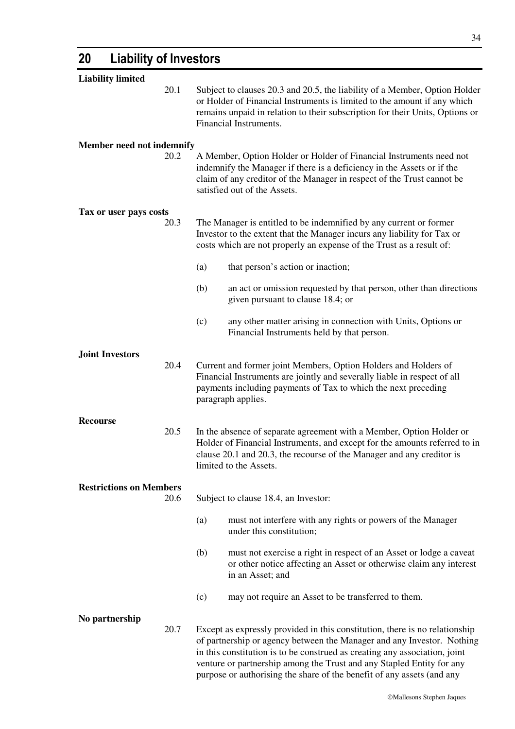# 20 Liability of Investors

**Liability limited**

20.1 Subject to clauses 20.3 and 20.5, the liability of a Member, Option Holder or Holder of Financial Instruments is limited to the amount if any which remains unpaid in relation to their subscription for their Units, Options or Financial Instruments.

**Member need not indemnify**

20.2 A Member, Option Holder or Holder of Financial Instruments need not indemnify the Manager if there is a deficiency in the Assets or if the claim of any creditor of the Manager in respect of the Trust cannot be satisfied out of the Assets.

**Tax or user pays costs**

20.3 The Manager is entitled to be indemnified by any current or former Investor to the extent that the Manager incurs any liability for Tax or costs which are not properly an expense of the Trust as a result of:

(a) that person's action or inaction;

(b) an act or omission requested by that person, other than directions given pursuant to clause 18.4; or

(c) any other matter arising in connection with Units, Options or Financial Instruments held by that person.

**Joint Investors**

20.4 Current and former joint Members, Option Holders and Holders of Financial Instruments are jointly and severally liable in respect of all payments including payments of Tax to which the next preceding paragraph applies.

**Recourse**

20.5 In the absence of separate agreement with a Member, Option Holder or Holder of Financial Instruments, and except for the amounts referred to in clause 20.1 and 20.3, the recourse of the Manager and any creditor is limited to the Assets.

**Restrictions on Members**

20.6 Subject to clause 18.4, an Investor:

(a) must not interfere with any rights or powers of the Manager under this constitution;

(b) must not exercise a right in respect of an Asset or lodge a caveat or other notice affecting an Asset or otherwise claim any interest in an Asset; and

(c) may not require an Asset to be transferred to them.

**No partnership**

20.7 Except as expressly provided in this constitution, there is no relationship of partnership or agency between the Manager and any Investor. Nothing in this constitution is to be construed as creating any association, joint venture or partnership among the Trust and any Stapled Entity for any purpose or authorising the share of the benefit of any assets (and any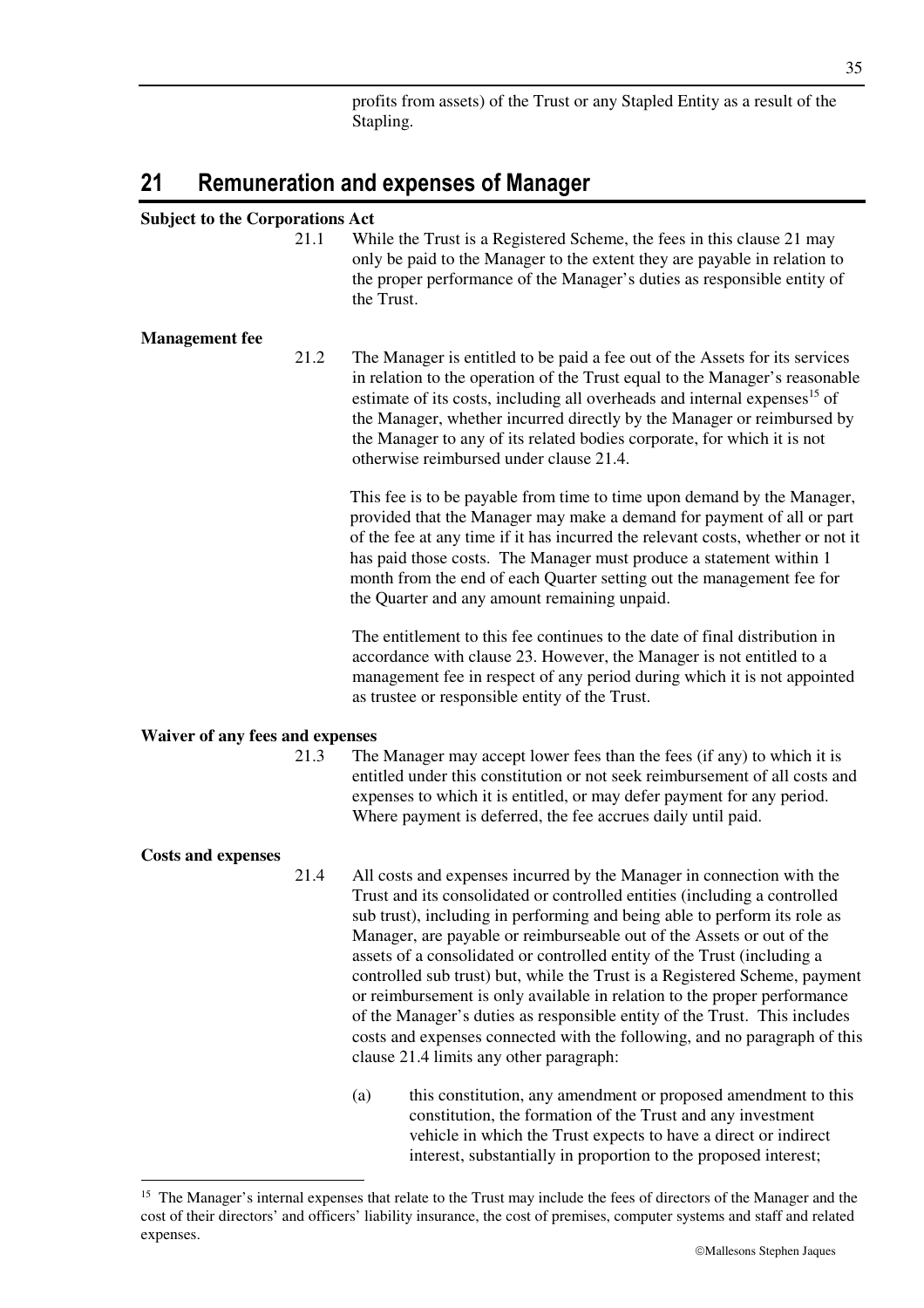profits from assets) of the Trust or any Stapled Entity as a result of the Stapling.

## 21 Remuneration and expenses of Manager

**Subject to the Corporations Act**

21.1 While the Trust is a Registered Scheme, the fees in this clause 21 may only be paid to the Manager to the extent they are payable in relation to the proper performance of the Manager's duties as responsible entity of the Trust.

**Management fee**

21.2 The Manager is entitled to be paid a fee out of the Assets for its services in relation to the operation of the Trust equal to the Manager's reasonable estimate of its costs, including all overheads and internal expenses[15] of the Manager, whether incurred directly by the Manager or reimbursed by the Manager to any of its related bodies corporate, for which it is not otherwise reimbursed under clause 21.4.

This fee is to be payable from time to time upon demand by the Manager, provided that the Manager may make a demand for payment of all or part of the fee at any time if it has incurred the relevant costs, whether or not it has paid those costs. The Manager must produce a statement within 1 month from the end of each Quarter setting out the management fee for the Quarter and any amount remaining unpaid.

The entitlement to this fee continues to the date of final distribution in accordance with clause 23. However, the Manager is not entitled to a management fee in respect of any period during which it is not appointed as trustee or responsible entity of the Trust.

**Waiver of any fees and expenses**

21.3 The Manager may accept lower fees than the fees (if any) to which it is entitled under this constitution or not seek reimbursement of all costs and expenses to which it is entitled, or may defer payment for any period. Where payment is deferred, the fee accrues daily until paid.

**Costs and expenses**

21.4 All costs and expenses incurred by the Manager in connection with the Trust and its consolidated or controlled entities (including a controlled sub trust), including in performing and being able to perform its role as Manager, are payable or reimburseable out of the Assets or out of the assets of a consolidated or controlled entity of the Trust (including a controlled sub trust) but, while the Trust is a Registered Scheme, payment or reimbursement is only available in relation to the proper performance of the Manager's duties as responsible entity of the Trust. This includes costs and expenses connected with the following, and no paragraph of this clause 21.4 limits any other paragraph:

(a) this constitution, any amendment or proposed amendment to this constitution, the formation of the Trust and any investment vehicle in which the Trust expects to have a direct or indirect interest, substantially in proportion to the proposed interest;

---

[15] The Manager's internal expenses that relate to the Trust may include the fees of directors of the Manager and the cost of their directors' and officers' liability insurance, the cost of premises, computer systems and staff and related expenses.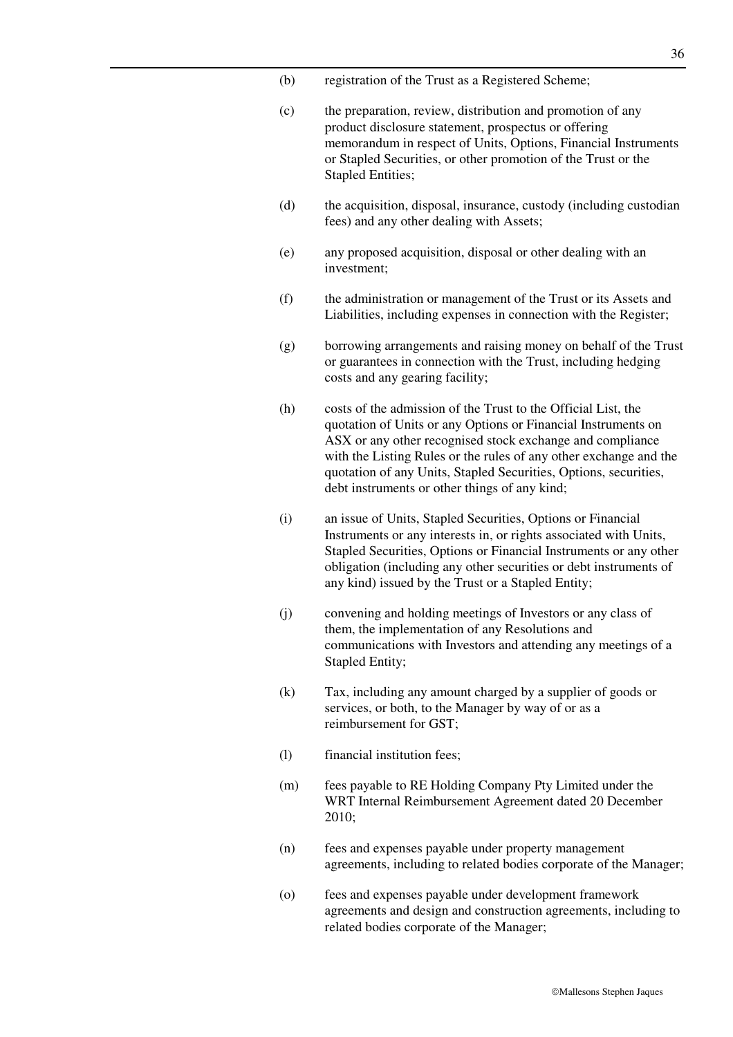(b) registration of the Trust as a Registered Scheme;

(c) the preparation, review, distribution and promotion of any product disclosure statement, prospectus or offering memorandum in respect of Units, Options, Financial Instruments or Stapled Securities, or other promotion of the Trust or the Stapled Entities;

(d) the acquisition, disposal, insurance, custody (including custodian fees) and any other dealing with Assets;

(e) any proposed acquisition, disposal or other dealing with an investment;

(f) the administration or management of the Trust or its Assets and Liabilities, including expenses in connection with the Register;

(g) borrowing arrangements and raising money on behalf of the Trust or guarantees in connection with the Trust, including hedging costs and any gearing facility;

(h) costs of the admission of the Trust to the Official List, the quotation of Units or any Options or Financial Instruments on ASX or any other recognised stock exchange and compliance with the Listing Rules or the rules of any other exchange and the quotation of any Units, Stapled Securities, Options, securities, debt instruments or other things of any kind;

(i) an issue of Units, Stapled Securities, Options or Financial Instruments or any interests in, or rights associated with Units, Stapled Securities, Options or Financial Instruments or any other obligation (including any other securities or debt instruments of any kind) issued by the Trust or a Stapled Entity;

(j) convening and holding meetings of Investors or any class of them, the implementation of any Resolutions and communications with Investors and attending any meetings of a Stapled Entity;

(k) Tax, including any amount charged by a supplier of goods or services, or both, to the Manager by way of or as a reimbursement for GST;

(l) financial institution fees;

(m) fees payable to RE Holding Company Pty Limited under the WRT Internal Reimbursement Agreement dated 20 December 2010;

(n) fees and expenses payable under property management agreements, including to related bodies corporate of the Manager;

(o) fees and expenses payable under development framework agreements and design and construction agreements, including to related bodies corporate of the Manager;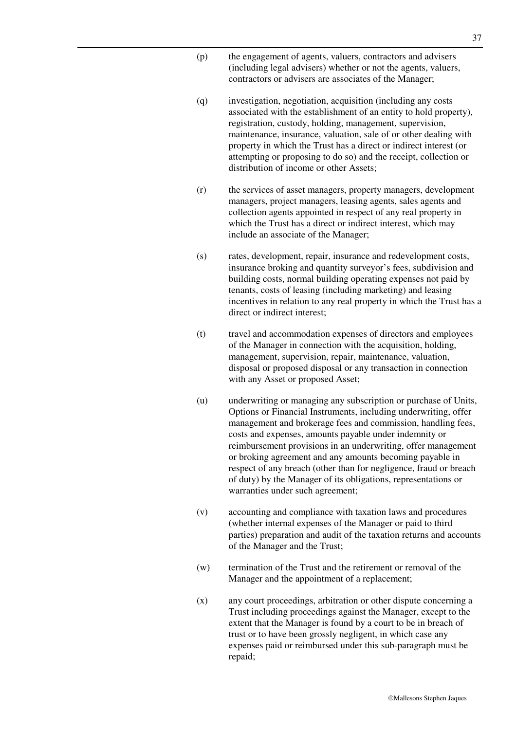(p) the engagement of agents, valuers, contractors and advisers (including legal advisers) whether or not the agents, valuers, contractors or advisers are associates of the Manager;

(q) investigation, negotiation, acquisition (including any costs associated with the establishment of an entity to hold property), registration, custody, holding, management, supervision, maintenance, insurance, valuation, sale of or other dealing with property in which the Trust has a direct or indirect interest (or attempting or proposing to do so) and the receipt, collection or distribution of income or other Assets;

(r) the services of asset managers, property managers, development managers, project managers, leasing agents, sales agents and collection agents appointed in respect of any real property in which the Trust has a direct or indirect interest, which may include an associate of the Manager;

(s) rates, development, repair, insurance and redevelopment costs, insurance broking and quantity surveyor's fees, subdivision and building costs, normal building operating expenses not paid by tenants, costs of leasing (including marketing) and leasing incentives in relation to any real property in which the Trust has a direct or indirect interest;

(t) travel and accommodation expenses of directors and employees of the Manager in connection with the acquisition, holding, management, supervision, repair, maintenance, valuation, disposal or proposed disposal or any transaction in connection with any Asset or proposed Asset;

(u) underwriting or managing any subscription or purchase of Units, Options or Financial Instruments, including underwriting, offer management and brokerage fees and commission, handling fees, costs and expenses, amounts payable under indemnity or reimbursement provisions in an underwriting, offer management or broking agreement and any amounts becoming payable in respect of any breach (other than for negligence, fraud or breach of duty) by the Manager of its obligations, representations or warranties under such agreement;

(v) accounting and compliance with taxation laws and procedures (whether internal expenses of the Manager or paid to third parties) preparation and audit of the taxation returns and accounts of the Manager and the Trust;

(w) termination of the Trust and the retirement or removal of the Manager and the appointment of a replacement;

(x) any court proceedings, arbitration or other dispute concerning a Trust including proceedings against the Manager, except to the extent that the Manager is found by a court to be in breach of trust or to have been grossly negligent, in which case any expenses paid or reimbursed under this sub-paragraph must be repaid;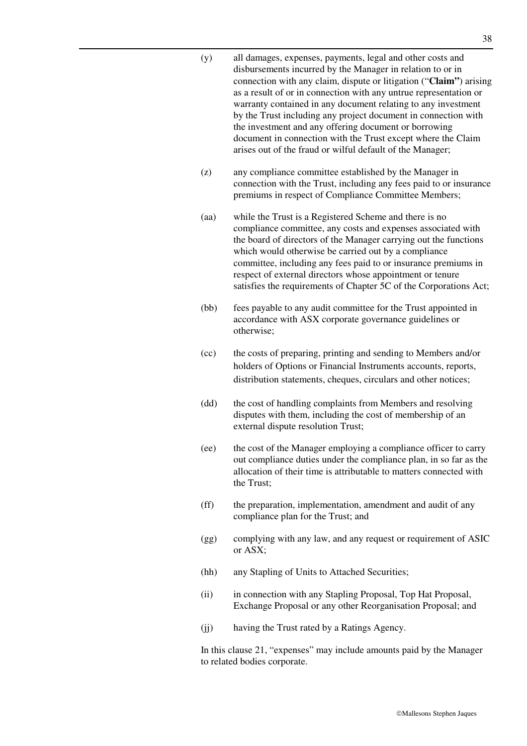(y) all damages, expenses, payments, legal and other costs and disbursements incurred by the Manager in relation to or in connection with any claim, dispute or litigation ("**Claim"**) arising as a result of or in connection with any untrue representation or warranty contained in any document relating to any investment by the Trust including any project document in connection with the investment and any offering document or borrowing document in connection with the Trust except where the Claim arises out of the fraud or wilful default of the Manager;

(z) any compliance committee established by the Manager in connection with the Trust, including any fees paid to or insurance premiums in respect of Compliance Committee Members;

(aa) while the Trust is a Registered Scheme and there is no compliance committee, any costs and expenses associated with the board of directors of the Manager carrying out the functions which would otherwise be carried out by a compliance committee, including any fees paid to or insurance premiums in respect of external directors whose appointment or tenure satisfies the requirements of Chapter 5C of the Corporations Act;

(bb) fees payable to any audit committee for the Trust appointed in accordance with ASX corporate governance guidelines or otherwise;

(cc) the costs of preparing, printing and sending to Members and/or holders of Options or Financial Instruments accounts, reports, distribution statements, cheques, circulars and other notices;

(dd) the cost of handling complaints from Members and resolving disputes with them, including the cost of membership of an external dispute resolution Trust;

(ee) the cost of the Manager employing a compliance officer to carry out compliance duties under the compliance plan, in so far as the allocation of their time is attributable to matters connected with the Trust;

(ff) the preparation, implementation, amendment and audit of any compliance plan for the Trust; and

(gg) complying with any law, and any request or requirement of ASIC or ASX;

(hh) any Stapling of Units to Attached Securities;

(ii) in connection with any Stapling Proposal, Top Hat Proposal, Exchange Proposal or any other Reorganisation Proposal; and

(jj) having the Trust rated by a Ratings Agency.

In this clause 21, "expenses" may include amounts paid by the Manager to related bodies corporate.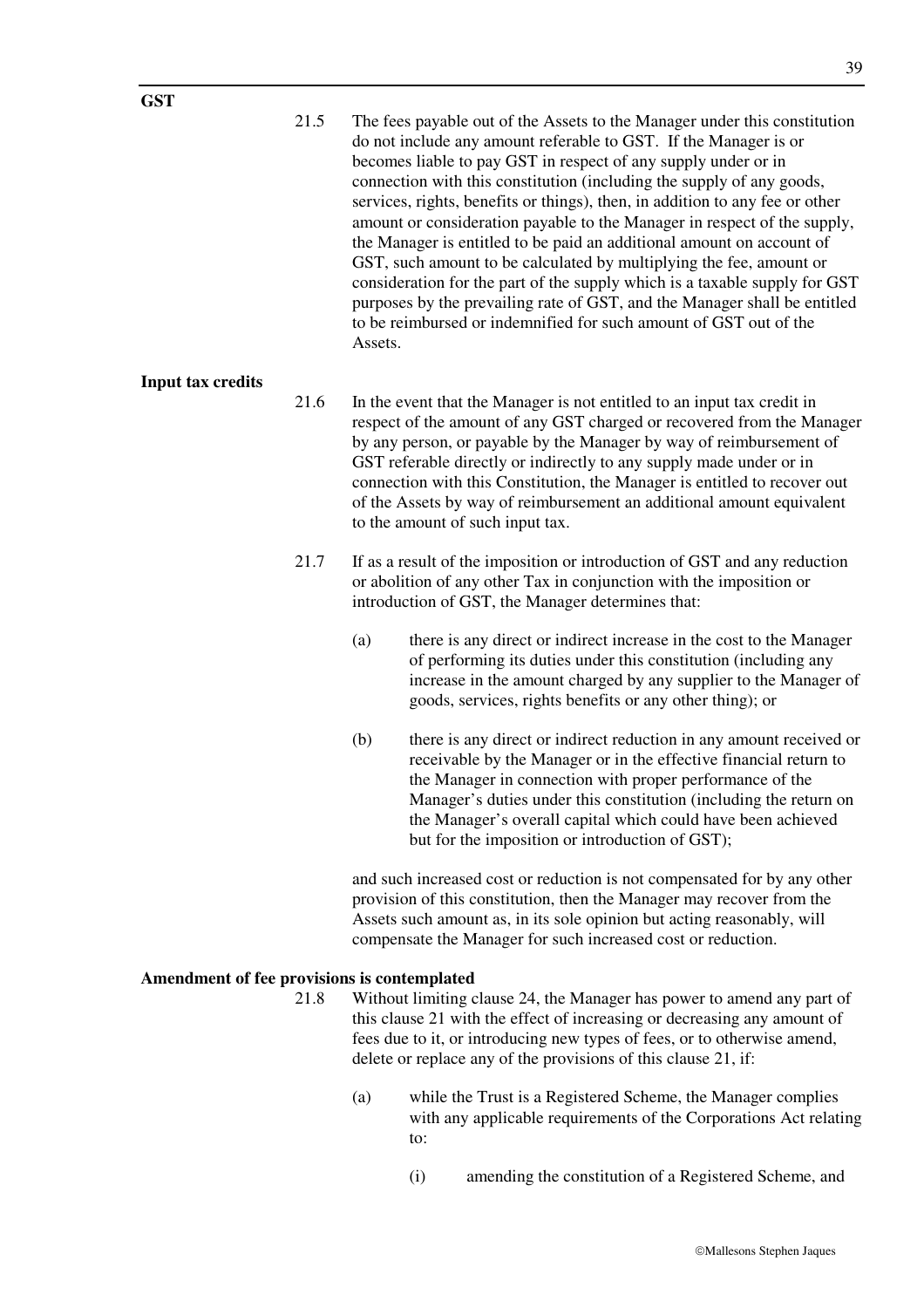**GST**

21.5 The fees payable out of the Assets to the Manager under this constitution do not include any amount referable to GST. If the Manager is or becomes liable to pay GST in respect of any supply under or in connection with this constitution (including the supply of any goods, services, rights, benefits or things), then, in addition to any fee or other amount or consideration payable to the Manager in respect of the supply, the Manager is entitled to be paid an additional amount on account of GST, such amount to be calculated by multiplying the fee, amount or consideration for the part of the supply which is a taxable supply for GST purposes by the prevailing rate of GST, and the Manager shall be entitled to be reimbursed or indemnified for such amount of GST out of the Assets.

**Input tax credits**

21.6 In the event that the Manager is not entitled to an input tax credit in respect of the amount of any GST charged or recovered from the Manager by any person, or payable by the Manager by way of reimbursement of GST referable directly or indirectly to any supply made under or in connection with this Constitution, the Manager is entitled to recover out of the Assets by way of reimbursement an additional amount equivalent to the amount of such input tax.

21.7 If as a result of the imposition or introduction of GST and any reduction or abolition of any other Tax in conjunction with the imposition or introduction of GST, the Manager determines that:

(a) there is any direct or indirect increase in the cost to the Manager of performing its duties under this constitution (including any increase in the amount charged by any supplier to the Manager of goods, services, rights benefits or any other thing); or

(b) there is any direct or indirect reduction in any amount received or receivable by the Manager or in the effective financial return to the Manager in connection with proper performance of the Manager's duties under this constitution (including the return on the Manager's overall capital which could have been achieved but for the imposition or introduction of GST);

and such increased cost or reduction is not compensated for by any other provision of this constitution, then the Manager may recover from the Assets such amount as, in its sole opinion but acting reasonably, will compensate the Manager for such increased cost or reduction.

**Amendment of fee provisions is contemplated**

21.8 Without limiting clause 24, the Manager has power to amend any part of this clause 21 with the effect of increasing or decreasing any amount of fees due to it, or introducing new types of fees, or to otherwise amend, delete or replace any of the provisions of this clause 21, if:

(a) while the Trust is a Registered Scheme, the Manager complies with any applicable requirements of the Corporations Act relating to:

(i) amending the constitution of a Registered Scheme, and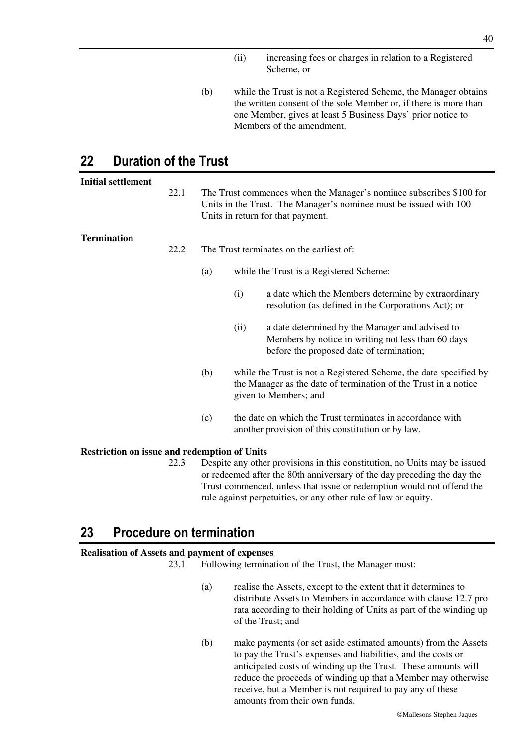(ii) increasing fees or charges in relation to a Registered Scheme, or

(b) while the Trust is not a Registered Scheme, the Manager obtains the written consent of the sole Member or, if there is more than one Member, gives at least 5 Business Days' prior notice to Members of the amendment.

## 22 Duration of the Trust

**Initial settlement**

22.1 The Trust commences when the Manager's nominee subscribes $100 for Units in the Trust. The Manager's nominee must be issued with 100 Units in return for that payment.

**Termination**

22.2 The Trust terminates on the earliest of:

(a) while the Trust is a Registered Scheme:

(i) a date which the Members determine by extraordinary resolution (as defined in the Corporations Act); or

(ii) a date determined by the Manager and advised to Members by notice in writing not less than 60 days before the proposed date of termination;

(b) while the Trust is not a Registered Scheme, the date specified by the Manager as the date of termination of the Trust in a notice given to Members; and

(c) the date on which the Trust terminates in accordance with another provision of this constitution or by law.

**Restriction on issue and redemption of Units**

22.3 Despite any other provisions in this constitution, no Units may be issued or redeemed after the 80th anniversary of the day preceding the day the Trust commenced, unless that issue or redemption would not offend the rule against perpetuities, or any other rule of law or equity.

## 23 Procedure on termination

**Realisation of Assets and payment of expenses**

23.1 Following termination of the Trust, the Manager must:

(a) realise the Assets, except to the extent that it determines to distribute Assets to Members in accordance with clause 12.7 pro rata according to their holding of Units as part of the winding up of the Trust; and

(b) make payments (or set aside estimated amounts) from the Assets to pay the Trust's expenses and liabilities, and the costs or anticipated costs of winding up the Trust. These amounts will reduce the proceeds of winding up that a Member may otherwise receive, but a Member is not required to pay any of these amounts from their own funds.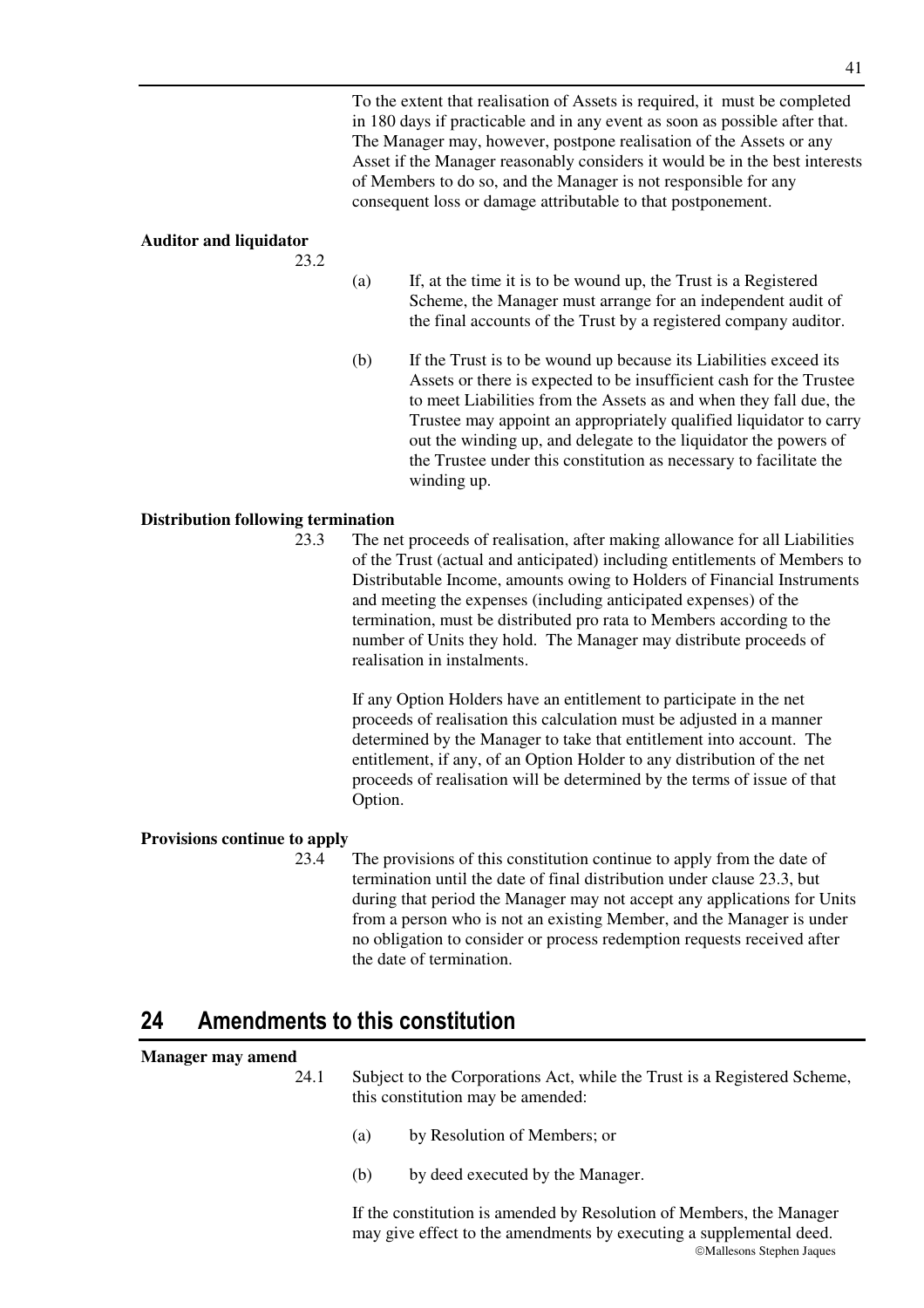To the extent that realisation of Assets is required, it must be completed in 180 days if practicable and in any event as soon as possible after that. The Manager may, however, postpone realisation of the Assets or any Asset if the Manager reasonably considers it would be in the best interests of Members to do so, and the Manager is not responsible for any consequent loss or damage attributable to that postponement.

**Auditor and liquidator**

23.2

(a) If, at the time it is to be wound up, the Trust is a Registered Scheme, the Manager must arrange for an independent audit of the final accounts of the Trust by a registered company auditor.

(b) If the Trust is to be wound up because its Liabilities exceed its Assets or there is expected to be insufficient cash for the Trustee to meet Liabilities from the Assets as and when they fall due, the Trustee may appoint an appropriately qualified liquidator to carry out the winding up, and delegate to the liquidator the powers of the Trustee under this constitution as necessary to facilitate the winding up.

**Distribution following termination**

23.3 The net proceeds of realisation, after making allowance for all Liabilities of the Trust (actual and anticipated) including entitlements of Members to Distributable Income, amounts owing to Holders of Financial Instruments and meeting the expenses (including anticipated expenses) of the termination, must be distributed pro rata to Members according to the number of Units they hold. The Manager may distribute proceeds of realisation in instalments.

If any Option Holders have an entitlement to participate in the net proceeds of realisation this calculation must be adjusted in a manner determined by the Manager to take that entitlement into account. The entitlement, if any, of an Option Holder to any distribution of the net proceeds of realisation will be determined by the terms of issue of that Option.

**Provisions continue to apply**

23.4 The provisions of this constitution continue to apply from the date of termination until the date of final distribution under clause 23.3, but during that period the Manager may not accept any applications for Units from a person who is not an existing Member, and the Manager is under no obligation to consider or process redemption requests received after the date of termination.

## 24 Amendments to this constitution

**Manager may amend**

24.1 Subject to the Corporations Act, while the Trust is a Registered Scheme, this constitution may be amended:

(a) by Resolution of Members; or

(b) by deed executed by the Manager.

If the constitution is amended by Resolution of Members, the Manager may give effect to the amendments by executing a supplemental deed.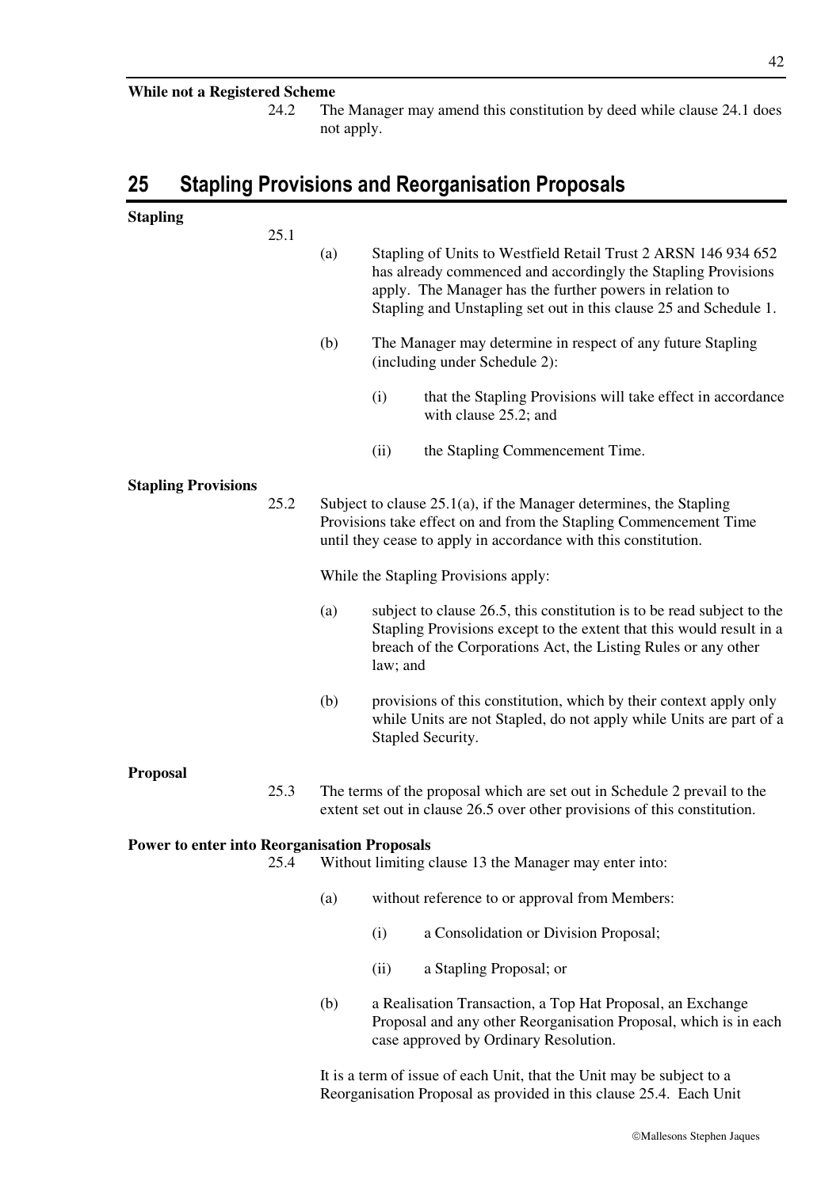**While not a Registered Scheme**

24.2 The Manager may amend this constitution by deed while clause 24.1 does not apply.

## 25 Stapling Provisions and Reorganisation Proposals

**Stapling**

25.1

(a) Stapling of Units to Westfield Retail Trust 2 ARSN 146 934 652 has already commenced and accordingly the Stapling Provisions apply. The Manager has the further powers in relation to Stapling and Unstapling set out in this clause 25 and Schedule 1.

(b) The Manager may determine in respect of any future Stapling (including under Schedule 2):

(i) that the Stapling Provisions will take effect in accordance with clause 25.2; and

(ii) the Stapling Commencement Time.

**Stapling Provisions**

25.2 Subject to clause 25.1(a), if the Manager determines, the Stapling Provisions take effect on and from the Stapling Commencement Time until they cease to apply in accordance with this constitution.

While the Stapling Provisions apply:

(a) subject to clause 26.5, this constitution is to be read subject to the Stapling Provisions except to the extent that this would result in a breach of the Corporations Act, the Listing Rules or any other law; and

(b) provisions of this constitution, which by their context apply only while Units are not Stapled, do not apply while Units are part of a Stapled Security.

**Proposal**

25.3 The terms of the proposal which are set out in Schedule 2 prevail to the extent set out in clause 26.5 over other provisions of this constitution.

**Power to enter into Reorganisation Proposals**

25.4 Without limiting clause 13 the Manager may enter into:

(a) without reference to or approval from Members:

(i) a Consolidation or Division Proposal;

(ii) a Stapling Proposal; or

(b) a Realisation Transaction, a Top Hat Proposal, an Exchange Proposal and any other Reorganisation Proposal, which is in each case approved by Ordinary Resolution.

It is a term of issue of each Unit, that the Unit may be subject to a Reorganisation Proposal as provided in this clause 25.4. Each Unit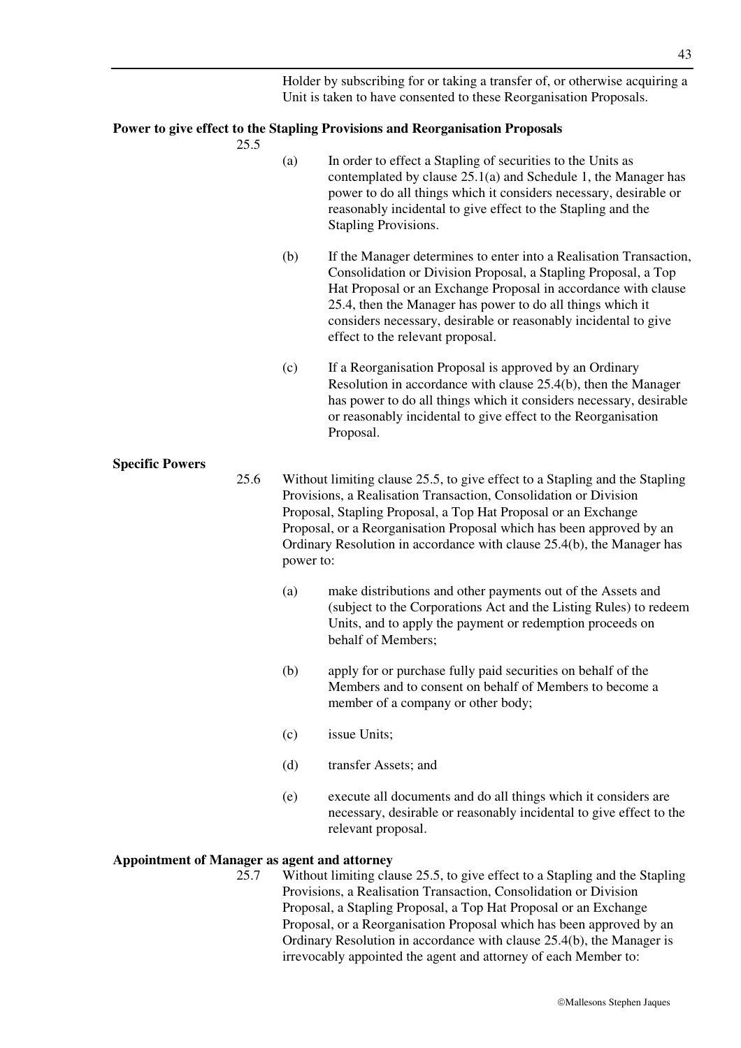Holder by subscribing for or taking a transfer of, or otherwise acquiring a Unit is taken to have consented to these Reorganisation Proposals.

**Power to give effect to the Stapling Provisions and Reorganisation Proposals**

25.5

(a) In order to effect a Stapling of securities to the Units as contemplated by clause 25.1(a) and Schedule 1, the Manager has power to do all things which it considers necessary, desirable or reasonably incidental to give effect to the Stapling and the Stapling Provisions.

(b) If the Manager determines to enter into a Realisation Transaction, Consolidation or Division Proposal, a Stapling Proposal, a Top Hat Proposal or an Exchange Proposal in accordance with clause 25.4, then the Manager has power to do all things which it considers necessary, desirable or reasonably incidental to give effect to the relevant proposal.

(c) If a Reorganisation Proposal is approved by an Ordinary Resolution in accordance with clause 25.4(b), then the Manager has power to do all things which it considers necessary, desirable or reasonably incidental to give effect to the Reorganisation Proposal.

**Specific Powers**

25.6 Without limiting clause 25.5, to give effect to a Stapling and the Stapling Provisions, a Realisation Transaction, Consolidation or Division Proposal, Stapling Proposal, a Top Hat Proposal or an Exchange Proposal, or a Reorganisation Proposal which has been approved by an Ordinary Resolution in accordance with clause 25.4(b), the Manager has power to:

(a) make distributions and other payments out of the Assets and (subject to the Corporations Act and the Listing Rules) to redeem Units, and to apply the payment or redemption proceeds on behalf of Members;

(b) apply for or purchase fully paid securities on behalf of the Members and to consent on behalf of Members to become a member of a company or other body;

(c) issue Units;

(d) transfer Assets; and

(e) execute all documents and do all things which it considers are necessary, desirable or reasonably incidental to give effect to the relevant proposal.

**Appointment of Manager as agent and attorney**

25.7 Without limiting clause 25.5, to give effect to a Stapling and the Stapling Provisions, a Realisation Transaction, Consolidation or Division Proposal, a Stapling Proposal, a Top Hat Proposal or an Exchange Proposal, or a Reorganisation Proposal which has been approved by an Ordinary Resolution in accordance with clause 25.4(b), the Manager is irrevocably appointed the agent and attorney of each Member to: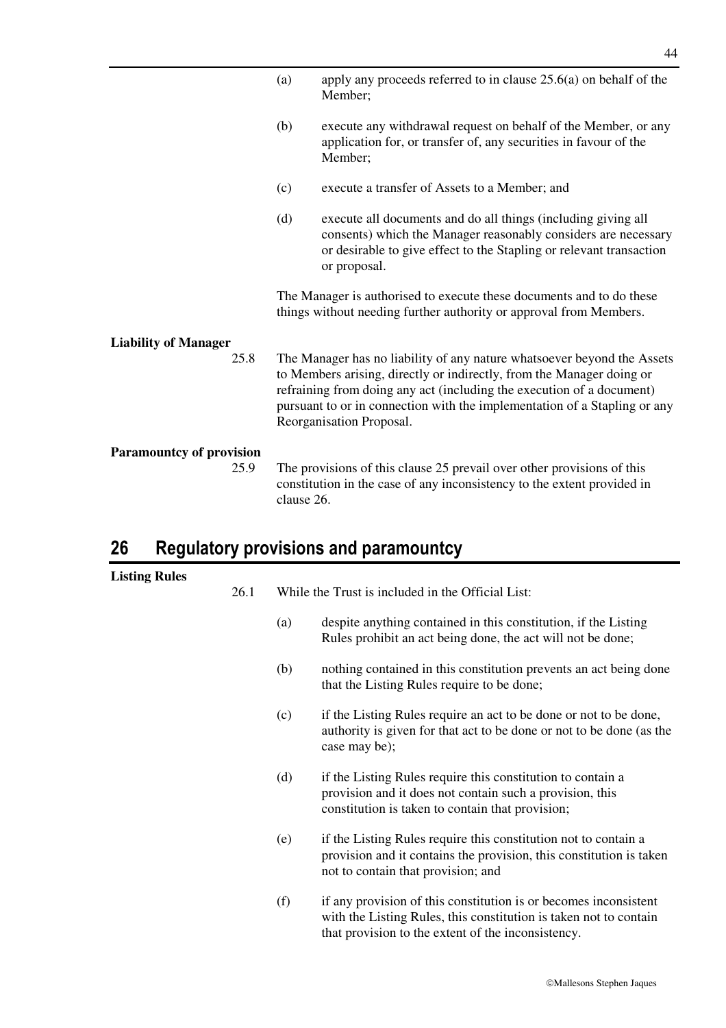(a) apply any proceeds referred to in clause 25.6(a) on behalf of the Member;

(b) execute any withdrawal request on behalf of the Member, or any application for, or transfer of, any securities in favour of the Member;

(c) execute a transfer of Assets to a Member; and

(d) execute all documents and do all things (including giving all consents) which the Manager reasonably considers are necessary or desirable to give effect to the Stapling or relevant transaction or proposal.

The Manager is authorised to execute these documents and to do these things without needing further authority or approval from Members.

**Liability of Manager**

25.8 The Manager has no liability of any nature whatsoever beyond the Assets to Members arising, directly or indirectly, from the Manager doing or refraining from doing any act (including the execution of a document) pursuant to or in connection with the implementation of a Stapling or any Reorganisation Proposal.

**Paramountcy of provision**

25.9 The provisions of this clause 25 prevail over other provisions of this constitution in the case of any inconsistency to the extent provided in clause 26.

## 26 Regulatory provisions and paramountcy

**Listing Rules**

26.1 While the Trust is included in the Official List:

(a) despite anything contained in this constitution, if the Listing Rules prohibit an act being done, the act will not be done;

(b) nothing contained in this constitution prevents an act being done that the Listing Rules require to be done;

(c) if the Listing Rules require an act to be done or not to be done, authority is given for that act to be done or not to be done (as the case may be);

(d) if the Listing Rules require this constitution to contain a provision and it does not contain such a provision, this constitution is taken to contain that provision;

(e) if the Listing Rules require this constitution not to contain a provision and it contains the provision, this constitution is taken not to contain that provision; and

(f) if any provision of this constitution is or becomes inconsistent with the Listing Rules, this constitution is taken not to contain that provision to the extent of the inconsistency.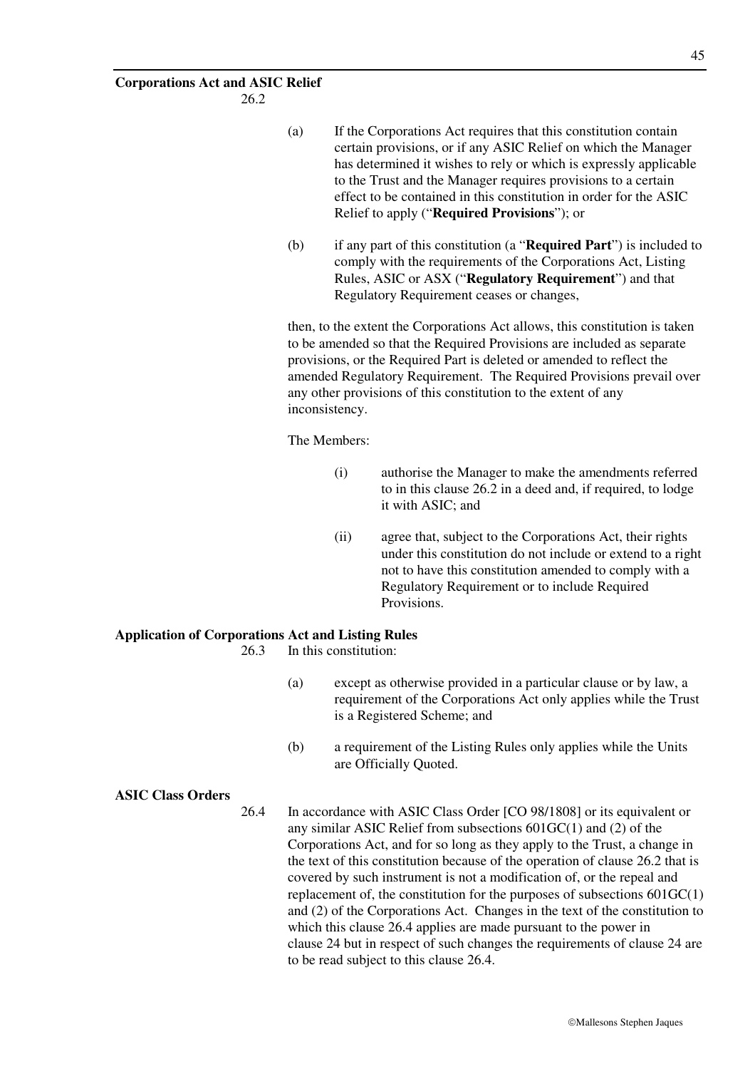**Corporations Act and ASIC Relief**

26.2

(a) If the Corporations Act requires that this constitution contain certain provisions, or if any ASIC Relief on which the Manager has determined it wishes to rely or which is expressly applicable to the Trust and the Manager requires provisions to a certain effect to be contained in this constitution in order for the ASIC Relief to apply ("**Required Provisions**"); or

(b) if any part of this constitution (a "**Required Part**") is included to comply with the requirements of the Corporations Act, Listing Rules, ASIC or ASX ("**Regulatory Requirement**") and that Regulatory Requirement ceases or changes,

then, to the extent the Corporations Act allows, this constitution is taken to be amended so that the Required Provisions are included as separate provisions, or the Required Part is deleted or amended to reflect the amended Regulatory Requirement. The Required Provisions prevail over any other provisions of this constitution to the extent of any inconsistency.

The Members:

(i) authorise the Manager to make the amendments referred to in this clause 26.2 in a deed and, if required, to lodge it with ASIC; and

(ii) agree that, subject to the Corporations Act, their rights under this constitution do not include or extend to a right not to have this constitution amended to comply with a Regulatory Requirement or to include Required Provisions.

**Application of Corporations Act and Listing Rules**

26.3 In this constitution:

(a) except as otherwise provided in a particular clause or by law, a requirement of the Corporations Act only applies while the Trust is a Registered Scheme; and

(b) a requirement of the Listing Rules only applies while the Units are Officially Quoted.

**ASIC Class Orders**

26.4 In accordance with ASIC Class Order [CO 98/1808] or its equivalent or any similar ASIC Relief from subsections 601GC(1) and (2) of the Corporations Act, and for so long as they apply to the Trust, a change in the text of this constitution because of the operation of clause 26.2 that is covered by such instrument is not a modification of, or the repeal and replacement of, the constitution for the purposes of subsections 601GC(1) and (2) of the Corporations Act. Changes in the text of the constitution to which this clause 26.4 applies are made pursuant to the power in clause 24 but in respect of such changes the requirements of clause 24 are to be read subject to this clause 26.4.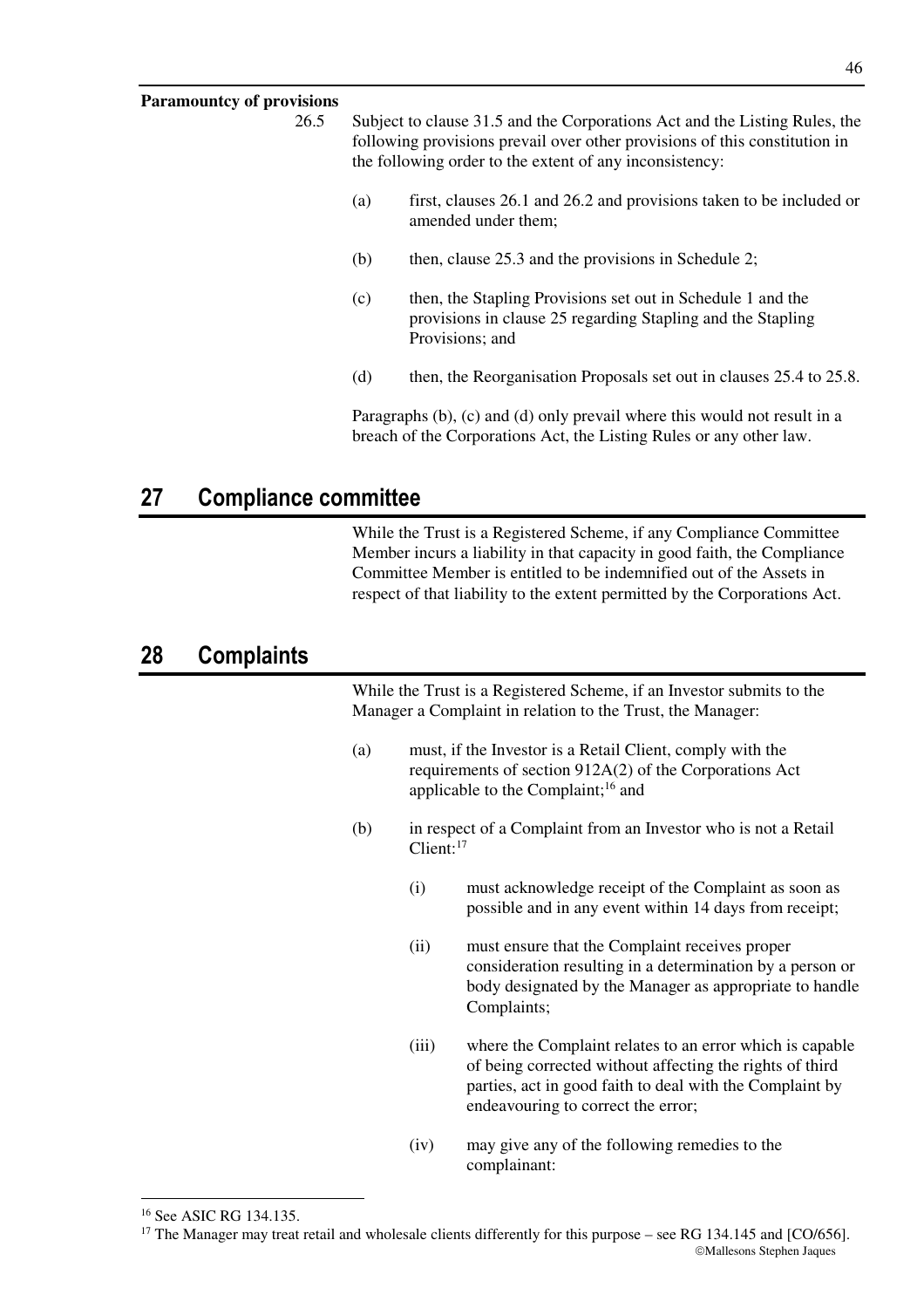**Paramountcy of provisions**

26.5 Subject to clause 31.5 and the Corporations Act and the Listing Rules, the following provisions prevail over other provisions of this constitution in the following order to the extent of any inconsistency:

(a) first, clauses 26.1 and 26.2 and provisions taken to be included or amended under them;

(b) then, clause 25.3 and the provisions in Schedule 2;

(c) then, the Stapling Provisions set out in Schedule 1 and the provisions in clause 25 regarding Stapling and the Stapling Provisions; and

(d) then, the Reorganisation Proposals set out in clauses 25.4 to 25.8.

Paragraphs (b), (c) and (d) only prevail where this would not result in a breach of the Corporations Act, the Listing Rules or any other law.

# 27 Compliance committee

While the Trust is a Registered Scheme, if any Compliance Committee Member incurs a liability in that capacity in good faith, the Compliance Committee Member is entitled to be indemnified out of the Assets in respect of that liability to the extent permitted by the Corporations Act.

# 28 Complaints

While the Trust is a Registered Scheme, if an Investor submits to the Manager a Complaint in relation to the Trust, the Manager:

(a) must, if the Investor is a Retail Client, comply with the requirements of section 912A(2) of the Corporations Act applicable to the Complaint;[16] and

(b) in respect of a Complaint from an Investor who is not a Retail Client:[17]

(i) must acknowledge receipt of the Complaint as soon as possible and in any event within 14 days from receipt;

(ii) must ensure that the Complaint receives proper consideration resulting in a determination by a person or body designated by the Manager as appropriate to handle Complaints;

(iii) where the Complaint relates to an error which is capable of being corrected without affecting the rights of third parties, act in good faith to deal with the Complaint by endeavouring to correct the error;

(iv) may give any of the following remedies to the complainant:

---

[16] See ASIC RG 134.135.

[17] The Manager may treat retail and wholesale clients differently for this purpose – see RG 134.145 and [CO/656].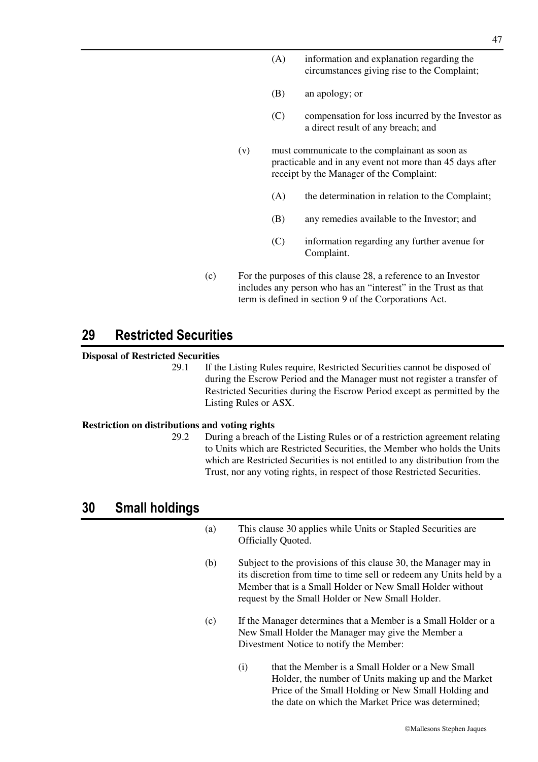(A) information and explanation regarding the circumstances giving rise to the Complaint;

(B) an apology; or

(C) compensation for loss incurred by the Investor as a direct result of any breach; and

(v) must communicate to the complainant as soon as practicable and in any event not more than 45 days after receipt by the Manager of the Complaint:

(A) the determination in relation to the Complaint;

(B) any remedies available to the Investor; and

(C) information regarding any further avenue for Complaint.

(c) For the purposes of this clause 28, a reference to an Investor includes any person who has an "interest" in the Trust as that term is defined in section 9 of the Corporations Act.

## 29 Restricted Securities

**Disposal of Restricted Securities**

29.1 If the Listing Rules require, Restricted Securities cannot be disposed of during the Escrow Period and the Manager must not register a transfer of Restricted Securities during the Escrow Period except as permitted by the Listing Rules or ASX.

**Restriction on distributions and voting rights**

29.2 During a breach of the Listing Rules or of a restriction agreement relating to Units which are Restricted Securities, the Member who holds the Units which are Restricted Securities is not entitled to any distribution from the Trust, nor any voting rights, in respect of those Restricted Securities.

## 30 Small holdings

(a) This clause 30 applies while Units or Stapled Securities are Officially Quoted.

(b) Subject to the provisions of this clause 30, the Manager may in its discretion from time to time sell or redeem any Units held by a Member that is a Small Holder or New Small Holder without request by the Small Holder or New Small Holder.

(c) If the Manager determines that a Member is a Small Holder or a New Small Holder the Manager may give the Member a Divestment Notice to notify the Member:

(i) that the Member is a Small Holder or a New Small Holder, the number of Units making up and the Market Price of the Small Holding or New Small Holding and the date on which the Market Price was determined;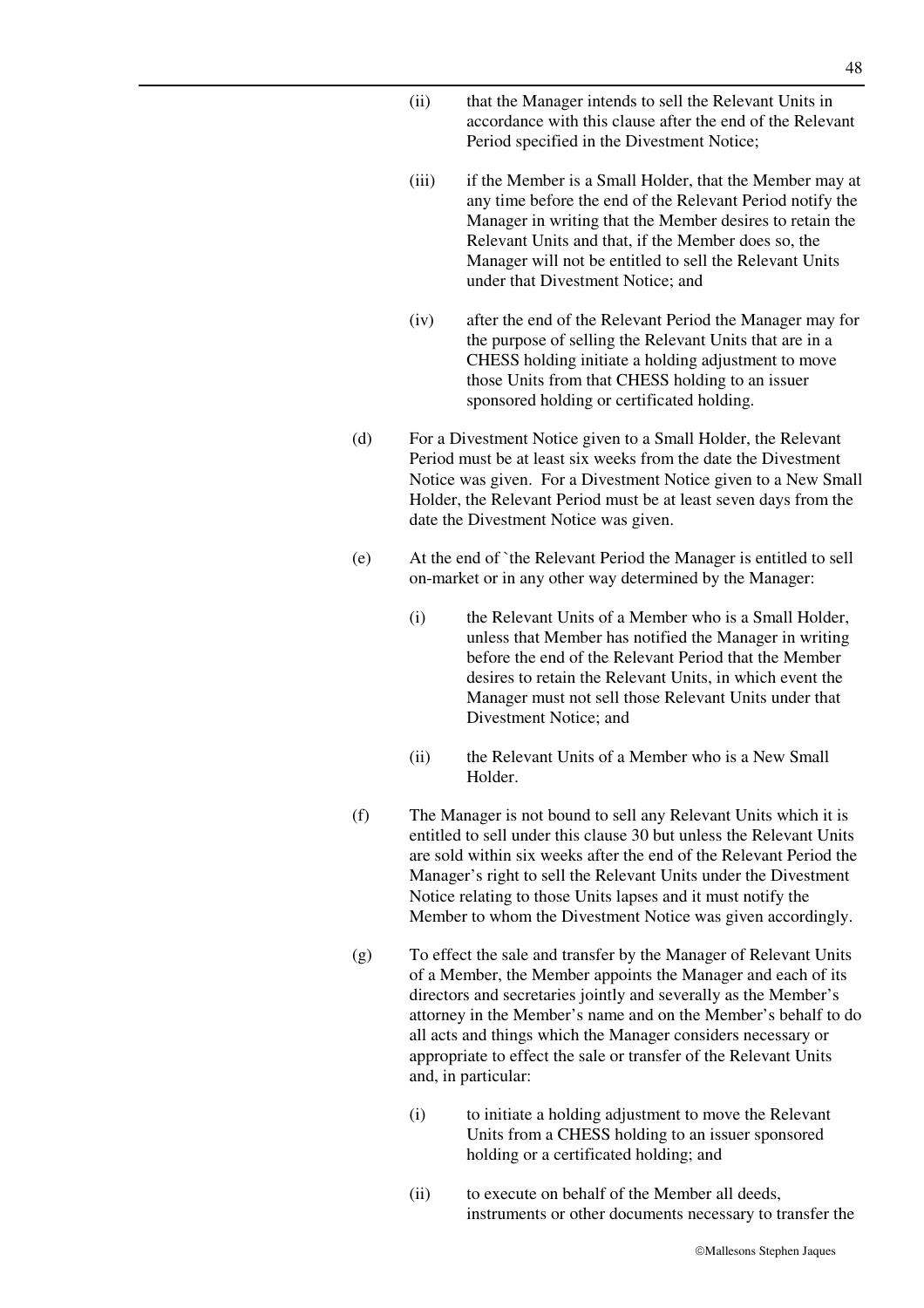(ii) that the Manager intends to sell the Relevant Units in accordance with this clause after the end of the Relevant Period specified in the Divestment Notice;

(iii) if the Member is a Small Holder, that the Member may at any time before the end of the Relevant Period notify the Manager in writing that the Member desires to retain the Relevant Units and that, if the Member does so, the Manager will not be entitled to sell the Relevant Units under that Divestment Notice; and

(iv) after the end of the Relevant Period the Manager may for the purpose of selling the Relevant Units that are in a CHESS holding initiate a holding adjustment to move those Units from that CHESS holding to an issuer sponsored holding or certificated holding.

(d) For a Divestment Notice given to a Small Holder, the Relevant Period must be at least six weeks from the date the Divestment Notice was given. For a Divestment Notice given to a New Small Holder, the Relevant Period must be at least seven days from the date the Divestment Notice was given.

(e) At the end of `the Relevant Period the Manager is entitled to sell on-market or in any other way determined by the Manager:

(i) the Relevant Units of a Member who is a Small Holder, unless that Member has notified the Manager in writing before the end of the Relevant Period that the Member desires to retain the Relevant Units, in which event the Manager must not sell those Relevant Units under that Divestment Notice; and

(ii) the Relevant Units of a Member who is a New Small Holder.

(f) The Manager is not bound to sell any Relevant Units which it is entitled to sell under this clause 30 but unless the Relevant Units are sold within six weeks after the end of the Relevant Period the Manager's right to sell the Relevant Units under the Divestment Notice relating to those Units lapses and it must notify the Member to whom the Divestment Notice was given accordingly.

(g) To effect the sale and transfer by the Manager of Relevant Units of a Member, the Member appoints the Manager and each of its directors and secretaries jointly and severally as the Member's attorney in the Member's name and on the Member's behalf to do all acts and things which the Manager considers necessary or appropriate to effect the sale or transfer of the Relevant Units and, in particular:

(i) to initiate a holding adjustment to move the Relevant Units from a CHESS holding to an issuer sponsored holding or a certificated holding; and

(ii) to execute on behalf of the Member all deeds, instruments or other documents necessary to transfer the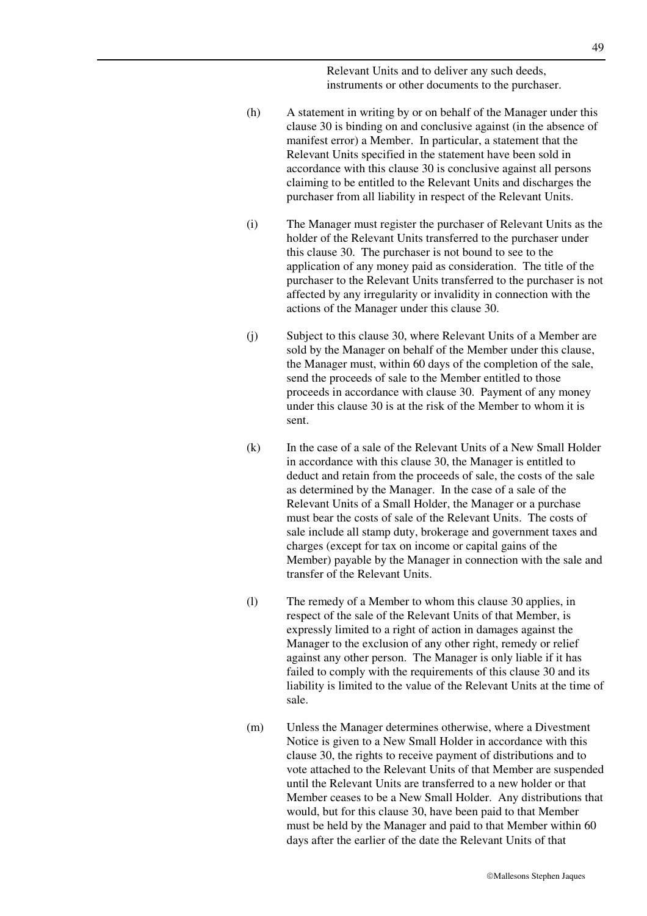Relevant Units and to deliver any such deeds, instruments or other documents to the purchaser.

(h) A statement in writing by or on behalf of the Manager under this clause 30 is binding on and conclusive against (in the absence of manifest error) a Member. In particular, a statement that the Relevant Units specified in the statement have been sold in accordance with this clause 30 is conclusive against all persons claiming to be entitled to the Relevant Units and discharges the purchaser from all liability in respect of the Relevant Units.

(i) The Manager must register the purchaser of Relevant Units as the holder of the Relevant Units transferred to the purchaser under this clause 30. The purchaser is not bound to see to the application of any money paid as consideration. The title of the purchaser to the Relevant Units transferred to the purchaser is not affected by any irregularity or invalidity in connection with the actions of the Manager under this clause 30.

(j) Subject to this clause 30, where Relevant Units of a Member are sold by the Manager on behalf of the Member under this clause, the Manager must, within 60 days of the completion of the sale, send the proceeds of sale to the Member entitled to those proceeds in accordance with clause 30. Payment of any money under this clause 30 is at the risk of the Member to whom it is sent.

(k) In the case of a sale of the Relevant Units of a New Small Holder in accordance with this clause 30, the Manager is entitled to deduct and retain from the proceeds of sale, the costs of the sale as determined by the Manager. In the case of a sale of the Relevant Units of a Small Holder, the Manager or a purchase must bear the costs of sale of the Relevant Units. The costs of sale include all stamp duty, brokerage and government taxes and charges (except for tax on income or capital gains of the Member) payable by the Manager in connection with the sale and transfer of the Relevant Units.

(l) The remedy of a Member to whom this clause 30 applies, in respect of the sale of the Relevant Units of that Member, is expressly limited to a right of action in damages against the Manager to the exclusion of any other right, remedy or relief against any other person. The Manager is only liable if it has failed to comply with the requirements of this clause 30 and its liability is limited to the value of the Relevant Units at the time of sale.

(m) Unless the Manager determines otherwise, where a Divestment Notice is given to a New Small Holder in accordance with this clause 30, the rights to receive payment of distributions and to vote attached to the Relevant Units of that Member are suspended until the Relevant Units are transferred to a new holder or that Member ceases to be a New Small Holder. Any distributions that would, but for this clause 30, have been paid to that Member must be held by the Manager and paid to that Member within 60 days after the earlier of the date the Relevant Units of that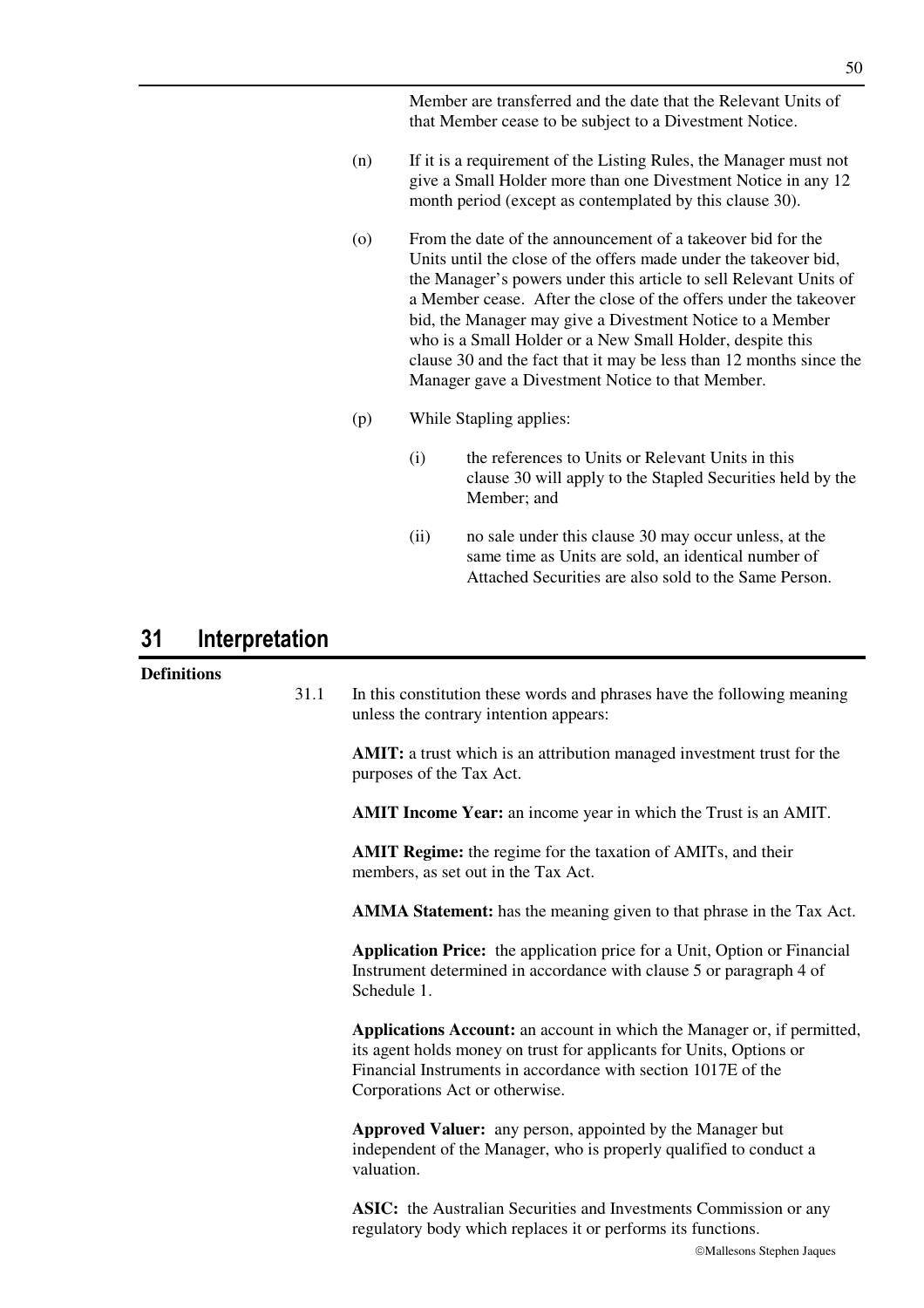Member are transferred and the date that the Relevant Units of that Member cease to be subject to a Divestment Notice.

(n) If it is a requirement of the Listing Rules, the Manager must not give a Small Holder more than one Divestment Notice in any 12 month period (except as contemplated by this clause 30).

(o) From the date of the announcement of a takeover bid for the Units until the close of the offers made under the takeover bid, the Manager's powers under this article to sell Relevant Units of a Member cease. After the close of the offers under the takeover bid, the Manager may give a Divestment Notice to a Member who is a Small Holder or a New Small Holder, despite this clause 30 and the fact that it may be less than 12 months since the Manager gave a Divestment Notice to that Member.

(p) While Stapling applies:

(i) the references to Units or Relevant Units in this clause 30 will apply to the Stapled Securities held by the Member; and

(ii) no sale under this clause 30 may occur unless, at the same time as Units are sold, an identical number of Attached Securities are also sold to the Same Person.

# 31 Interpretation

**Definitions**

31.1 In this constitution these words and phrases have the following meaning unless the contrary intention appears:

**AMIT:** a trust which is an attribution managed investment trust for the purposes of the Tax Act.

**AMIT Income Year:** an income year in which the Trust is an AMIT.

**AMIT Regime:** the regime for the taxation of AMITs, and their members, as set out in the Tax Act.

**AMMA Statement:** has the meaning given to that phrase in the Tax Act.

**Application Price:** the application price for a Unit, Option or Financial Instrument determined in accordance with clause 5 or paragraph 4 of Schedule 1.

**Applications Account:** an account in which the Manager or, if permitted, its agent holds money on trust for applicants for Units, Options or Financial Instruments in accordance with section 1017E of the Corporations Act or otherwise.

**Approved Valuer:** any person, appointed by the Manager but independent of the Manager, who is properly qualified to conduct a valuation.

**ASIC:** the Australian Securities and Investments Commission or any regulatory body which replaces it or performs its functions.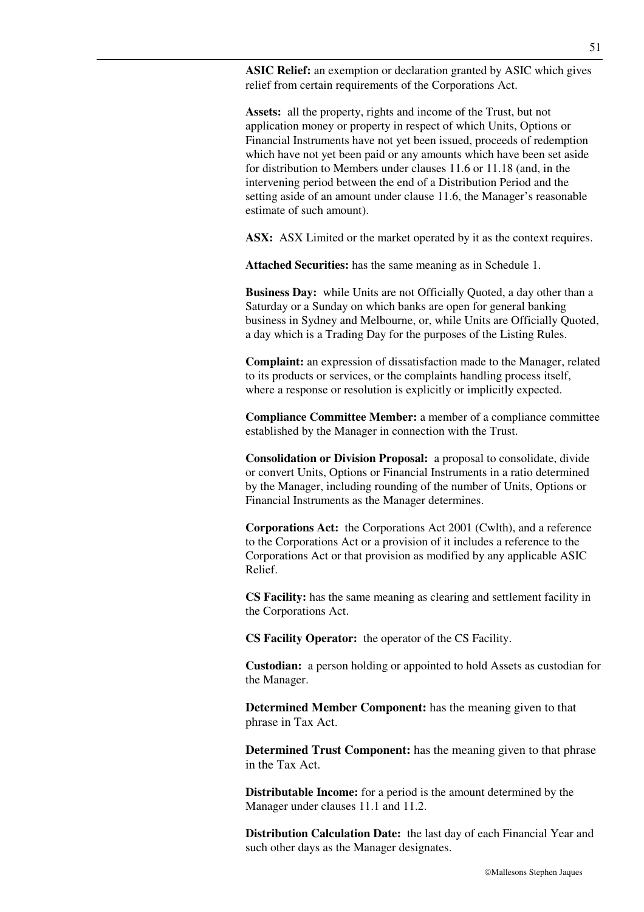**ASIC Relief:** an exemption or declaration granted by ASIC which gives relief from certain requirements of the Corporations Act.

**Assets:** all the property, rights and income of the Trust, but not application money or property in respect of which Units, Options or Financial Instruments have not yet been issued, proceeds of redemption which have not yet been paid or any amounts which have been set aside for distribution to Members under clauses 11.6 or 11.18 (and, in the intervening period between the end of a Distribution Period and the setting aside of an amount under clause 11.6, the Manager's reasonable estimate of such amount).

**ASX:** ASX Limited or the market operated by it as the context requires.

**Attached Securities:** has the same meaning as in Schedule 1.

**Business Day:** while Units are not Officially Quoted, a day other than a Saturday or a Sunday on which banks are open for general banking business in Sydney and Melbourne, or, while Units are Officially Quoted, a day which is a Trading Day for the purposes of the Listing Rules.

**Complaint:** an expression of dissatisfaction made to the Manager, related to its products or services, or the complaints handling process itself, where a response or resolution is explicitly or implicitly expected.

**Compliance Committee Member:** a member of a compliance committee established by the Manager in connection with the Trust.

**Consolidation or Division Proposal:** a proposal to consolidate, divide or convert Units, Options or Financial Instruments in a ratio determined by the Manager, including rounding of the number of Units, Options or Financial Instruments as the Manager determines.

**Corporations Act:** the Corporations Act 2001 (Cwlth), and a reference to the Corporations Act or a provision of it includes a reference to the Corporations Act or that provision as modified by any applicable ASIC Relief.

**CS Facility:** has the same meaning as clearing and settlement facility in the Corporations Act.

**CS Facility Operator:** the operator of the CS Facility.

**Custodian:** a person holding or appointed to hold Assets as custodian for the Manager.

**Determined Member Component:** has the meaning given to that phrase in Tax Act.

**Determined Trust Component:** has the meaning given to that phrase in the Tax Act.

**Distributable Income:** for a period is the amount determined by the Manager under clauses 11.1 and 11.2.

**Distribution Calculation Date:** the last day of each Financial Year and such other days as the Manager designates.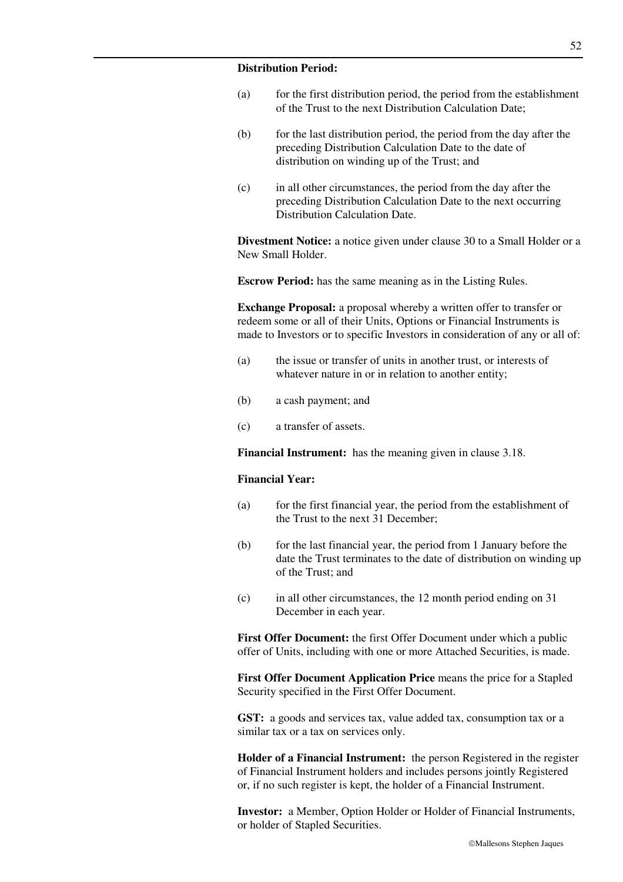**Distribution Period:**

(a) for the first distribution period, the period from the establishment of the Trust to the next Distribution Calculation Date;

(b) for the last distribution period, the period from the day after the preceding Distribution Calculation Date to the date of distribution on winding up of the Trust; and

(c) in all other circumstances, the period from the day after the preceding Distribution Calculation Date to the next occurring Distribution Calculation Date.

**Divestment Notice:** a notice given under clause 30 to a Small Holder or a New Small Holder.

**Escrow Period:** has the same meaning as in the Listing Rules.

**Exchange Proposal:** a proposal whereby a written offer to transfer or redeem some or all of their Units, Options or Financial Instruments is made to Investors or to specific Investors in consideration of any or all of:

(a) the issue or transfer of units in another trust, or interests of whatever nature in or in relation to another entity;

(b) a cash payment; and

(c) a transfer of assets.

**Financial Instrument:** has the meaning given in clause 3.18.

**Financial Year:**

(a) for the first financial year, the period from the establishment of the Trust to the next 31 December;

(b) for the last financial year, the period from 1 January before the date the Trust terminates to the date of distribution on winding up of the Trust; and

(c) in all other circumstances, the 12 month period ending on 31 December in each year.

**First Offer Document:** the first Offer Document under which a public offer of Units, including with one or more Attached Securities, is made.

**First Offer Document Application Price** means the price for a Stapled Security specified in the First Offer Document.

**GST:** a goods and services tax, value added tax, consumption tax or a similar tax or a tax on services only.

**Holder of a Financial Instrument:** the person Registered in the register of Financial Instrument holders and includes persons jointly Registered or, if no such register is kept, the holder of a Financial Instrument.

**Investor:** a Member, Option Holder or Holder of Financial Instruments, or holder of Stapled Securities.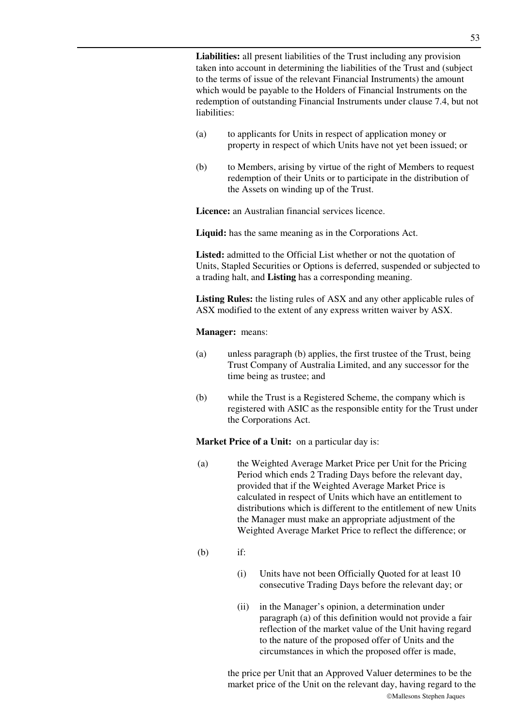**Liabilities:** all present liabilities of the Trust including any provision taken into account in determining the liabilities of the Trust and (subject to the terms of issue of the relevant Financial Instruments) the amount which would be payable to the Holders of Financial Instruments on the redemption of outstanding Financial Instruments under clause 7.4, but not liabilities:

(a) to applicants for Units in respect of application money or property in respect of which Units have not yet been issued; or

(b) to Members, arising by virtue of the right of Members to request redemption of their Units or to participate in the distribution of the Assets on winding up of the Trust.

**Licence:** an Australian financial services licence.

**Liquid:** has the same meaning as in the Corporations Act.

**Listed:** admitted to the Official List whether or not the quotation of Units, Stapled Securities or Options is deferred, suspended or subjected to a trading halt, and **Listing** has a corresponding meaning.

**Listing Rules:** the listing rules of ASX and any other applicable rules of ASX modified to the extent of any express written waiver by ASX.

**Manager:** means:

(a) unless paragraph (b) applies, the first trustee of the Trust, being Trust Company of Australia Limited, and any successor for the time being as trustee; and

(b) while the Trust is a Registered Scheme, the company which is registered with ASIC as the responsible entity for the Trust under the Corporations Act.

**Market Price of a Unit:** on a particular day is:

(a) the Weighted Average Market Price per Unit for the Pricing Period which ends 2 Trading Days before the relevant day, provided that if the Weighted Average Market Price is calculated in respect of Units which have an entitlement to distributions which is different to the entitlement of new Units the Manager must make an appropriate adjustment of the Weighted Average Market Price to reflect the difference; or

(b) if:

  (i) Units have not been Officially Quoted for at least 10 consecutive Trading Days before the relevant day; or

  (ii) in the Manager's opinion, a determination under paragraph (a) of this definition would not provide a fair reflection of the market value of the Unit having regard to the nature of the proposed offer of Units and the circumstances in which the proposed offer is made,

the price per Unit that an Approved Valuer determines to be the market price of the Unit on the relevant day, having regard to the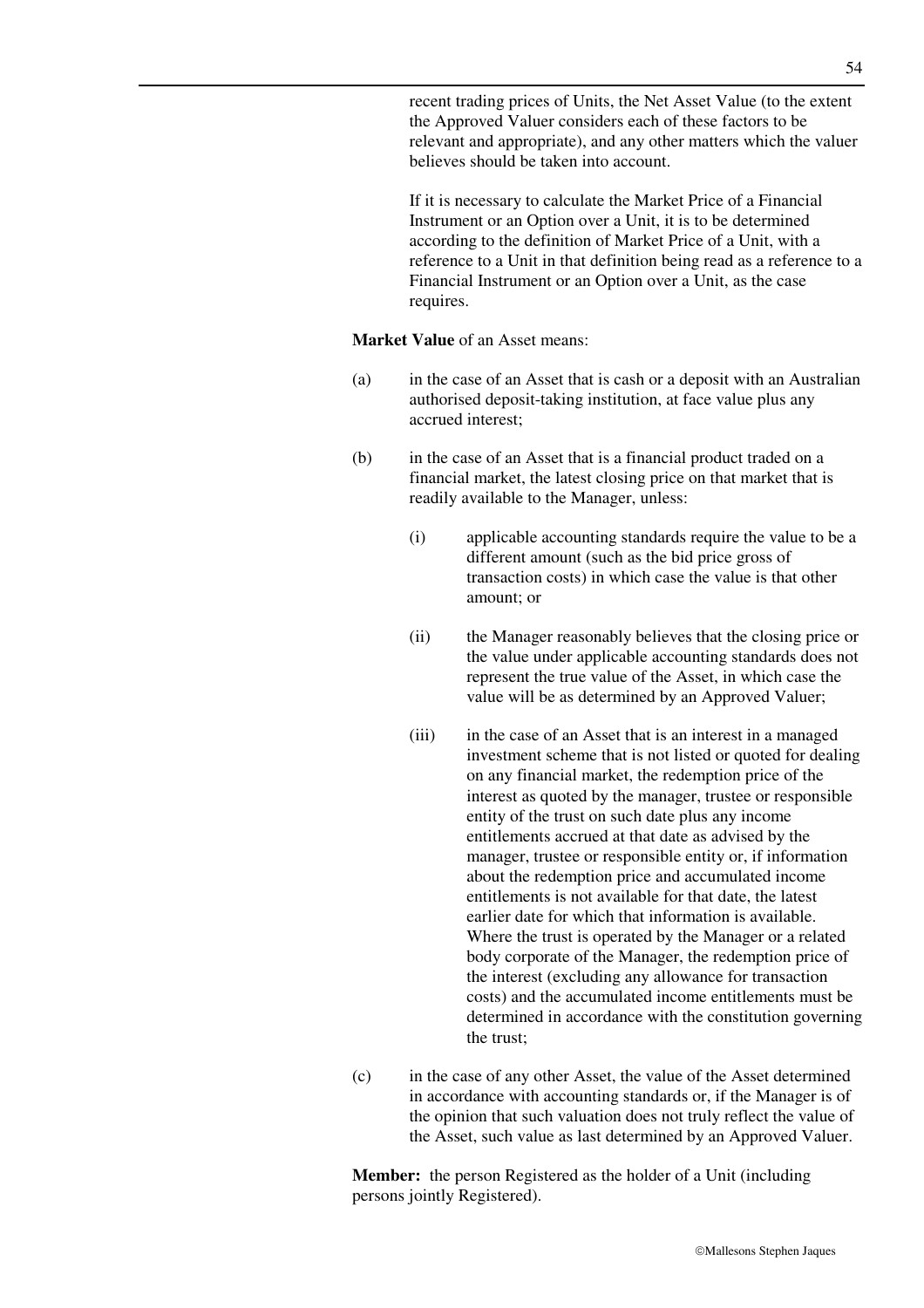recent trading prices of Units, the Net Asset Value (to the extent the Approved Valuer considers each of these factors to be relevant and appropriate), and any other matters which the valuer believes should be taken into account.

If it is necessary to calculate the Market Price of a Financial Instrument or an Option over a Unit, it is to be determined according to the definition of Market Price of a Unit, with a reference to a Unit in that definition being read as a reference to a Financial Instrument or an Option over a Unit, as the case requires.

**Market Value** of an Asset means:

(a) in the case of an Asset that is cash or a deposit with an Australian authorised deposit-taking institution, at face value plus any accrued interest;

(b) in the case of an Asset that is a financial product traded on a financial market, the latest closing price on that market that is readily available to the Manager, unless:

   (i) applicable accounting standards require the value to be a different amount (such as the bid price gross of transaction costs) in which case the value is that other amount; or

   (ii) the Manager reasonably believes that the closing price or the value under applicable accounting standards does not represent the true value of the Asset, in which case the value will be as determined by an Approved Valuer;

   (iii) in the case of an Asset that is an interest in a managed investment scheme that is not listed or quoted for dealing on any financial market, the redemption price of the interest as quoted by the manager, trustee or responsible entity of the trust on such date plus any income entitlements accrued at that date as advised by the manager, trustee or responsible entity or, if information about the redemption price and accumulated income entitlements is not available for that date, the latest earlier date for which that information is available. Where the trust is operated by the Manager or a related body corporate of the Manager, the redemption price of the interest (excluding any allowance for transaction costs) and the accumulated income entitlements must be determined in accordance with the constitution governing the trust;

(c) in the case of any other Asset, the value of the Asset determined in accordance with accounting standards or, if the Manager is of the opinion that such valuation does not truly reflect the value of the Asset, such value as last determined by an Approved Valuer.

**Member:** the person Registered as the holder of a Unit (including persons jointly Registered).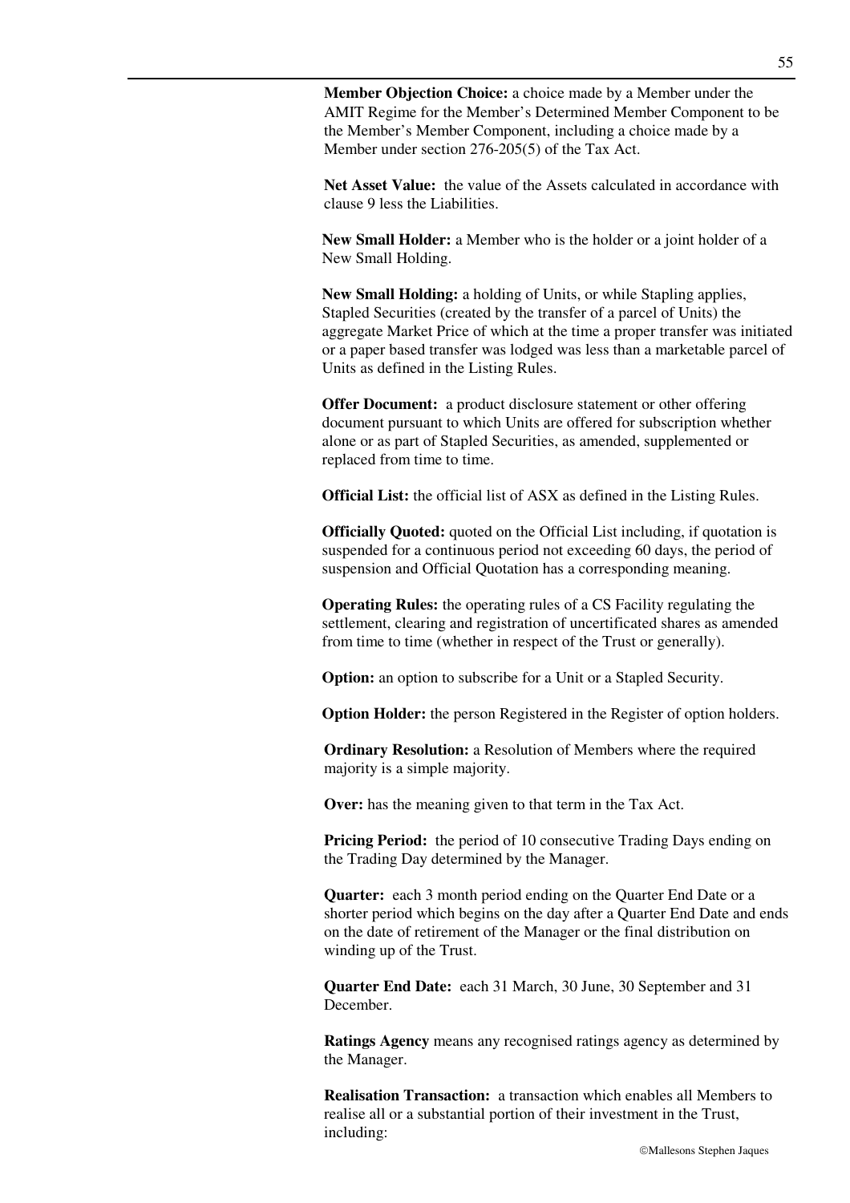**Member Objection Choice:** a choice made by a Member under the AMIT Regime for the Member's Determined Member Component to be the Member's Member Component, including a choice made by a Member under section 276-205(5) of the Tax Act.

**Net Asset Value:** the value of the Assets calculated in accordance with clause 9 less the Liabilities.

**New Small Holder:** a Member who is the holder or a joint holder of a New Small Holding.

**New Small Holding:** a holding of Units, or while Stapling applies, Stapled Securities (created by the transfer of a parcel of Units) the aggregate Market Price of which at the time a proper transfer was initiated or a paper based transfer was lodged was less than a marketable parcel of Units as defined in the Listing Rules.

**Offer Document:** a product disclosure statement or other offering document pursuant to which Units are offered for subscription whether alone or as part of Stapled Securities, as amended, supplemented or replaced from time to time.

**Official List:** the official list of ASX as defined in the Listing Rules.

**Officially Quoted:** quoted on the Official List including, if quotation is suspended for a continuous period not exceeding 60 days, the period of suspension and Official Quotation has a corresponding meaning.

**Operating Rules:** the operating rules of a CS Facility regulating the settlement, clearing and registration of uncertificated shares as amended from time to time (whether in respect of the Trust or generally).

**Option:** an option to subscribe for a Unit or a Stapled Security.

**Option Holder:** the person Registered in the Register of option holders.

**Ordinary Resolution:** a Resolution of Members where the required majority is a simple majority.

**Over:** has the meaning given to that term in the Tax Act.

**Pricing Period:** the period of 10 consecutive Trading Days ending on the Trading Day determined by the Manager.

**Quarter:** each 3 month period ending on the Quarter End Date or a shorter period which begins on the day after a Quarter End Date and ends on the date of retirement of the Manager or the final distribution on winding up of the Trust.

**Quarter End Date:** each 31 March, 30 June, 30 September and 31 December.

**Ratings Agency** means any recognised ratings agency as determined by the Manager.

**Realisation Transaction:** a transaction which enables all Members to realise all or a substantial portion of their investment in the Trust, including: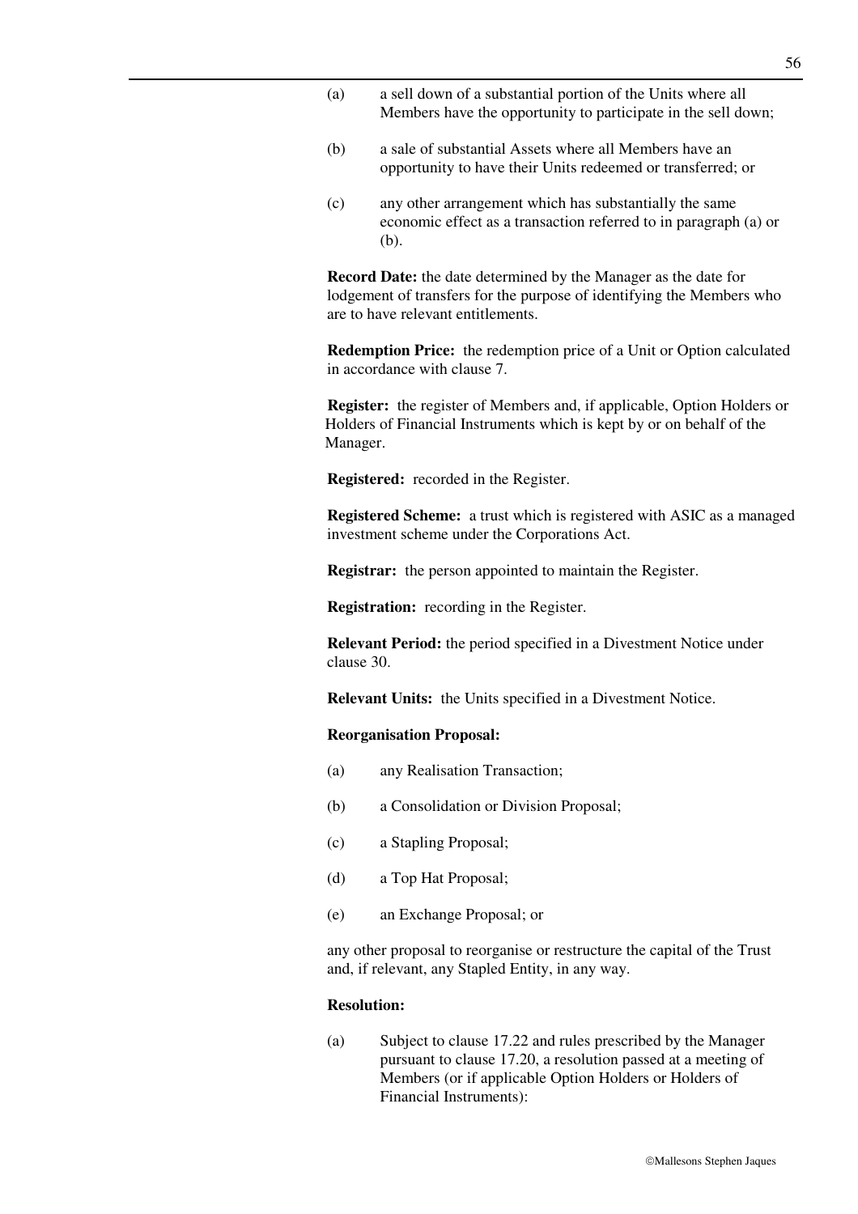(a) a sell down of a substantial portion of the Units where all Members have the opportunity to participate in the sell down;

(b) a sale of substantial Assets where all Members have an opportunity to have their Units redeemed or transferred; or

(c) any other arrangement which has substantially the same economic effect as a transaction referred to in paragraph (a) or (b).

**Record Date:** the date determined by the Manager as the date for lodgement of transfers for the purpose of identifying the Members who are to have relevant entitlements.

**Redemption Price:** the redemption price of a Unit or Option calculated in accordance with clause 7.

**Register:** the register of Members and, if applicable, Option Holders or Holders of Financial Instruments which is kept by or on behalf of the Manager.

**Registered:** recorded in the Register.

**Registered Scheme:** a trust which is registered with ASIC as a managed investment scheme under the Corporations Act.

**Registrar:** the person appointed to maintain the Register.

**Registration:** recording in the Register.

**Relevant Period:** the period specified in a Divestment Notice under clause 30.

**Relevant Units:** the Units specified in a Divestment Notice.

**Reorganisation Proposal:**

(a) any Realisation Transaction;

(b) a Consolidation or Division Proposal;

(c) a Stapling Proposal;

(d) a Top Hat Proposal;

(e) an Exchange Proposal; or

any other proposal to reorganise or restructure the capital of the Trust and, if relevant, any Stapled Entity, in any way.

**Resolution:**

(a) Subject to clause 17.22 and rules prescribed by the Manager pursuant to clause 17.20, a resolution passed at a meeting of Members (or if applicable Option Holders or Holders of Financial Instruments):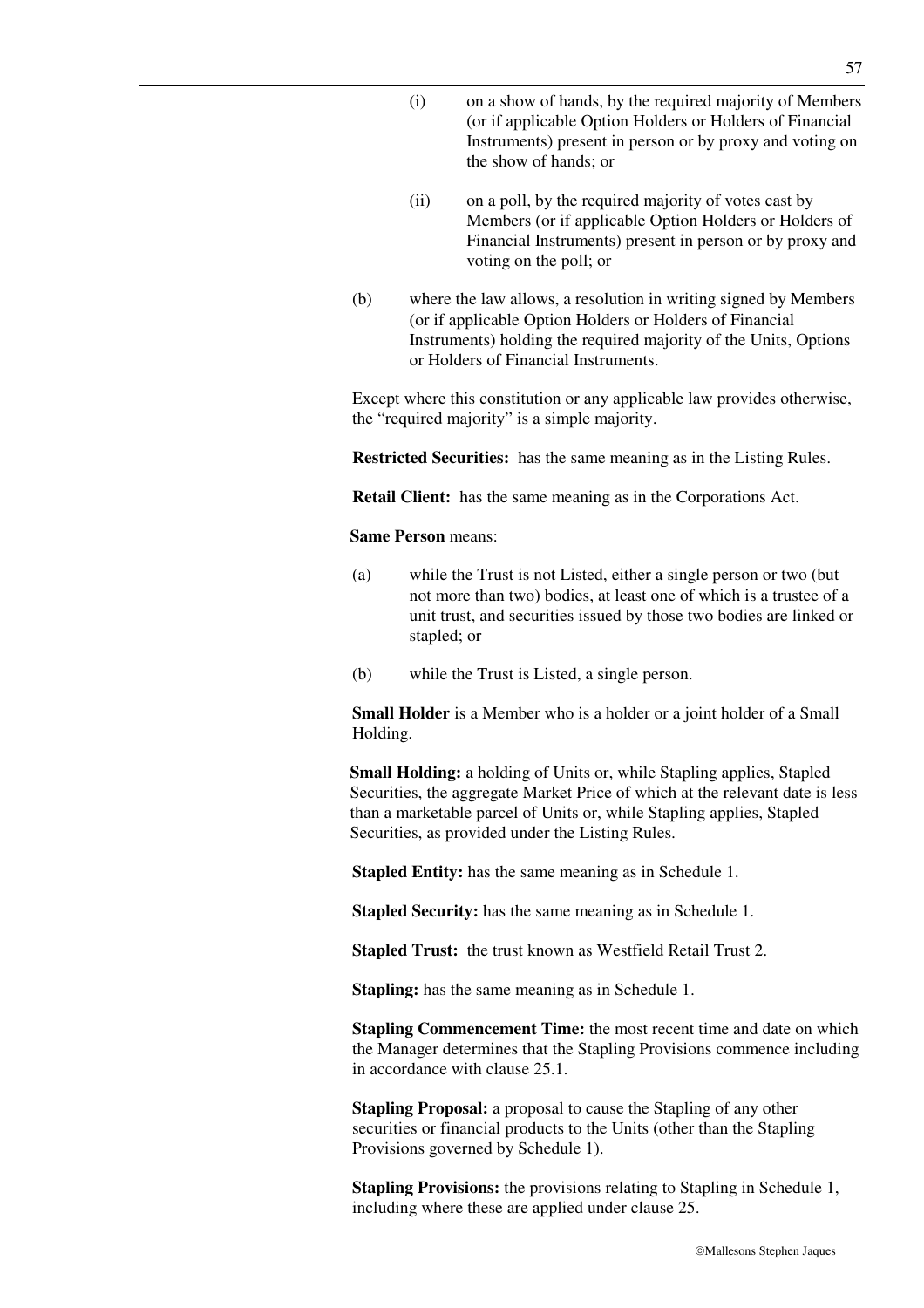(i) on a show of hands, by the required majority of Members (or if applicable Option Holders or Holders of Financial Instruments) present in person or by proxy and voting on the show of hands; or

(ii) on a poll, by the required majority of votes cast by Members (or if applicable Option Holders or Holders of Financial Instruments) present in person or by proxy and voting on the poll; or

(b) where the law allows, a resolution in writing signed by Members (or if applicable Option Holders or Holders of Financial Instruments) holding the required majority of the Units, Options or Holders of Financial Instruments.

Except where this constitution or any applicable law provides otherwise, the "required majority" is a simple majority.

**Restricted Securities:** has the same meaning as in the Listing Rules.

**Retail Client:** has the same meaning as in the Corporations Act.

**Same Person** means:

(a) while the Trust is not Listed, either a single person or two (but not more than two) bodies, at least one of which is a trustee of a unit trust, and securities issued by those two bodies are linked or stapled; or

(b) while the Trust is Listed, a single person.

**Small Holder** is a Member who is a holder or a joint holder of a Small Holding.

**Small Holding:** a holding of Units or, while Stapling applies, Stapled Securities, the aggregate Market Price of which at the relevant date is less than a marketable parcel of Units or, while Stapling applies, Stapled Securities, as provided under the Listing Rules.

**Stapled Entity:** has the same meaning as in Schedule 1.

**Stapled Security:** has the same meaning as in Schedule 1.

**Stapled Trust:** the trust known as Westfield Retail Trust 2.

**Stapling:** has the same meaning as in Schedule 1.

**Stapling Commencement Time:** the most recent time and date on which the Manager determines that the Stapling Provisions commence including in accordance with clause 25.1.

**Stapling Proposal:** a proposal to cause the Stapling of any other securities or financial products to the Units (other than the Stapling Provisions governed by Schedule 1).

**Stapling Provisions:** the provisions relating to Stapling in Schedule 1, including where these are applied under clause 25.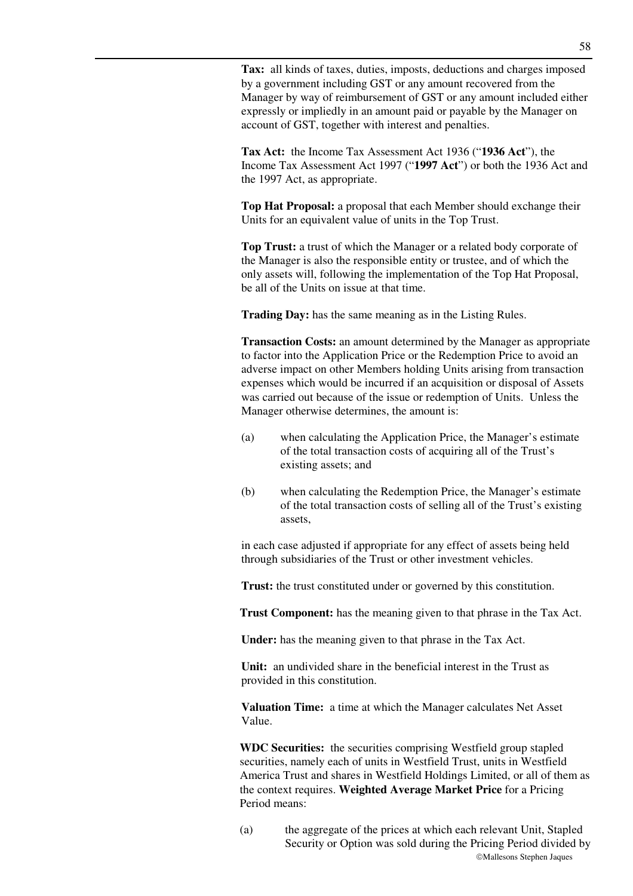**Tax:** all kinds of taxes, duties, imposts, deductions and charges imposed by a government including GST or any amount recovered from the Manager by way of reimbursement of GST or any amount included either expressly or impliedly in an amount paid or payable by the Manager on account of GST, together with interest and penalties.

**Tax Act:** the Income Tax Assessment Act 1936 ("**1936 Act**"), the Income Tax Assessment Act 1997 ("**1997 Act**") or both the 1936 Act and the 1997 Act, as appropriate.

**Top Hat Proposal:** a proposal that each Member should exchange their Units for an equivalent value of units in the Top Trust.

**Top Trust:** a trust of which the Manager or a related body corporate of the Manager is also the responsible entity or trustee, and of which the only assets will, following the implementation of the Top Hat Proposal, be all of the Units on issue at that time.

**Trading Day:** has the same meaning as in the Listing Rules.

**Transaction Costs:** an amount determined by the Manager as appropriate to factor into the Application Price or the Redemption Price to avoid an adverse impact on other Members holding Units arising from transaction expenses which would be incurred if an acquisition or disposal of Assets was carried out because of the issue or redemption of Units. Unless the Manager otherwise determines, the amount is:

(a) when calculating the Application Price, the Manager's estimate of the total transaction costs of acquiring all of the Trust's existing assets; and

(b) when calculating the Redemption Price, the Manager's estimate of the total transaction costs of selling all of the Trust's existing assets,

in each case adjusted if appropriate for any effect of assets being held through subsidiaries of the Trust or other investment vehicles.

**Trust:** the trust constituted under or governed by this constitution.

**Trust Component:** has the meaning given to that phrase in the Tax Act.

**Under:** has the meaning given to that phrase in the Tax Act.

**Unit:** an undivided share in the beneficial interest in the Trust as provided in this constitution.

**Valuation Time:** a time at which the Manager calculates Net Asset Value.

**WDC Securities:** the securities comprising Westfield group stapled securities, namely each of units in Westfield Trust, units in Westfield America Trust and shares in Westfield Holdings Limited, or all of them as the context requires. **Weighted Average Market Price** for a Pricing Period means:

(a) the aggregate of the prices at which each relevant Unit, Stapled Security or Option was sold during the Pricing Period divided by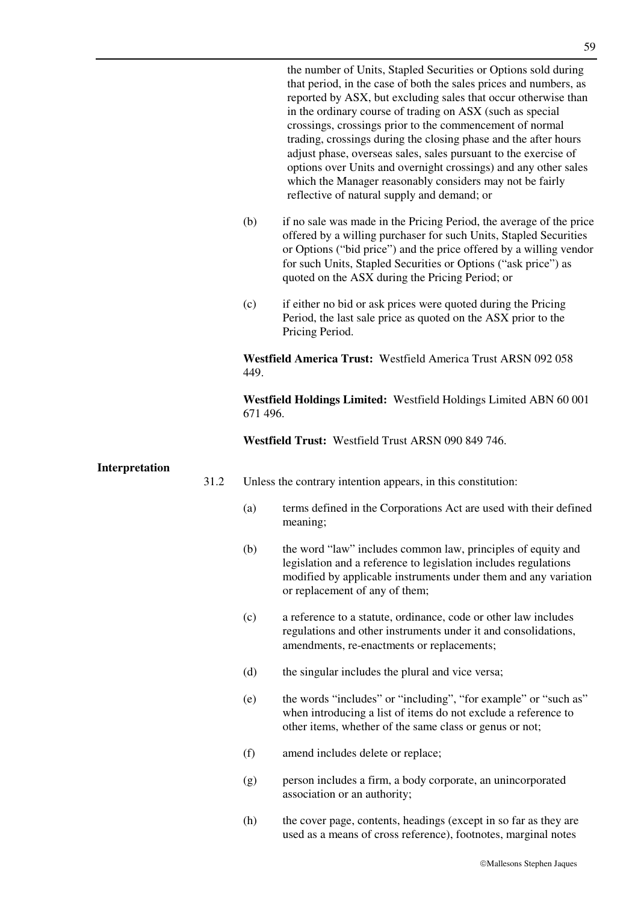the number of Units, Stapled Securities or Options sold during that period, in the case of both the sales prices and numbers, as reported by ASX, but excluding sales that occur otherwise than in the ordinary course of trading on ASX (such as special crossings, crossings prior to the commencement of normal trading, crossings during the closing phase and the after hours adjust phase, overseas sales, sales pursuant to the exercise of options over Units and overnight crossings) and any other sales which the Manager reasonably considers may not be fairly reflective of natural supply and demand; or

(b) if no sale was made in the Pricing Period, the average of the price offered by a willing purchaser for such Units, Stapled Securities or Options ("bid price") and the price offered by a willing vendor for such Units, Stapled Securities or Options ("ask price") as quoted on the ASX during the Pricing Period; or

(c) if either no bid or ask prices were quoted during the Pricing Period, the last sale price as quoted on the ASX prior to the Pricing Period.

**Westfield America Trust:** Westfield America Trust ARSN 092 058 449.

**Westfield Holdings Limited:** Westfield Holdings Limited ABN 60 001 671 496.

**Westfield Trust:** Westfield Trust ARSN 090 849 746.

**Interpretation**

31.2 Unless the contrary intention appears, in this constitution:

(a) terms defined in the Corporations Act are used with their defined meaning;

(b) the word "law" includes common law, principles of equity and legislation and a reference to legislation includes regulations modified by applicable instruments under them and any variation or replacement of any of them;

(c) a reference to a statute, ordinance, code or other law includes regulations and other instruments under it and consolidations, amendments, re-enactments or replacements;

(d) the singular includes the plural and vice versa;

(e) the words "includes" or "including", "for example" or "such as" when introducing a list of items do not exclude a reference to other items, whether of the same class or genus or not;

(f) amend includes delete or replace;

(g) person includes a firm, a body corporate, an unincorporated association or an authority;

(h) the cover page, contents, headings (except in so far as they are used as a means of cross reference), footnotes, marginal notes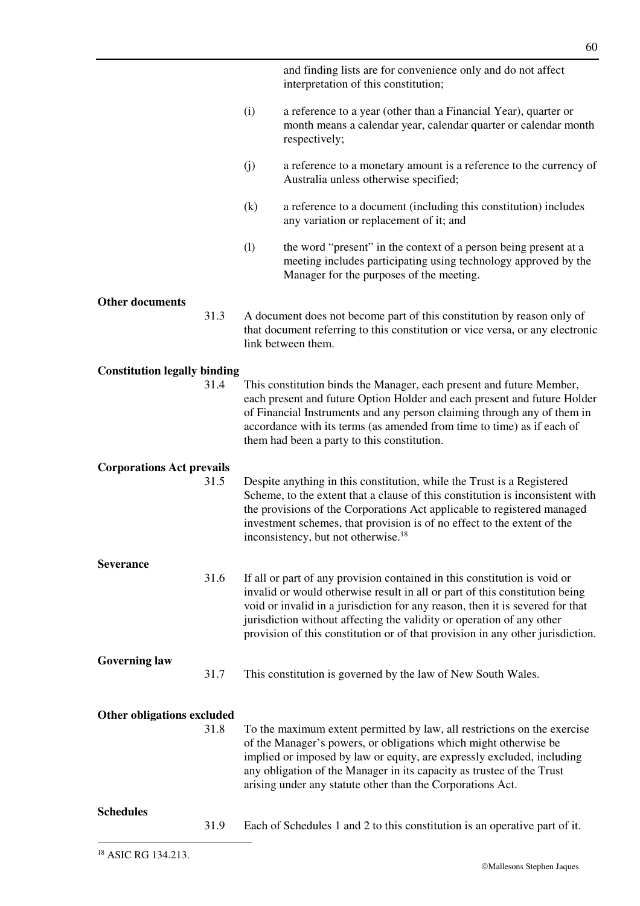and finding lists are for convenience only and do not affect interpretation of this constitution;

(i) a reference to a year (other than a Financial Year), quarter or month means a calendar year, calendar quarter or calendar month respectively;

(j) a reference to a monetary amount is a reference to the currency of Australia unless otherwise specified;

(k) a reference to a document (including this constitution) includes any variation or replacement of it; and

(l) the word "present" in the context of a person being present at a meeting includes participating using technology approved by the Manager for the purposes of the meeting.

**Other documents**

31.3 A document does not become part of this constitution by reason only of that document referring to this constitution or vice versa, or any electronic link between them.

**Constitution legally binding**

31.4 This constitution binds the Manager, each present and future Member, each present and future Option Holder and each present and future Holder of Financial Instruments and any person claiming through any of them in accordance with its terms (as amended from time to time) as if each of them had been a party to this constitution.

**Corporations Act prevails**

31.5 Despite anything in this constitution, while the Trust is a Registered Scheme, to the extent that a clause of this constitution is inconsistent with the provisions of the Corporations Act applicable to registered managed investment schemes, that provision is of no effect to the extent of the inconsistency, but not otherwise.[18]

**Severance**

31.6 If all or part of any provision contained in this constitution is void or invalid or would otherwise result in all or part of this constitution being void or invalid in a jurisdiction for any reason, then it is severed for that jurisdiction without affecting the validity or operation of any other provision of this constitution or of that provision in any other jurisdiction.

**Governing law**

31.7 This constitution is governed by the law of New South Wales.

**Other obligations excluded**

31.8 To the maximum extent permitted by law, all restrictions on the exercise of the Manager's powers, or obligations which might otherwise be implied or imposed by law or equity, are expressly excluded, including any obligation of the Manager in its capacity as trustee of the Trust arising under any statute other than the Corporations Act.

**Schedules**

31.9 Each of Schedules 1 and 2 to this constitution is an operative part of it.

[18] ASIC RG 134.213.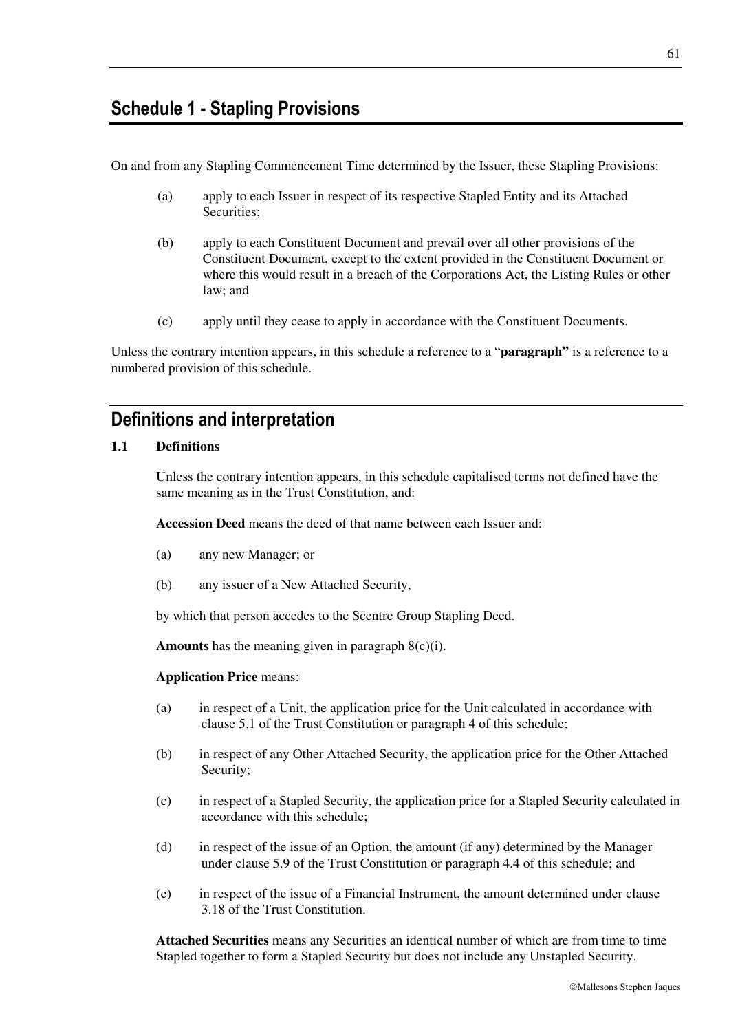# Schedule 1 - Stapling Provisions

On and from any Stapling Commencement Time determined by the Issuer, these Stapling Provisions:

(a) apply to each Issuer in respect of its respective Stapled Entity and its Attached Securities;

(b) apply to each Constituent Document and prevail over all other provisions of the Constituent Document, except to the extent provided in the Constituent Document or where this would result in a breach of the Corporations Act, the Listing Rules or other law; and

(c) apply until they cease to apply in accordance with the Constituent Documents.

Unless the contrary intention appears, in this schedule a reference to a "**paragraph"** is a reference to a numbered provision of this schedule.

## Definitions and interpretation

### 1.1 Definitions

Unless the contrary intention appears, in this schedule capitalised terms not defined have the same meaning as in the Trust Constitution, and:

**Accession Deed** means the deed of that name between each Issuer and:

(a) any new Manager; or

(b) any issuer of a New Attached Security,

by which that person accedes to the Scentre Group Stapling Deed.

**Amounts** has the meaning given in paragraph 8(c)(i).

**Application Price** means:

(a) in respect of a Unit, the application price for the Unit calculated in accordance with clause 5.1 of the Trust Constitution or paragraph 4 of this schedule;

(b) in respect of any Other Attached Security, the application price for the Other Attached Security;

(c) in respect of a Stapled Security, the application price for a Stapled Security calculated in accordance with this schedule;

(d) in respect of the issue of an Option, the amount (if any) determined by the Manager under clause 5.9 of the Trust Constitution or paragraph 4.4 of this schedule; and

(e) in respect of the issue of a Financial Instrument, the amount determined under clause 3.18 of the Trust Constitution.

**Attached Securities** means any Securities an identical number of which are from time to time Stapled together to form a Stapled Security but does not include any Unstapled Security.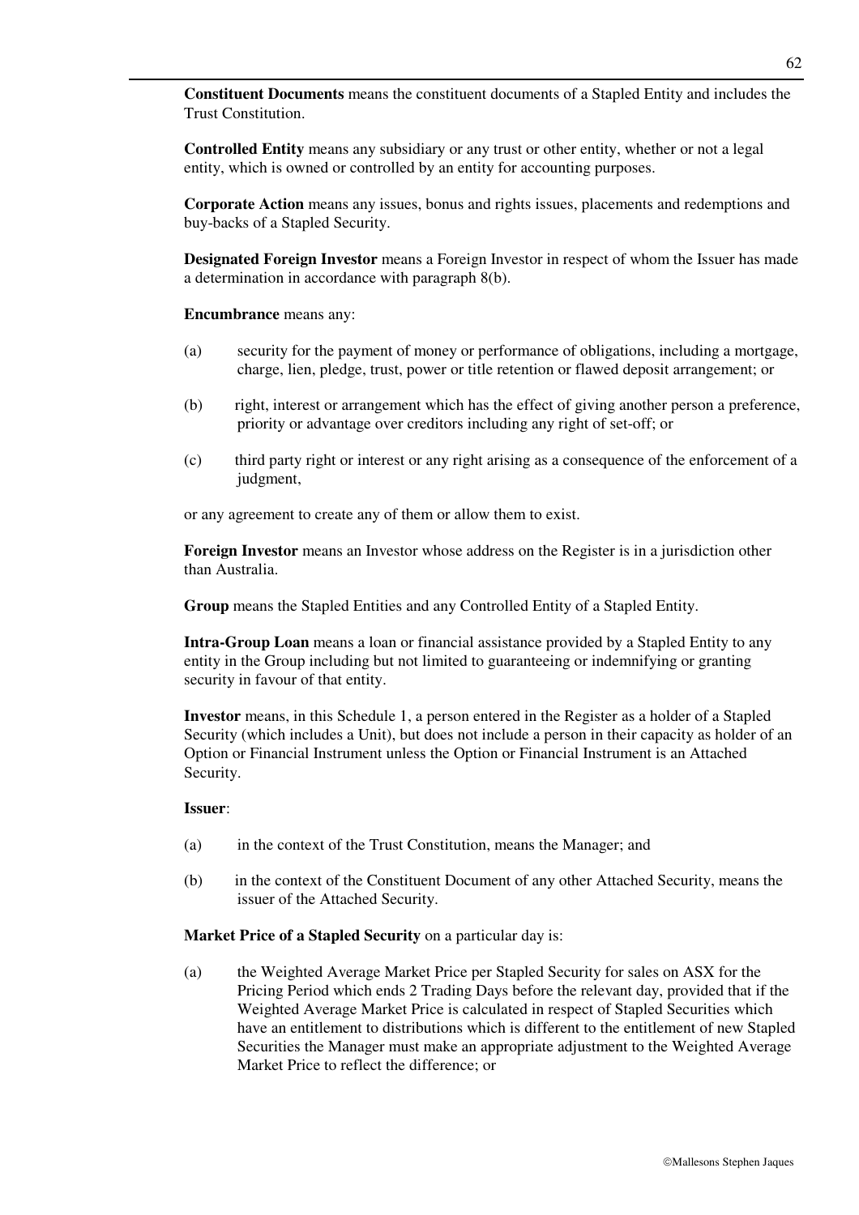**Constituent Documents** means the constituent documents of a Stapled Entity and includes the Trust Constitution.

**Controlled Entity** means any subsidiary or any trust or other entity, whether or not a legal entity, which is owned or controlled by an entity for accounting purposes.

**Corporate Action** means any issues, bonus and rights issues, placements and redemptions and buy-backs of a Stapled Security.

**Designated Foreign Investor** means a Foreign Investor in respect of whom the Issuer has made a determination in accordance with paragraph 8(b).

**Encumbrance** means any:

(a) security for the payment of money or performance of obligations, including a mortgage, charge, lien, pledge, trust, power or title retention or flawed deposit arrangement; or

(b) right, interest or arrangement which has the effect of giving another person a preference, priority or advantage over creditors including any right of set-off; or

(c) third party right or interest or any right arising as a consequence of the enforcement of a judgment,

or any agreement to create any of them or allow them to exist.

**Foreign Investor** means an Investor whose address on the Register is in a jurisdiction other than Australia.

**Group** means the Stapled Entities and any Controlled Entity of a Stapled Entity.

**Intra-Group Loan** means a loan or financial assistance provided by a Stapled Entity to any entity in the Group including but not limited to guaranteeing or indemnifying or granting security in favour of that entity.

**Investor** means, in this Schedule 1, a person entered in the Register as a holder of a Stapled Security (which includes a Unit), but does not include a person in their capacity as holder of an Option or Financial Instrument unless the Option or Financial Instrument is an Attached Security.

**Issuer**:

(a) in the context of the Trust Constitution, means the Manager; and

(b) in the context of the Constituent Document of any other Attached Security, means the issuer of the Attached Security.

**Market Price of a Stapled Security** on a particular day is:

(a) the Weighted Average Market Price per Stapled Security for sales on ASX for the Pricing Period which ends 2 Trading Days before the relevant day, provided that if the Weighted Average Market Price is calculated in respect of Stapled Securities which have an entitlement to distributions which is different to the entitlement of new Stapled Securities the Manager must make an appropriate adjustment to the Weighted Average Market Price to reflect the difference; or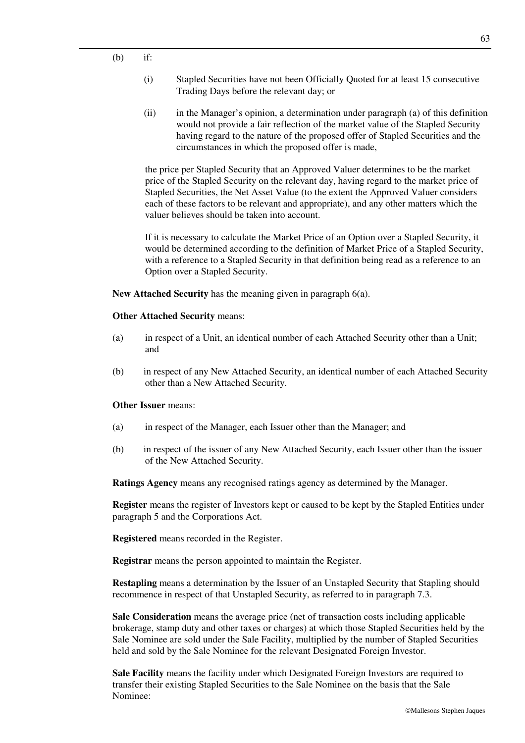(b) if:

 (i) Stapled Securities have not been Officially Quoted for at least 15 consecutive Trading Days before the relevant day; or

 (ii) in the Manager's opinion, a determination under paragraph (a) of this definition would not provide a fair reflection of the market value of the Stapled Security having regard to the nature of the proposed offer of Stapled Securities and the circumstances in which the proposed offer is made,

 the price per Stapled Security that an Approved Valuer determines to be the market price of the Stapled Security on the relevant day, having regard to the market price of Stapled Securities, the Net Asset Value (to the extent the Approved Valuer considers each of these factors to be relevant and appropriate), and any other matters which the valuer believes should be taken into account.

 If it is necessary to calculate the Market Price of an Option over a Stapled Security, it would be determined according to the definition of Market Price of a Stapled Security, with a reference to a Stapled Security in that definition being read as a reference to an Option over a Stapled Security.

**New Attached Security** has the meaning given in paragraph 6(a).

**Other Attached Security** means:

(a) in respect of a Unit, an identical number of each Attached Security other than a Unit; and

(b) in respect of any New Attached Security, an identical number of each Attached Security other than a New Attached Security.

**Other Issuer** means:

(a) in respect of the Manager, each Issuer other than the Manager; and

(b) in respect of the issuer of any New Attached Security, each Issuer other than the issuer of the New Attached Security.

**Ratings Agency** means any recognised ratings agency as determined by the Manager.

**Register** means the register of Investors kept or caused to be kept by the Stapled Entities under paragraph 5 and the Corporations Act.

**Registered** means recorded in the Register.

**Registrar** means the person appointed to maintain the Register.

**Restapling** means a determination by the Issuer of an Unstapled Security that Stapling should recommence in respect of that Unstapled Security, as referred to in paragraph 7.3.

**Sale Consideration** means the average price (net of transaction costs including applicable brokerage, stamp duty and other taxes or charges) at which those Stapled Securities held by the Sale Nominee are sold under the Sale Facility, multiplied by the number of Stapled Securities held and sold by the Sale Nominee for the relevant Designated Foreign Investor.

**Sale Facility** means the facility under which Designated Foreign Investors are required to transfer their existing Stapled Securities to the Sale Nominee on the basis that the Sale Nominee: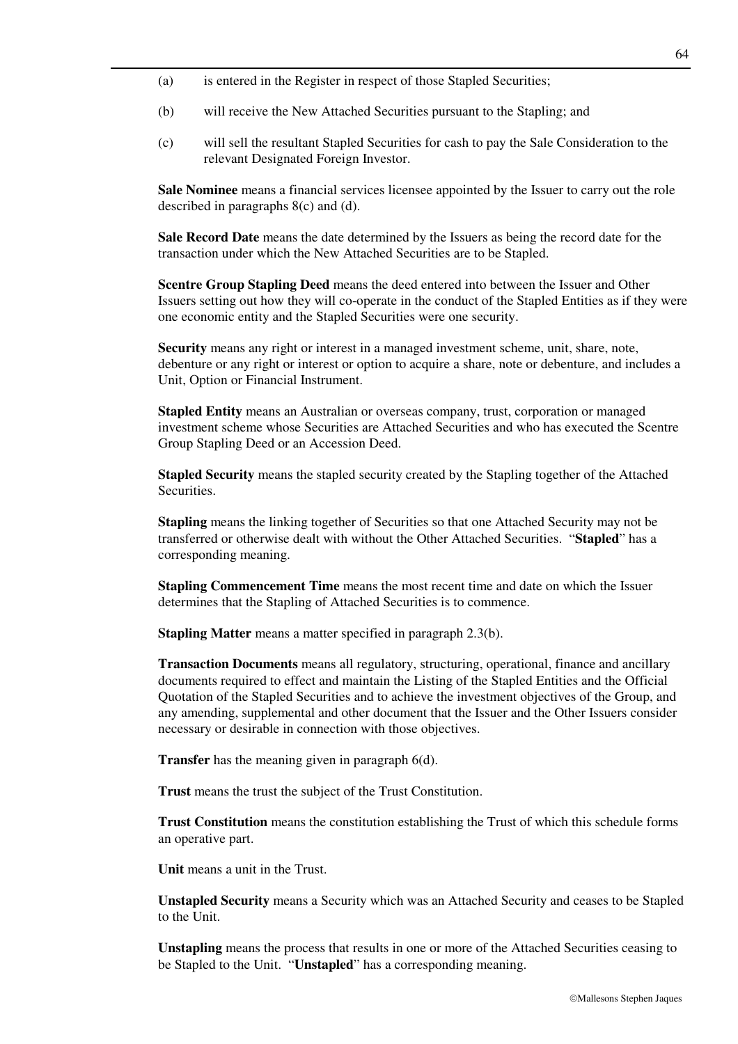(a) is entered in the Register in respect of those Stapled Securities;

(b) will receive the New Attached Securities pursuant to the Stapling; and

(c) will sell the resultant Stapled Securities for cash to pay the Sale Consideration to the relevant Designated Foreign Investor.

**Sale Nominee** means a financial services licensee appointed by the Issuer to carry out the role described in paragraphs 8(c) and (d).

**Sale Record Date** means the date determined by the Issuers as being the record date for the transaction under which the New Attached Securities are to be Stapled.

**Scentre Group Stapling Deed** means the deed entered into between the Issuer and Other Issuers setting out how they will co-operate in the conduct of the Stapled Entities as if they were one economic entity and the Stapled Securities were one security.

**Security** means any right or interest in a managed investment scheme, unit, share, note, debenture or any right or interest or option to acquire a share, note or debenture, and includes a Unit, Option or Financial Instrument.

**Stapled Entity** means an Australian or overseas company, trust, corporation or managed investment scheme whose Securities are Attached Securities and who has executed the Scentre Group Stapling Deed or an Accession Deed.

**Stapled Security** means the stapled security created by the Stapling together of the Attached Securities.

**Stapling** means the linking together of Securities so that one Attached Security may not be transferred or otherwise dealt with without the Other Attached Securities. "**Stapled**" has a corresponding meaning.

**Stapling Commencement Time** means the most recent time and date on which the Issuer determines that the Stapling of Attached Securities is to commence.

**Stapling Matter** means a matter specified in paragraph 2.3(b).

**Transaction Documents** means all regulatory, structuring, operational, finance and ancillary documents required to effect and maintain the Listing of the Stapled Entities and the Official Quotation of the Stapled Securities and to achieve the investment objectives of the Group, and any amending, supplemental and other document that the Issuer and the Other Issuers consider necessary or desirable in connection with those objectives.

**Transfer** has the meaning given in paragraph 6(d).

**Trust** means the trust the subject of the Trust Constitution.

**Trust Constitution** means the constitution establishing the Trust of which this schedule forms an operative part.

**Unit** means a unit in the Trust.

**Unstapled Security** means a Security which was an Attached Security and ceases to be Stapled to the Unit.

**Unstapling** means the process that results in one or more of the Attached Securities ceasing to be Stapled to the Unit. "**Unstapled**" has a corresponding meaning.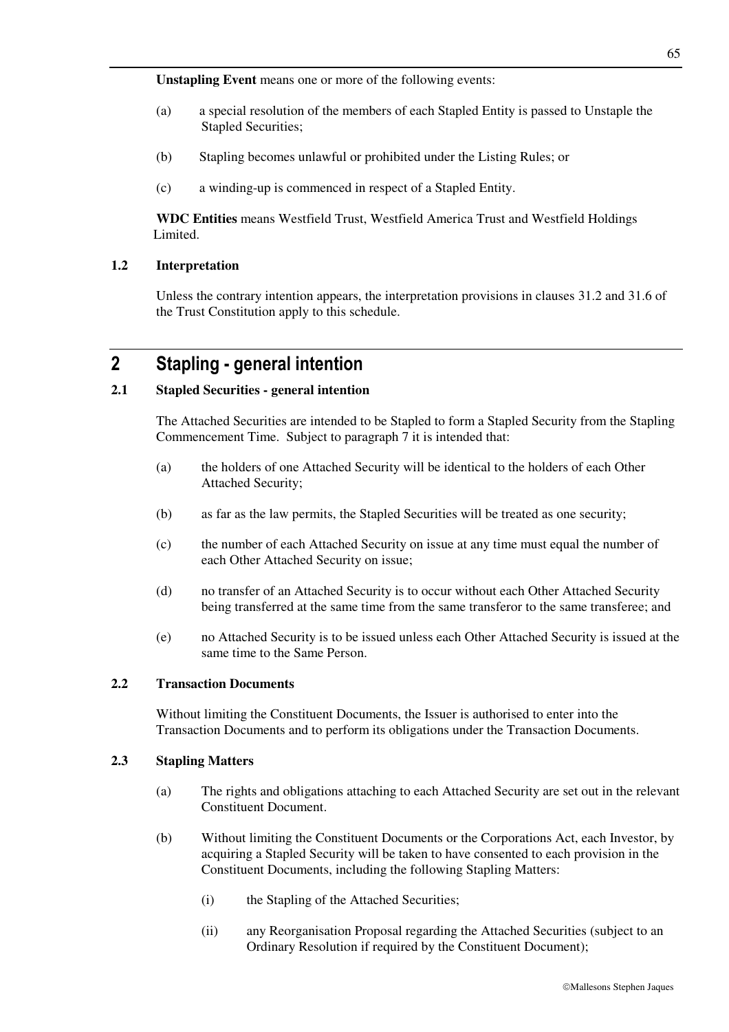**Unstapling Event** means one or more of the following events:

(a) a special resolution of the members of each Stapled Entity is passed to Unstaple the Stapled Securities;

(b) Stapling becomes unlawful or prohibited under the Listing Rules; or

(c) a winding-up is commenced in respect of a Stapled Entity.

**WDC Entities** means Westfield Trust, Westfield America Trust and Westfield Holdings Limited.

### 1.2 Interpretation

Unless the contrary intention appears, the interpretation provisions in clauses 31.2 and 31.6 of the Trust Constitution apply to this schedule.

## 2 Stapling - general intention

### 2.1 Stapled Securities - general intention

The Attached Securities are intended to be Stapled to form a Stapled Security from the Stapling Commencement Time. Subject to paragraph 7 it is intended that:

(a) the holders of one Attached Security will be identical to the holders of each Other Attached Security;

(b) as far as the law permits, the Stapled Securities will be treated as one security;

(c) the number of each Attached Security on issue at any time must equal the number of each Other Attached Security on issue;

(d) no transfer of an Attached Security is to occur without each Other Attached Security being transferred at the same time from the same transferor to the same transferee; and

(e) no Attached Security is to be issued unless each Other Attached Security is issued at the same time to the Same Person.

### 2.2 Transaction Documents

Without limiting the Constituent Documents, the Issuer is authorised to enter into the Transaction Documents and to perform its obligations under the Transaction Documents.

### 2.3 Stapling Matters

(a) The rights and obligations attaching to each Attached Security are set out in the relevant Constituent Document.

(b) Without limiting the Constituent Documents or the Corporations Act, each Investor, by acquiring a Stapled Security will be taken to have consented to each provision in the Constituent Documents, including the following Stapling Matters:

(i) the Stapling of the Attached Securities;

(ii) any Reorganisation Proposal regarding the Attached Securities (subject to an Ordinary Resolution if required by the Constituent Document);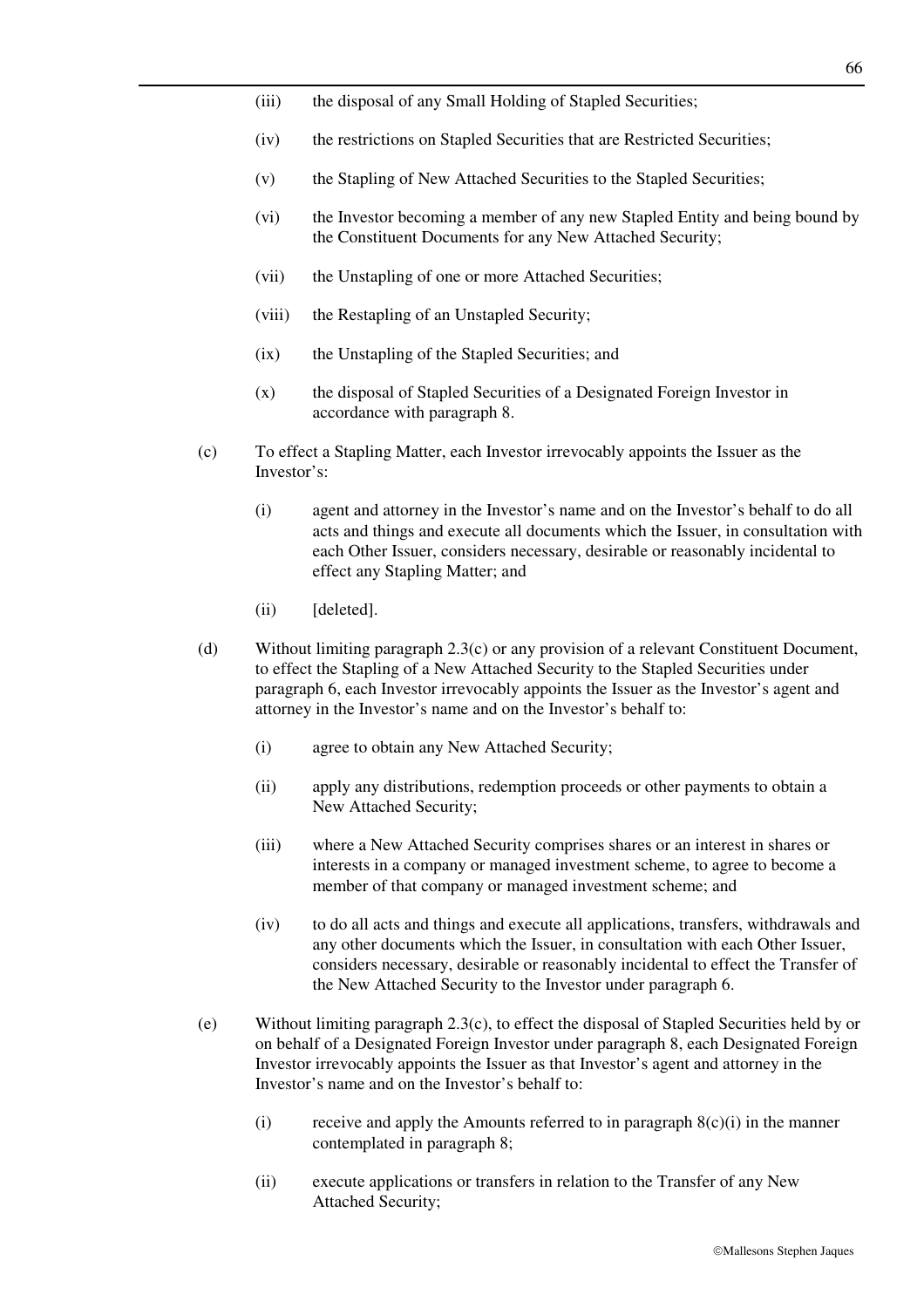(iii) the disposal of any Small Holding of Stapled Securities;

(iv) the restrictions on Stapled Securities that are Restricted Securities;

(v) the Stapling of New Attached Securities to the Stapled Securities;

(vi) the Investor becoming a member of any new Stapled Entity and being bound by the Constituent Documents for any New Attached Security;

(vii) the Unstapling of one or more Attached Securities;

(viii) the Restapling of an Unstapled Security;

(ix) the Unstapling of the Stapled Securities; and

(x) the disposal of Stapled Securities of a Designated Foreign Investor in accordance with paragraph 8.

(c) To effect a Stapling Matter, each Investor irrevocably appoints the Issuer as the Investor's:

(i) agent and attorney in the Investor's name and on the Investor's behalf to do all acts and things and execute all documents which the Issuer, in consultation with each Other Issuer, considers necessary, desirable or reasonably incidental to effect any Stapling Matter; and

(ii) [deleted].

(d) Without limiting paragraph 2.3(c) or any provision of a relevant Constituent Document, to effect the Stapling of a New Attached Security to the Stapled Securities under paragraph 6, each Investor irrevocably appoints the Issuer as the Investor's agent and attorney in the Investor's name and on the Investor's behalf to:

(i) agree to obtain any New Attached Security;

(ii) apply any distributions, redemption proceeds or other payments to obtain a New Attached Security;

(iii) where a New Attached Security comprises shares or an interest in shares or interests in a company or managed investment scheme, to agree to become a member of that company or managed investment scheme; and

(iv) to do all acts and things and execute all applications, transfers, withdrawals and any other documents which the Issuer, in consultation with each Other Issuer, considers necessary, desirable or reasonably incidental to effect the Transfer of the New Attached Security to the Investor under paragraph 6.

(e) Without limiting paragraph 2.3(c), to effect the disposal of Stapled Securities held by or on behalf of a Designated Foreign Investor under paragraph 8, each Designated Foreign Investor irrevocably appoints the Issuer as that Investor's agent and attorney in the Investor's name and on the Investor's behalf to:

(i) receive and apply the Amounts referred to in paragraph 8(c)(i) in the manner contemplated in paragraph 8;

(ii) execute applications or transfers in relation to the Transfer of any New Attached Security;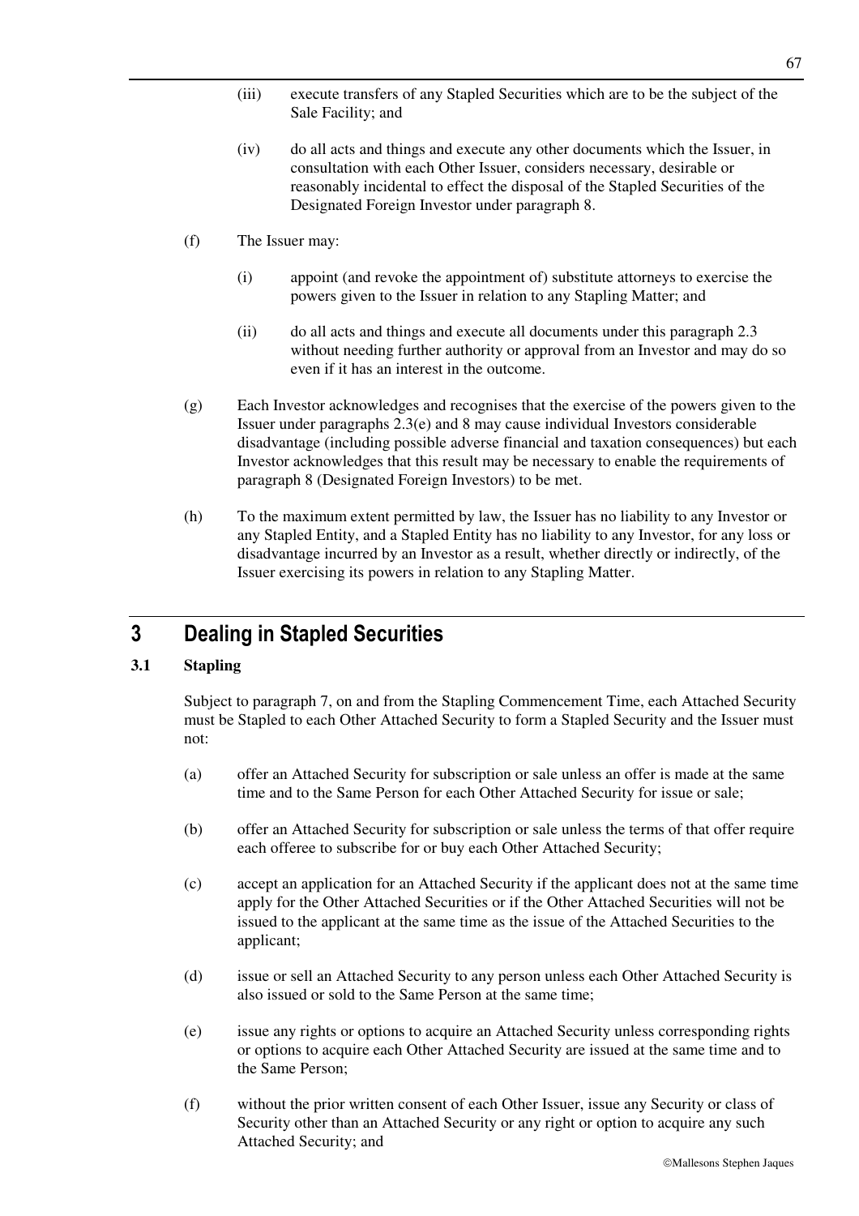(iii) execute transfers of any Stapled Securities which are to be the subject of the Sale Facility; and

(iv) do all acts and things and execute any other documents which the Issuer, in consultation with each Other Issuer, considers necessary, desirable or reasonably incidental to effect the disposal of the Stapled Securities of the Designated Foreign Investor under paragraph 8.

(f) The Issuer may:

(i) appoint (and revoke the appointment of) substitute attorneys to exercise the powers given to the Issuer in relation to any Stapling Matter; and

(ii) do all acts and things and execute all documents under this paragraph 2.3 without needing further authority or approval from an Investor and may do so even if it has an interest in the outcome.

(g) Each Investor acknowledges and recognises that the exercise of the powers given to the Issuer under paragraphs 2.3(e) and 8 may cause individual Investors considerable disadvantage (including possible adverse financial and taxation consequences) but each Investor acknowledges that this result may be necessary to enable the requirements of paragraph 8 (Designated Foreign Investors) to be met.

(h) To the maximum extent permitted by law, the Issuer has no liability to any Investor or any Stapled Entity, and a Stapled Entity has no liability to any Investor, for any loss or disadvantage incurred by an Investor as a result, whether directly or indirectly, of the Issuer exercising its powers in relation to any Stapling Matter.

# 3 Dealing in Stapled Securities

## 3.1 Stapling

Subject to paragraph 7, on and from the Stapling Commencement Time, each Attached Security must be Stapled to each Other Attached Security to form a Stapled Security and the Issuer must not:

(a) offer an Attached Security for subscription or sale unless an offer is made at the same time and to the Same Person for each Other Attached Security for issue or sale;

(b) offer an Attached Security for subscription or sale unless the terms of that offer require each offeree to subscribe for or buy each Other Attached Security;

(c) accept an application for an Attached Security if the applicant does not at the same time apply for the Other Attached Securities or if the Other Attached Securities will not be issued to the applicant at the same time as the issue of the Attached Securities to the applicant;

(d) issue or sell an Attached Security to any person unless each Other Attached Security is also issued or sold to the Same Person at the same time;

(e) issue any rights or options to acquire an Attached Security unless corresponding rights or options to acquire each Other Attached Security are issued at the same time and to the Same Person;

(f) without the prior written consent of each Other Issuer, issue any Security or class of Security other than an Attached Security or any right or option to acquire any such Attached Security; and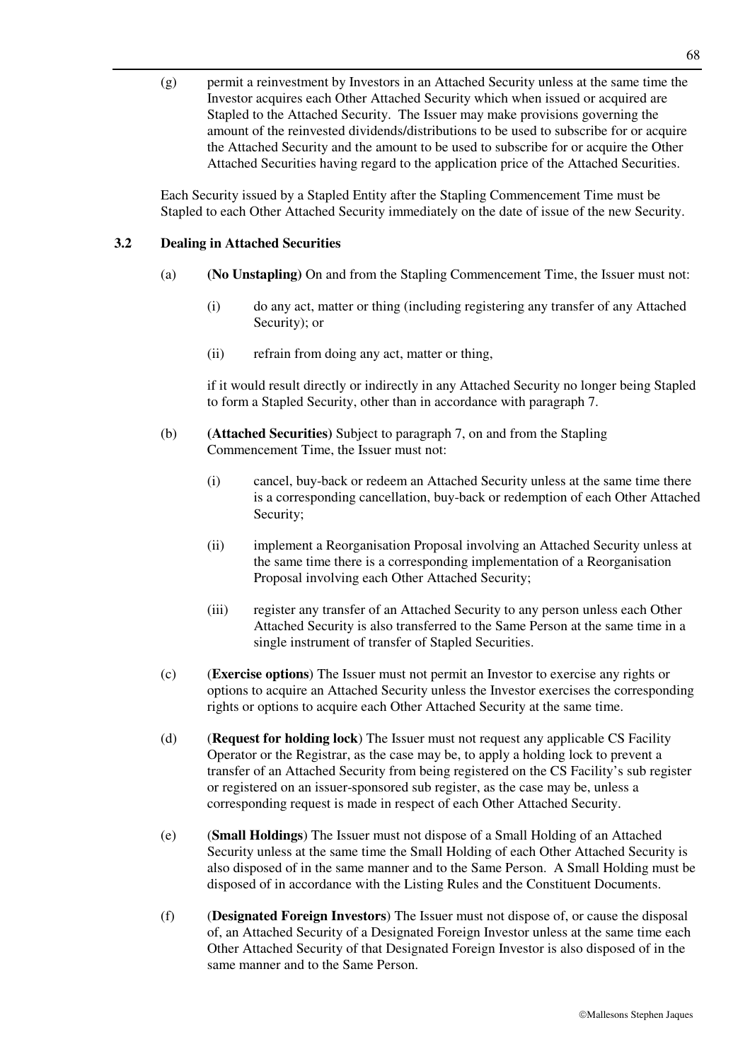(g) permit a reinvestment by Investors in an Attached Security unless at the same time the Investor acquires each Other Attached Security which when issued or acquired are Stapled to the Attached Security. The Issuer may make provisions governing the amount of the reinvested dividends/distributions to be used to subscribe for or acquire the Attached Security and the amount to be used to subscribe for or acquire the Other Attached Securities having regard to the application price of the Attached Securities.

Each Security issued by a Stapled Entity after the Stapling Commencement Time must be Stapled to each Other Attached Security immediately on the date of issue of the new Security.

### 3.2 Dealing in Attached Securities

(a) **(No Unstapling)** On and from the Stapling Commencement Time, the Issuer must not:

   (i) do any act, matter or thing (including registering any transfer of any Attached Security); or

   (ii) refrain from doing any act, matter or thing,

   if it would result directly or indirectly in any Attached Security no longer being Stapled to form a Stapled Security, other than in accordance with paragraph 7.

(b) **(Attached Securities)** Subject to paragraph 7, on and from the Stapling Commencement Time, the Issuer must not:

   (i) cancel, buy-back or redeem an Attached Security unless at the same time there is a corresponding cancellation, buy-back or redemption of each Other Attached Security;

   (ii) implement a Reorganisation Proposal involving an Attached Security unless at the same time there is a corresponding implementation of a Reorganisation Proposal involving each Other Attached Security;

   (iii) register any transfer of an Attached Security to any person unless each Other Attached Security is also transferred to the Same Person at the same time in a single instrument of transfer of Stapled Securities.

(c) (**Exercise options**) The Issuer must not permit an Investor to exercise any rights or options to acquire an Attached Security unless the Investor exercises the corresponding rights or options to acquire each Other Attached Security at the same time.

(d) (**Request for holding lock**) The Issuer must not request any applicable CS Facility Operator or the Registrar, as the case may be, to apply a holding lock to prevent a transfer of an Attached Security from being registered on the CS Facility's sub register or registered on an issuer-sponsored sub register, as the case may be, unless a corresponding request is made in respect of each Other Attached Security.

(e) (**Small Holdings**) The Issuer must not dispose of a Small Holding of an Attached Security unless at the same time the Small Holding of each Other Attached Security is also disposed of in the same manner and to the Same Person. A Small Holding must be disposed of in accordance with the Listing Rules and the Constituent Documents.

(f) (**Designated Foreign Investors**) The Issuer must not dispose of, or cause the disposal of, an Attached Security of a Designated Foreign Investor unless at the same time each Other Attached Security of that Designated Foreign Investor is also disposed of in the same manner and to the Same Person.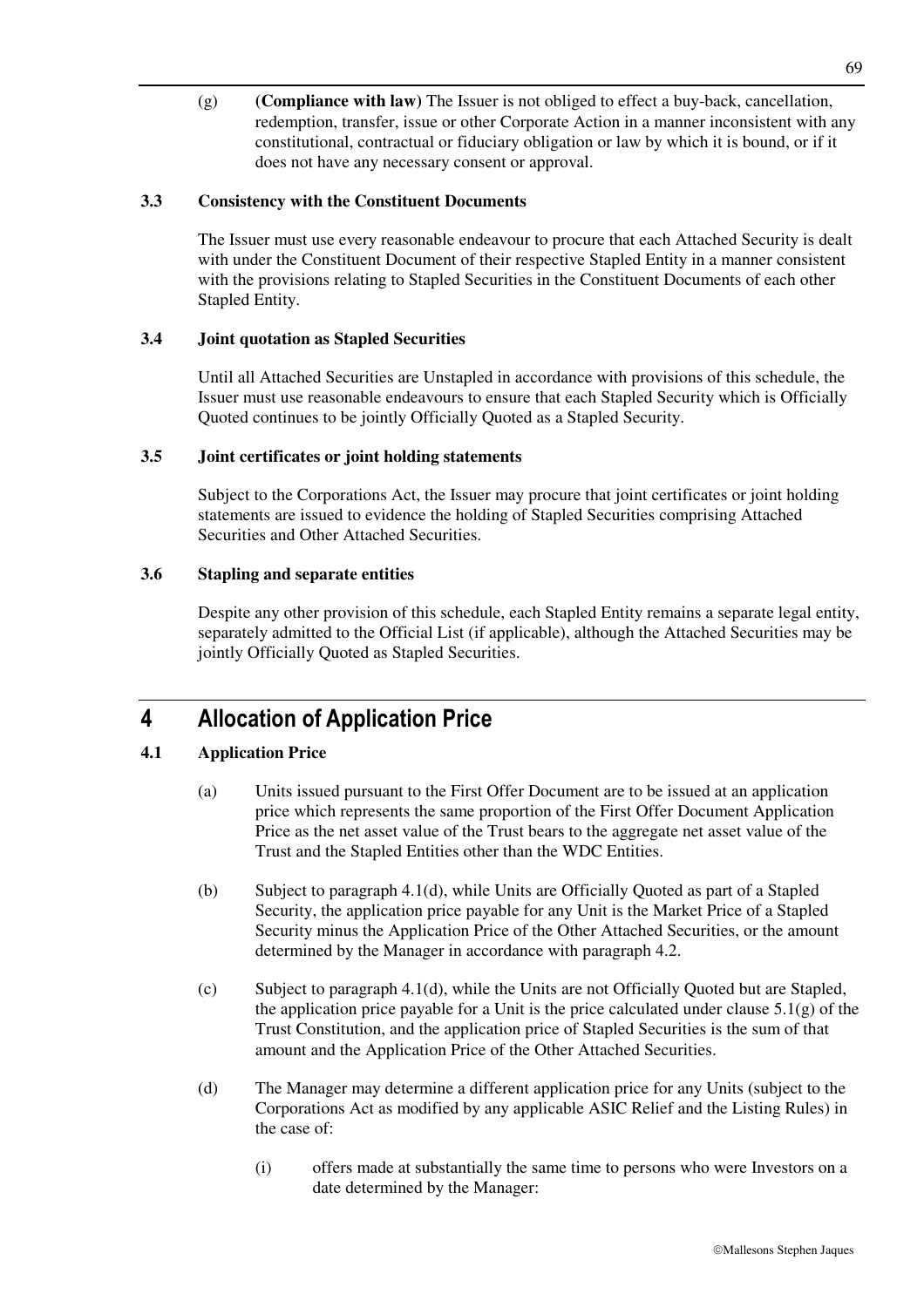(g) **(Compliance with law)** The Issuer is not obliged to effect a buy-back, cancellation, redemption, transfer, issue or other Corporate Action in a manner inconsistent with any constitutional, contractual or fiduciary obligation or law by which it is bound, or if it does not have any necessary consent or approval.

**3.3 Consistency with the Constituent Documents**

The Issuer must use every reasonable endeavour to procure that each Attached Security is dealt with under the Constituent Document of their respective Stapled Entity in a manner consistent with the provisions relating to Stapled Securities in the Constituent Documents of each other Stapled Entity.

**3.4 Joint quotation as Stapled Securities**

Until all Attached Securities are Unstapled in accordance with provisions of this schedule, the Issuer must use reasonable endeavours to ensure that each Stapled Security which is Officially Quoted continues to be jointly Officially Quoted as a Stapled Security.

**3.5 Joint certificates or joint holding statements**

Subject to the Corporations Act, the Issuer may procure that joint certificates or joint holding statements are issued to evidence the holding of Stapled Securities comprising Attached Securities and Other Attached Securities.

**3.6 Stapling and separate entities**

Despite any other provision of this schedule, each Stapled Entity remains a separate legal entity, separately admitted to the Official List (if applicable), although the Attached Securities may be jointly Officially Quoted as Stapled Securities.

# 4 Allocation of Application Price

**4.1 Application Price**

(a) Units issued pursuant to the First Offer Document are to be issued at an application price which represents the same proportion of the First Offer Document Application Price as the net asset value of the Trust bears to the aggregate net asset value of the Trust and the Stapled Entities other than the WDC Entities.

(b) Subject to paragraph 4.1(d), while Units are Officially Quoted as part of a Stapled Security, the application price payable for any Unit is the Market Price of a Stapled Security minus the Application Price of the Other Attached Securities, or the amount determined by the Manager in accordance with paragraph 4.2.

(c) Subject to paragraph 4.1(d), while the Units are not Officially Quoted but are Stapled, the application price payable for a Unit is the price calculated under clause 5.1(g) of the Trust Constitution, and the application price of Stapled Securities is the sum of that amount and the Application Price of the Other Attached Securities.

(d) The Manager may determine a different application price for any Units (subject to the Corporations Act as modified by any applicable ASIC Relief and the Listing Rules) in the case of:

(i) offers made at substantially the same time to persons who were Investors on a date determined by the Manager: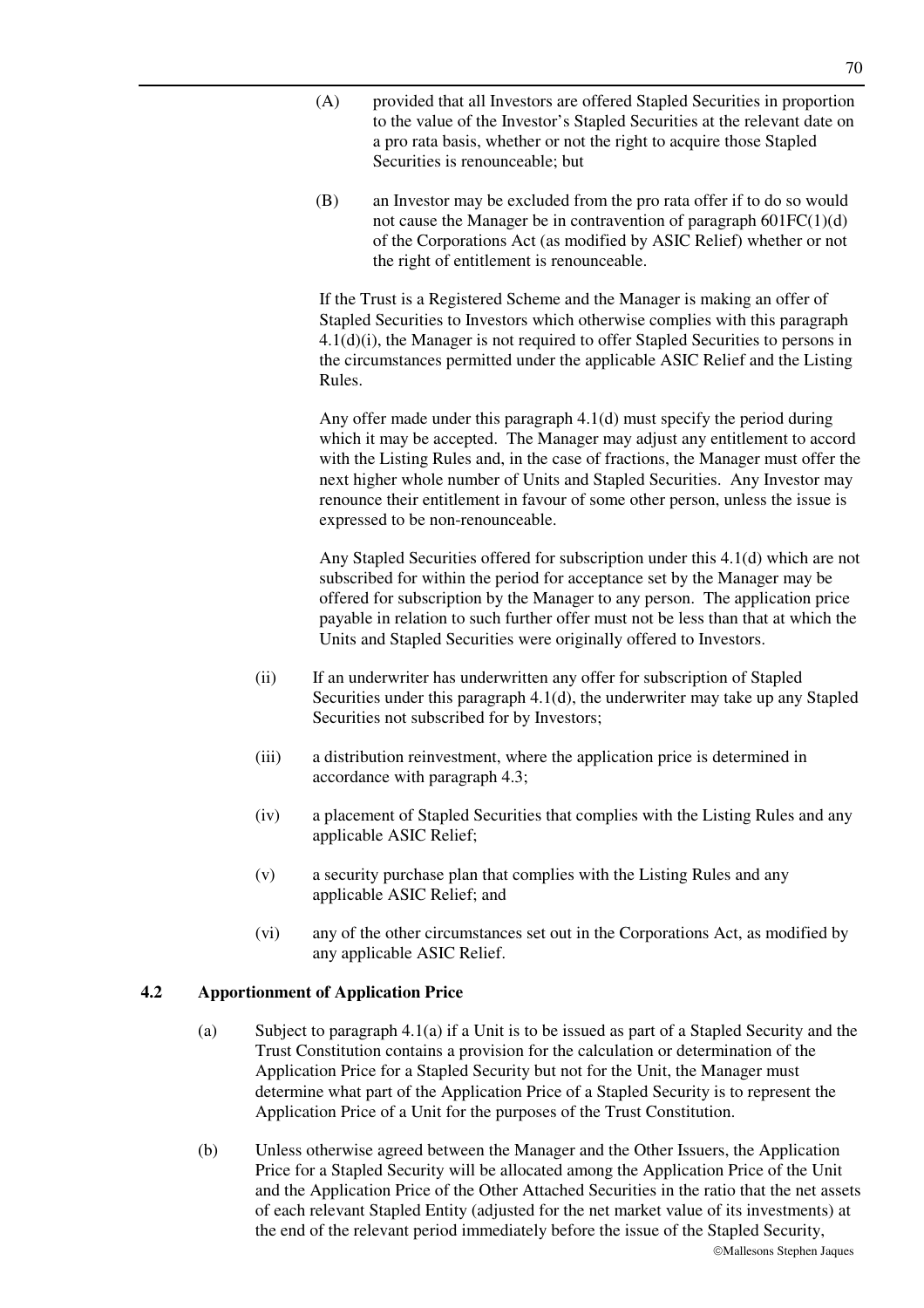(A) provided that all Investors are offered Stapled Securities in proportion to the value of the Investor's Stapled Securities at the relevant date on a pro rata basis, whether or not the right to acquire those Stapled Securities is renounceable; but

(B) an Investor may be excluded from the pro rata offer if to do so would not cause the Manager be in contravention of paragraph 601FC(1)(d) of the Corporations Act (as modified by ASIC Relief) whether or not the right of entitlement is renounceable.

If the Trust is a Registered Scheme and the Manager is making an offer of Stapled Securities to Investors which otherwise complies with this paragraph 4.1(d)(i), the Manager is not required to offer Stapled Securities to persons in the circumstances permitted under the applicable ASIC Relief and the Listing Rules.

Any offer made under this paragraph 4.1(d) must specify the period during which it may be accepted. The Manager may adjust any entitlement to accord with the Listing Rules and, in the case of fractions, the Manager must offer the next higher whole number of Units and Stapled Securities. Any Investor may renounce their entitlement in favour of some other person, unless the issue is expressed to be non-renounceable.

Any Stapled Securities offered for subscription under this 4.1(d) which are not subscribed for within the period for acceptance set by the Manager may be offered for subscription by the Manager to any person. The application price payable in relation to such further offer must not be less than that at which the Units and Stapled Securities were originally offered to Investors.

(ii) If an underwriter has underwritten any offer for subscription of Stapled Securities under this paragraph 4.1(d), the underwriter may take up any Stapled Securities not subscribed for by Investors;

(iii) a distribution reinvestment, where the application price is determined in accordance with paragraph 4.3;

(iv) a placement of Stapled Securities that complies with the Listing Rules and any applicable ASIC Relief;

(v) a security purchase plan that complies with the Listing Rules and any applicable ASIC Relief; and

(vi) any of the other circumstances set out in the Corporations Act, as modified by any applicable ASIC Relief.

## 4.2 Apportionment of Application Price

(a) Subject to paragraph 4.1(a) if a Unit is to be issued as part of a Stapled Security and the Trust Constitution contains a provision for the calculation or determination of the Application Price for a Stapled Security but not for the Unit, the Manager must determine what part of the Application Price of a Stapled Security is to represent the Application Price of a Unit for the purposes of the Trust Constitution.

(b) Unless otherwise agreed between the Manager and the Other Issuers, the Application Price for a Stapled Security will be allocated among the Application Price of the Unit and the Application Price of the Other Attached Securities in the ratio that the net assets of each relevant Stapled Entity (adjusted for the net market value of its investments) at the end of the relevant period immediately before the issue of the Stapled Security,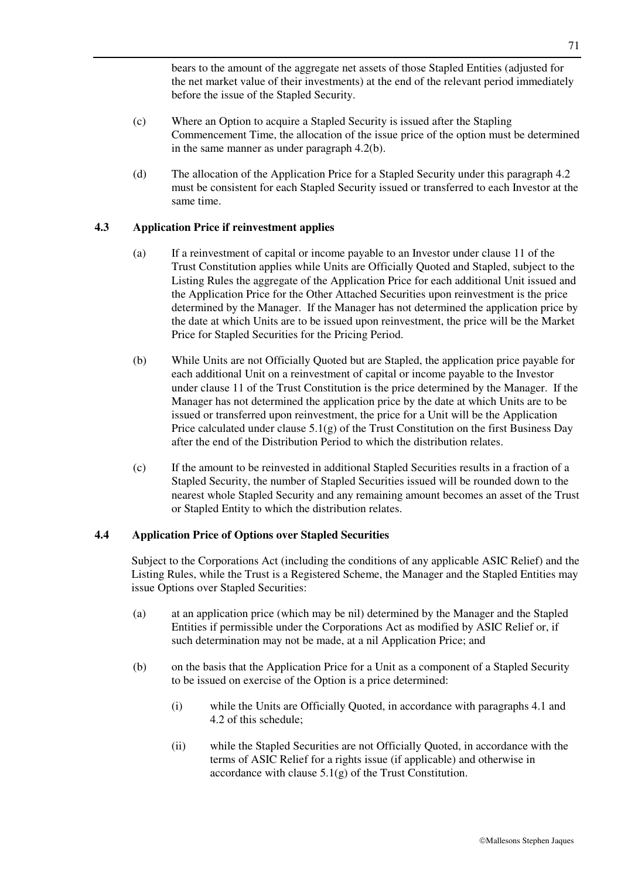bears to the amount of the aggregate net assets of those Stapled Entities (adjusted for the net market value of their investments) at the end of the relevant period immediately before the issue of the Stapled Security.

(c) Where an Option to acquire a Stapled Security is issued after the Stapling Commencement Time, the allocation of the issue price of the option must be determined in the same manner as under paragraph 4.2(b).

(d) The allocation of the Application Price for a Stapled Security under this paragraph 4.2 must be consistent for each Stapled Security issued or transferred to each Investor at the same time.

**4.3 Application Price if reinvestment applies**

(a) If a reinvestment of capital or income payable to an Investor under clause 11 of the Trust Constitution applies while Units are Officially Quoted and Stapled, subject to the Listing Rules the aggregate of the Application Price for each additional Unit issued and the Application Price for the Other Attached Securities upon reinvestment is the price determined by the Manager. If the Manager has not determined the application price by the date at which Units are to be issued upon reinvestment, the price will be the Market Price for Stapled Securities for the Pricing Period.

(b) While Units are not Officially Quoted but are Stapled, the application price payable for each additional Unit on a reinvestment of capital or income payable to the Investor under clause 11 of the Trust Constitution is the price determined by the Manager. If the Manager has not determined the application price by the date at which Units are to be issued or transferred upon reinvestment, the price for a Unit will be the Application Price calculated under clause 5.1(g) of the Trust Constitution on the first Business Day after the end of the Distribution Period to which the distribution relates.

(c) If the amount to be reinvested in additional Stapled Securities results in a fraction of a Stapled Security, the number of Stapled Securities issued will be rounded down to the nearest whole Stapled Security and any remaining amount becomes an asset of the Trust or Stapled Entity to which the distribution relates.

**4.4 Application Price of Options over Stapled Securities**

Subject to the Corporations Act (including the conditions of any applicable ASIC Relief) and the Listing Rules, while the Trust is a Registered Scheme, the Manager and the Stapled Entities may issue Options over Stapled Securities:

(a) at an application price (which may be nil) determined by the Manager and the Stapled Entities if permissible under the Corporations Act as modified by ASIC Relief or, if such determination may not be made, at a nil Application Price; and

(b) on the basis that the Application Price for a Unit as a component of a Stapled Security to be issued on exercise of the Option is a price determined:

   (i) while the Units are Officially Quoted, in accordance with paragraphs 4.1 and 4.2 of this schedule;

   (ii) while the Stapled Securities are not Officially Quoted, in accordance with the terms of ASIC Relief for a rights issue (if applicable) and otherwise in accordance with clause 5.1(g) of the Trust Constitution.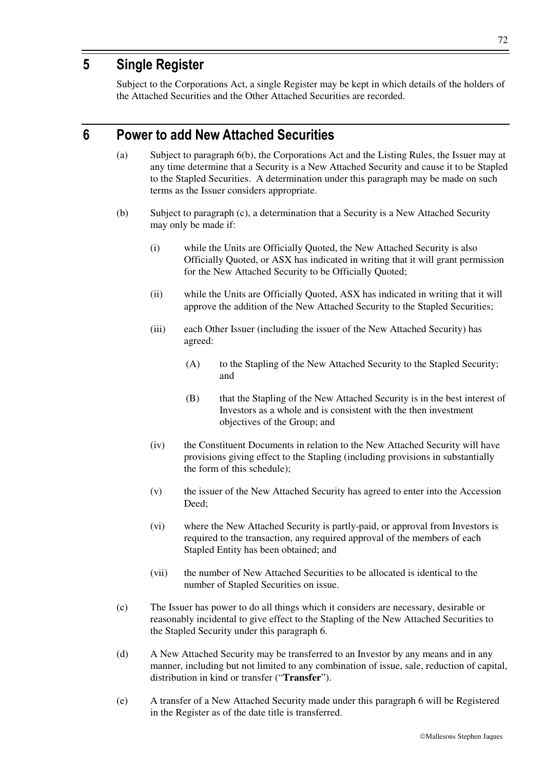## 5 Single Register

Subject to the Corporations Act, a single Register may be kept in which details of the holders of the Attached Securities and the Other Attached Securities are recorded.

## 6 Power to add New Attached Securities

(a) Subject to paragraph 6(b), the Corporations Act and the Listing Rules, the Issuer may at any time determine that a Security is a New Attached Security and cause it to be Stapled to the Stapled Securities. A determination under this paragraph may be made on such terms as the Issuer considers appropriate.

(b) Subject to paragraph (c), a determination that a Security is a New Attached Security may only be made if:

(i) while the Units are Officially Quoted, the New Attached Security is also Officially Quoted, or ASX has indicated in writing that it will grant permission for the New Attached Security to be Officially Quoted;

(ii) while the Units are Officially Quoted, ASX has indicated in writing that it will approve the addition of the New Attached Security to the Stapled Securities;

(iii) each Other Issuer (including the issuer of the New Attached Security) has agreed:

(A) to the Stapling of the New Attached Security to the Stapled Security; and

(B) that the Stapling of the New Attached Security is in the best interest of Investors as a whole and is consistent with the then investment objectives of the Group; and

(iv) the Constituent Documents in relation to the New Attached Security will have provisions giving effect to the Stapling (including provisions in substantially the form of this schedule);

(v) the issuer of the New Attached Security has agreed to enter into the Accession Deed;

(vi) where the New Attached Security is partly-paid, or approval from Investors is required to the transaction, any required approval of the members of each Stapled Entity has been obtained; and

(vii) the number of New Attached Securities to be allocated is identical to the number of Stapled Securities on issue.

(c) The Issuer has power to do all things which it considers are necessary, desirable or reasonably incidental to give effect to the Stapling of the New Attached Securities to the Stapled Security under this paragraph 6.

(d) A New Attached Security may be transferred to an Investor by any means and in any manner, including but not limited to any combination of issue, sale, reduction of capital, distribution in kind or transfer ("**Transfer**").

(e) A transfer of a New Attached Security made under this paragraph 6 will be Registered in the Register as of the date title is transferred.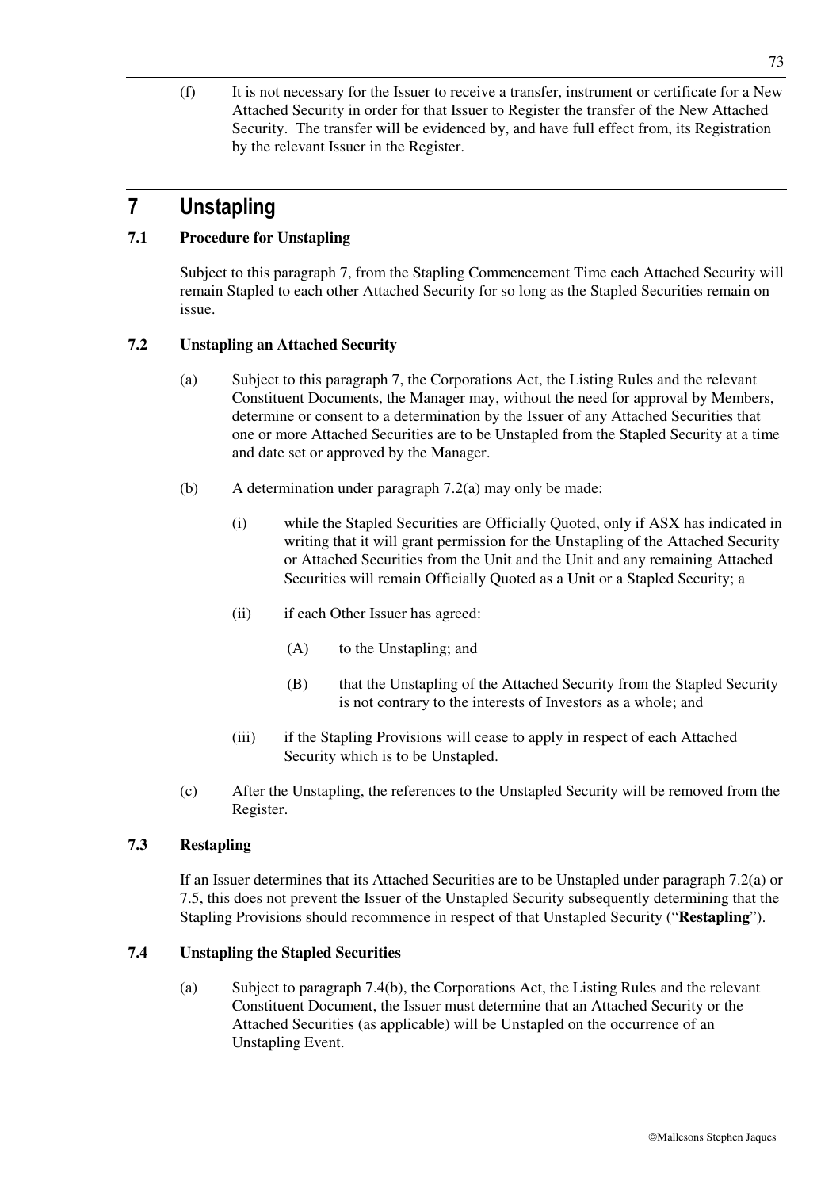(f) It is not necessary for the Issuer to receive a transfer, instrument or certificate for a New Attached Security in order for that Issuer to Register the transfer of the New Attached Security. The transfer will be evidenced by, and have full effect from, its Registration by the relevant Issuer in the Register.

# 7 Unstapling

## 7.1 Procedure for Unstapling

Subject to this paragraph 7, from the Stapling Commencement Time each Attached Security will remain Stapled to each other Attached Security for so long as the Stapled Securities remain on issue.

## 7.2 Unstapling an Attached Security

(a) Subject to this paragraph 7, the Corporations Act, the Listing Rules and the relevant Constituent Documents, the Manager may, without the need for approval by Members, determine or consent to a determination by the Issuer of any Attached Securities that one or more Attached Securities are to be Unstapled from the Stapled Security at a time and date set or approved by the Manager.

(b) A determination under paragraph 7.2(a) may only be made:

(i) while the Stapled Securities are Officially Quoted, only if ASX has indicated in writing that it will grant permission for the Unstapling of the Attached Security or Attached Securities from the Unit and the Unit and any remaining Attached Securities will remain Officially Quoted as a Unit or a Stapled Security; a

(ii) if each Other Issuer has agreed:

(A) to the Unstapling; and

(B) that the Unstapling of the Attached Security from the Stapled Security is not contrary to the interests of Investors as a whole; and

(iii) if the Stapling Provisions will cease to apply in respect of each Attached Security which is to be Unstapled.

(c) After the Unstapling, the references to the Unstapled Security will be removed from the Register.

## 7.3 Restapling

If an Issuer determines that its Attached Securities are to be Unstapled under paragraph 7.2(a) or 7.5, this does not prevent the Issuer of the Unstapled Security subsequently determining that the Stapling Provisions should recommence in respect of that Unstapled Security ("**Restapling**").

## 7.4 Unstapling the Stapled Securities

(a) Subject to paragraph 7.4(b), the Corporations Act, the Listing Rules and the relevant Constituent Document, the Issuer must determine that an Attached Security or the Attached Securities (as applicable) will be Unstapled on the occurrence of an Unstapling Event.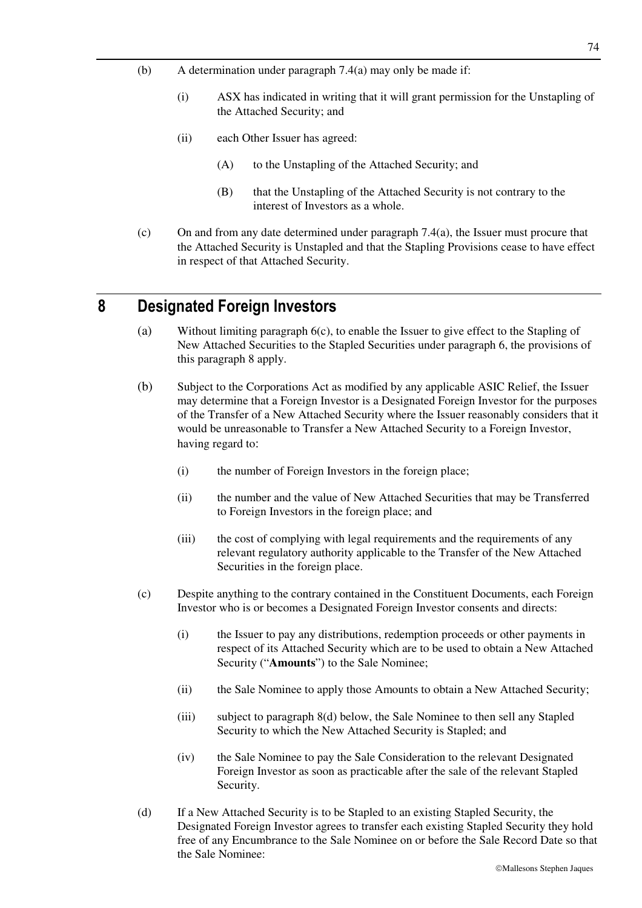(b) A determination under paragraph 7.4(a) may only be made if:

   (i) ASX has indicated in writing that it will grant permission for the Unstapling of the Attached Security; and

   (ii) each Other Issuer has agreed:

      (A) to the Unstapling of the Attached Security; and

      (B) that the Unstapling of the Attached Security is not contrary to the interest of Investors as a whole.

(c) On and from any date determined under paragraph 7.4(a), the Issuer must procure that the Attached Security is Unstapled and that the Stapling Provisions cease to have effect in respect of that Attached Security.

# 8 Designated Foreign Investors

(a) Without limiting paragraph 6(c), to enable the Issuer to give effect to the Stapling of New Attached Securities to the Stapled Securities under paragraph 6, the provisions of this paragraph 8 apply.

(b) Subject to the Corporations Act as modified by any applicable ASIC Relief, the Issuer may determine that a Foreign Investor is a Designated Foreign Investor for the purposes of the Transfer of a New Attached Security where the Issuer reasonably considers that it would be unreasonable to Transfer a New Attached Security to a Foreign Investor, having regard to:

   (i) the number of Foreign Investors in the foreign place;

   (ii) the number and the value of New Attached Securities that may be Transferred to Foreign Investors in the foreign place; and

   (iii) the cost of complying with legal requirements and the requirements of any relevant regulatory authority applicable to the Transfer of the New Attached Securities in the foreign place.

(c) Despite anything to the contrary contained in the Constituent Documents, each Foreign Investor who is or becomes a Designated Foreign Investor consents and directs:

   (i) the Issuer to pay any distributions, redemption proceeds or other payments in respect of its Attached Security which are to be used to obtain a New Attached Security ("**Amounts**") to the Sale Nominee;

   (ii) the Sale Nominee to apply those Amounts to obtain a New Attached Security;

   (iii) subject to paragraph 8(d) below, the Sale Nominee to then sell any Stapled Security to which the New Attached Security is Stapled; and

   (iv) the Sale Nominee to pay the Sale Consideration to the relevant Designated Foreign Investor as soon as practicable after the sale of the relevant Stapled Security.

(d) If a New Attached Security is to be Stapled to an existing Stapled Security, the Designated Foreign Investor agrees to transfer each existing Stapled Security they hold free of any Encumbrance to the Sale Nominee on or before the Sale Record Date so that the Sale Nominee: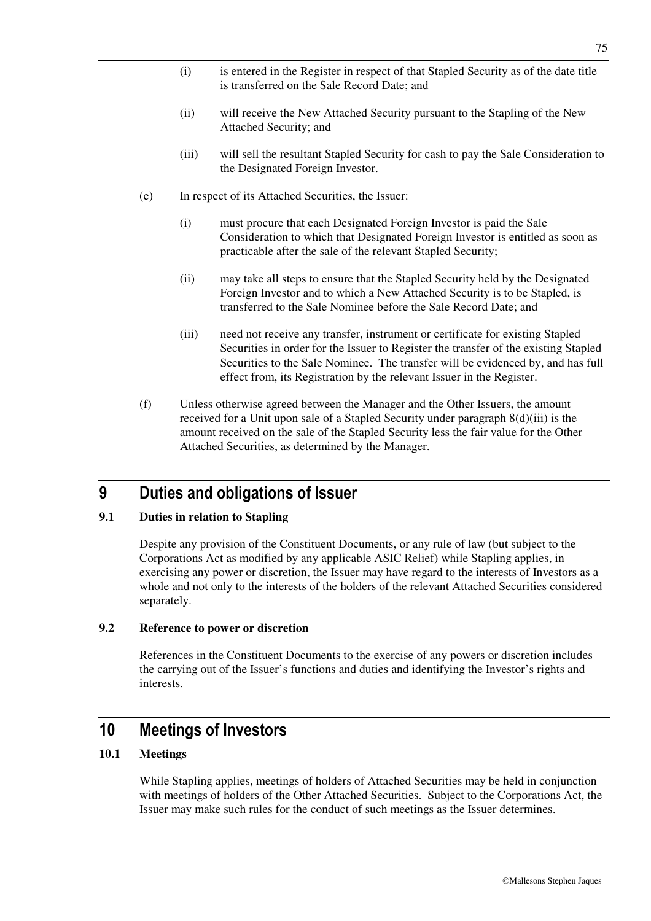(i) is entered in the Register in respect of that Stapled Security as of the date title is transferred on the Sale Record Date; and

(ii) will receive the New Attached Security pursuant to the Stapling of the New Attached Security; and

(iii) will sell the resultant Stapled Security for cash to pay the Sale Consideration to the Designated Foreign Investor.

(e) In respect of its Attached Securities, the Issuer:

(i) must procure that each Designated Foreign Investor is paid the Sale Consideration to which that Designated Foreign Investor is entitled as soon as practicable after the sale of the relevant Stapled Security;

(ii) may take all steps to ensure that the Stapled Security held by the Designated Foreign Investor and to which a New Attached Security is to be Stapled, is transferred to the Sale Nominee before the Sale Record Date; and

(iii) need not receive any transfer, instrument or certificate for existing Stapled Securities in order for the Issuer to Register the transfer of the existing Stapled Securities to the Sale Nominee. The transfer will be evidenced by, and has full effect from, its Registration by the relevant Issuer in the Register.

(f) Unless otherwise agreed between the Manager and the Other Issuers, the amount received for a Unit upon sale of a Stapled Security under paragraph 8(d)(iii) is the amount received on the sale of the Stapled Security less the fair value for the Other Attached Securities, as determined by the Manager.

# 9 Duties and obligations of Issuer

## 9.1 Duties in relation to Stapling

Despite any provision of the Constituent Documents, or any rule of law (but subject to the Corporations Act as modified by any applicable ASIC Relief) while Stapling applies, in exercising any power or discretion, the Issuer may have regard to the interests of Investors as a whole and not only to the interests of the holders of the relevant Attached Securities considered separately.

## 9.2 Reference to power or discretion

References in the Constituent Documents to the exercise of any powers or discretion includes the carrying out of the Issuer's functions and duties and identifying the Investor's rights and interests.

# 10 Meetings of Investors

## 10.1 Meetings

While Stapling applies, meetings of holders of Attached Securities may be held in conjunction with meetings of holders of the Other Attached Securities. Subject to the Corporations Act, the Issuer may make such rules for the conduct of such meetings as the Issuer determines.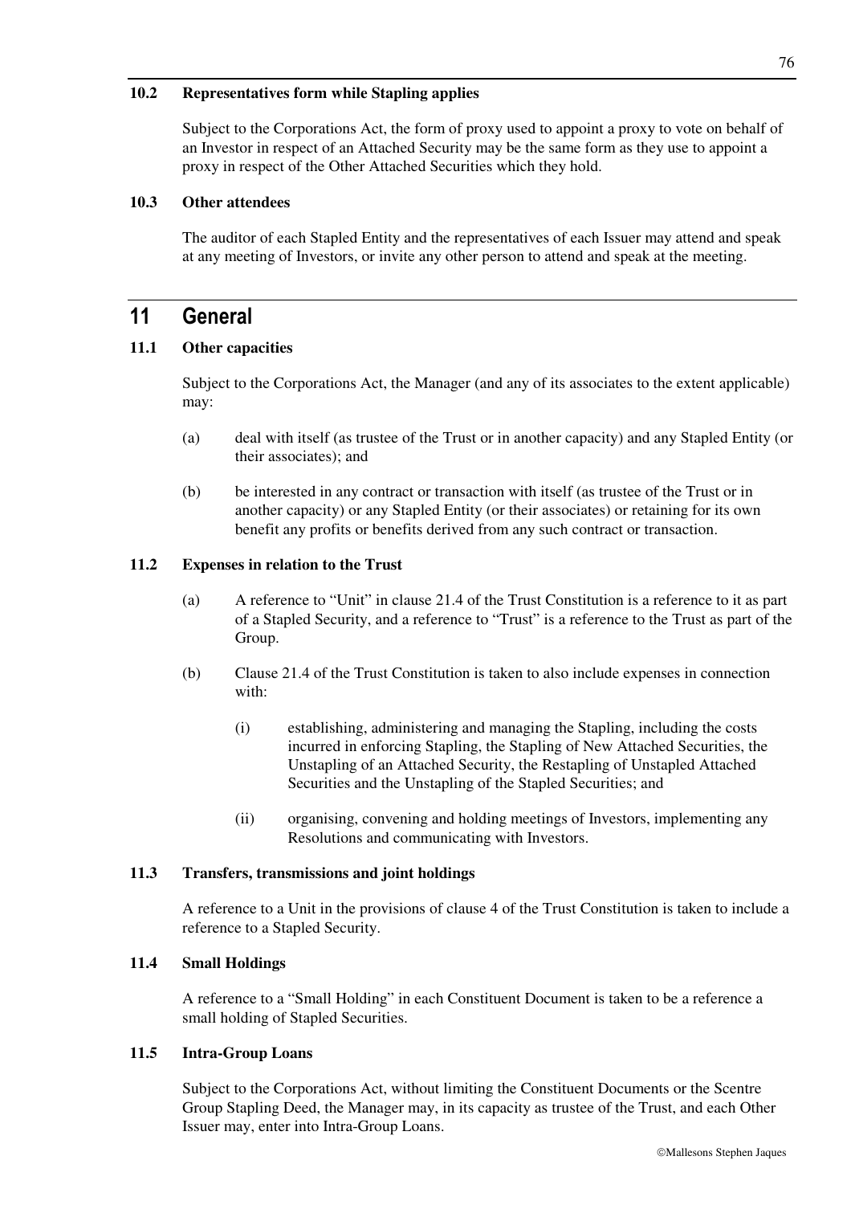### 10.2 Representatives form while Stapling applies

Subject to the Corporations Act, the form of proxy used to appoint a proxy to vote on behalf of an Investor in respect of an Attached Security may be the same form as they use to appoint a proxy in respect of the Other Attached Securities which they hold.

### 10.3 Other attendees

The auditor of each Stapled Entity and the representatives of each Issuer may attend and speak at any meeting of Investors, or invite any other person to attend and speak at the meeting.

## 11 General

### 11.1 Other capacities

Subject to the Corporations Act, the Manager (and any of its associates to the extent applicable) may:

(a) deal with itself (as trustee of the Trust or in another capacity) and any Stapled Entity (or their associates); and

(b) be interested in any contract or transaction with itself (as trustee of the Trust or in another capacity) or any Stapled Entity (or their associates) or retaining for its own benefit any profits or benefits derived from any such contract or transaction.

### 11.2 Expenses in relation to the Trust

(a) A reference to "Unit" in clause 21.4 of the Trust Constitution is a reference to it as part of a Stapled Security, and a reference to "Trust" is a reference to the Trust as part of the Group.

(b) Clause 21.4 of the Trust Constitution is taken to also include expenses in connection with:

(i) establishing, administering and managing the Stapling, including the costs incurred in enforcing Stapling, the Stapling of New Attached Securities, the Unstapling of an Attached Security, the Restapling of Unstapled Attached Securities and the Unstapling of the Stapled Securities; and

(ii) organising, convening and holding meetings of Investors, implementing any Resolutions and communicating with Investors.

### 11.3 Transfers, transmissions and joint holdings

A reference to a Unit in the provisions of clause 4 of the Trust Constitution is taken to include a reference to a Stapled Security.

### 11.4 Small Holdings

A reference to a "Small Holding" in each Constituent Document is taken to be a reference a small holding of Stapled Securities.

### 11.5 Intra-Group Loans

Subject to the Corporations Act, without limiting the Constituent Documents or the Scentre Group Stapling Deed, the Manager may, in its capacity as trustee of the Trust, and each Other Issuer may, enter into Intra-Group Loans.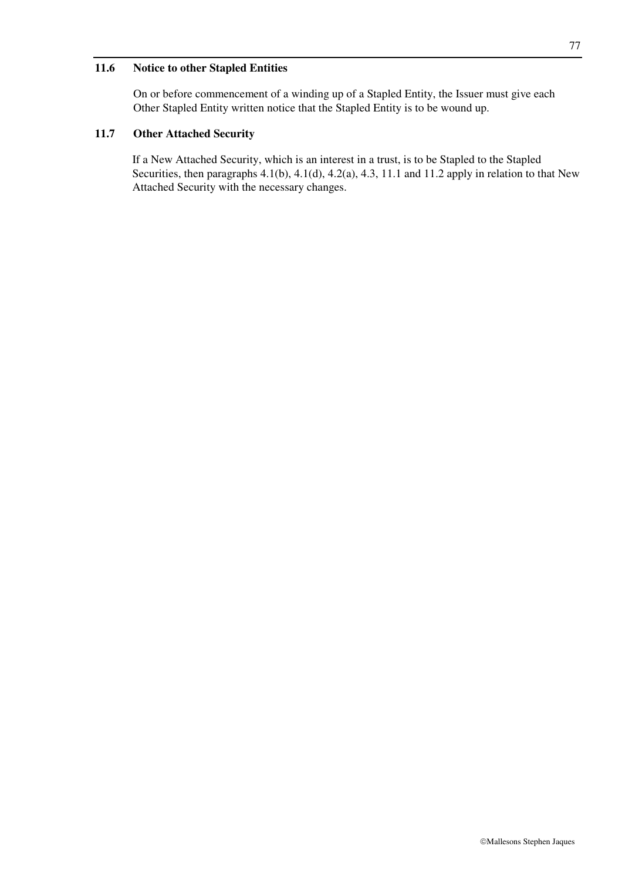### 11.6 Notice to other Stapled Entities

On or before commencement of a winding up of a Stapled Entity, the Issuer must give each Other Stapled Entity written notice that the Stapled Entity is to be wound up.

### 11.7 Other Attached Security

If a New Attached Security, which is an interest in a trust, is to be Stapled to the Stapled Securities, then paragraphs 4.1(b), 4.1(d), 4.2(a), 4.3, 11.1 and 11.2 apply in relation to that New Attached Security with the necessary changes.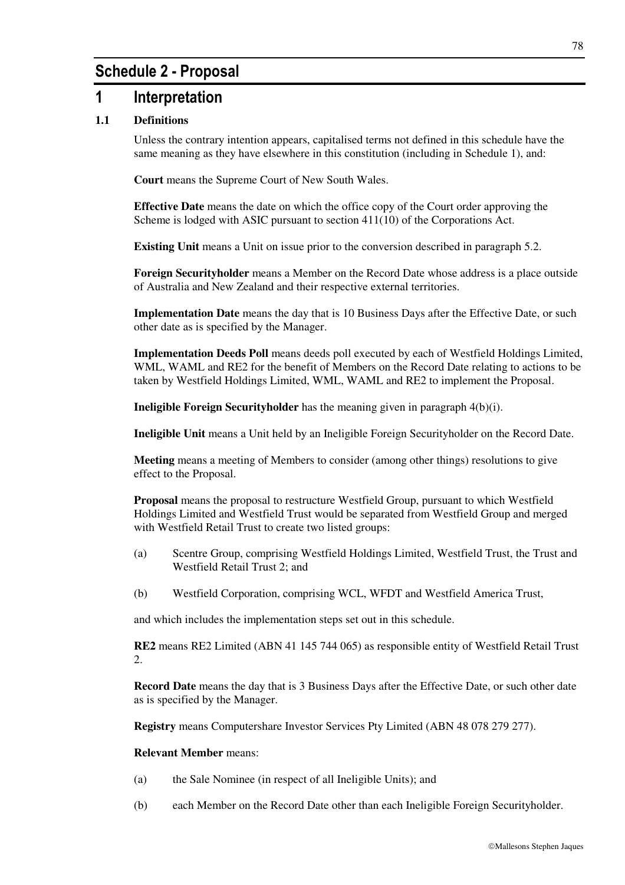# Schedule 2 - Proposal

## 1 Interpretation

### 1.1 Definitions

Unless the contrary intention appears, capitalised terms not defined in this schedule have the same meaning as they have elsewhere in this constitution (including in Schedule 1), and:

**Court** means the Supreme Court of New South Wales.

**Effective Date** means the date on which the office copy of the Court order approving the Scheme is lodged with ASIC pursuant to section 411(10) of the Corporations Act.

**Existing Unit** means a Unit on issue prior to the conversion described in paragraph 5.2.

**Foreign Securityholder** means a Member on the Record Date whose address is a place outside of Australia and New Zealand and their respective external territories.

**Implementation Date** means the day that is 10 Business Days after the Effective Date, or such other date as is specified by the Manager.

**Implementation Deeds Poll** means deeds poll executed by each of Westfield Holdings Limited, WML, WAML and RE2 for the benefit of Members on the Record Date relating to actions to be taken by Westfield Holdings Limited, WML, WAML and RE2 to implement the Proposal.

**Ineligible Foreign Securityholder** has the meaning given in paragraph 4(b)(i).

**Ineligible Unit** means a Unit held by an Ineligible Foreign Securityholder on the Record Date.

**Meeting** means a meeting of Members to consider (among other things) resolutions to give effect to the Proposal.

**Proposal** means the proposal to restructure Westfield Group, pursuant to which Westfield Holdings Limited and Westfield Trust would be separated from Westfield Group and merged with Westfield Retail Trust to create two listed groups:

(a) Scentre Group, comprising Westfield Holdings Limited, Westfield Trust, the Trust and Westfield Retail Trust 2; and

(b) Westfield Corporation, comprising WCL, WFDT and Westfield America Trust,

and which includes the implementation steps set out in this schedule.

**RE2** means RE2 Limited (ABN 41 145 744 065) as responsible entity of Westfield Retail Trust 2.

**Record Date** means the day that is 3 Business Days after the Effective Date, or such other date as is specified by the Manager.

**Registry** means Computershare Investor Services Pty Limited (ABN 48 078 279 277).

**Relevant Member** means:

(a) the Sale Nominee (in respect of all Ineligible Units); and

(b) each Member on the Record Date other than each Ineligible Foreign Securityholder.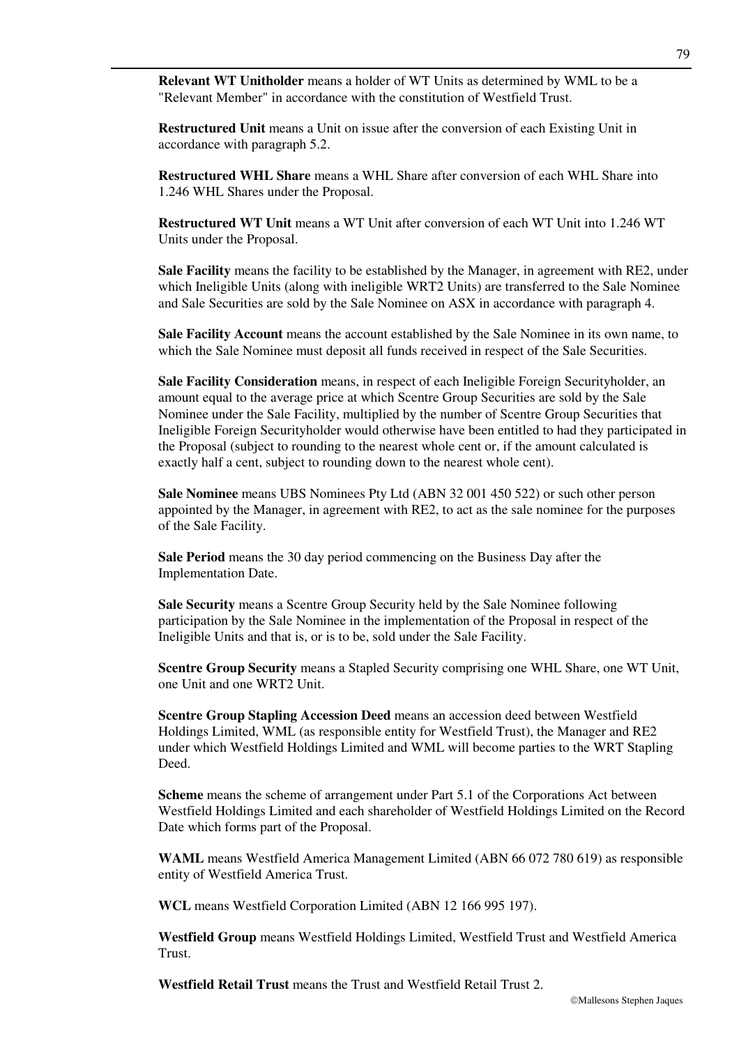**Relevant WT Unitholder** means a holder of WT Units as determined by WML to be a "Relevant Member" in accordance with the constitution of Westfield Trust.

**Restructured Unit** means a Unit on issue after the conversion of each Existing Unit in accordance with paragraph 5.2.

**Restructured WHL Share** means a WHL Share after conversion of each WHL Share into 1.246 WHL Shares under the Proposal.

**Restructured WT Unit** means a WT Unit after conversion of each WT Unit into 1.246 WT Units under the Proposal.

**Sale Facility** means the facility to be established by the Manager, in agreement with RE2, under which Ineligible Units (along with ineligible WRT2 Units) are transferred to the Sale Nominee and Sale Securities are sold by the Sale Nominee on ASX in accordance with paragraph 4.

**Sale Facility Account** means the account established by the Sale Nominee in its own name, to which the Sale Nominee must deposit all funds received in respect of the Sale Securities.

**Sale Facility Consideration** means, in respect of each Ineligible Foreign Securityholder, an amount equal to the average price at which Scentre Group Securities are sold by the Sale Nominee under the Sale Facility, multiplied by the number of Scentre Group Securities that Ineligible Foreign Securityholder would otherwise have been entitled to had they participated in the Proposal (subject to rounding to the nearest whole cent or, if the amount calculated is exactly half a cent, subject to rounding down to the nearest whole cent).

**Sale Nominee** means UBS Nominees Pty Ltd (ABN 32 001 450 522) or such other person appointed by the Manager, in agreement with RE2, to act as the sale nominee for the purposes of the Sale Facility.

**Sale Period** means the 30 day period commencing on the Business Day after the Implementation Date.

**Sale Security** means a Scentre Group Security held by the Sale Nominee following participation by the Sale Nominee in the implementation of the Proposal in respect of the Ineligible Units and that is, or is to be, sold under the Sale Facility.

**Scentre Group Security** means a Stapled Security comprising one WHL Share, one WT Unit, one Unit and one WRT2 Unit.

**Scentre Group Stapling Accession Deed** means an accession deed between Westfield Holdings Limited, WML (as responsible entity for Westfield Trust), the Manager and RE2 under which Westfield Holdings Limited and WML will become parties to the WRT Stapling Deed.

**Scheme** means the scheme of arrangement under Part 5.1 of the Corporations Act between Westfield Holdings Limited and each shareholder of Westfield Holdings Limited on the Record Date which forms part of the Proposal.

**WAML** means Westfield America Management Limited (ABN 66 072 780 619) as responsible entity of Westfield America Trust.

**WCL** means Westfield Corporation Limited (ABN 12 166 995 197).

**Westfield Group** means Westfield Holdings Limited, Westfield Trust and Westfield America Trust.

**Westfield Retail Trust** means the Trust and Westfield Retail Trust 2.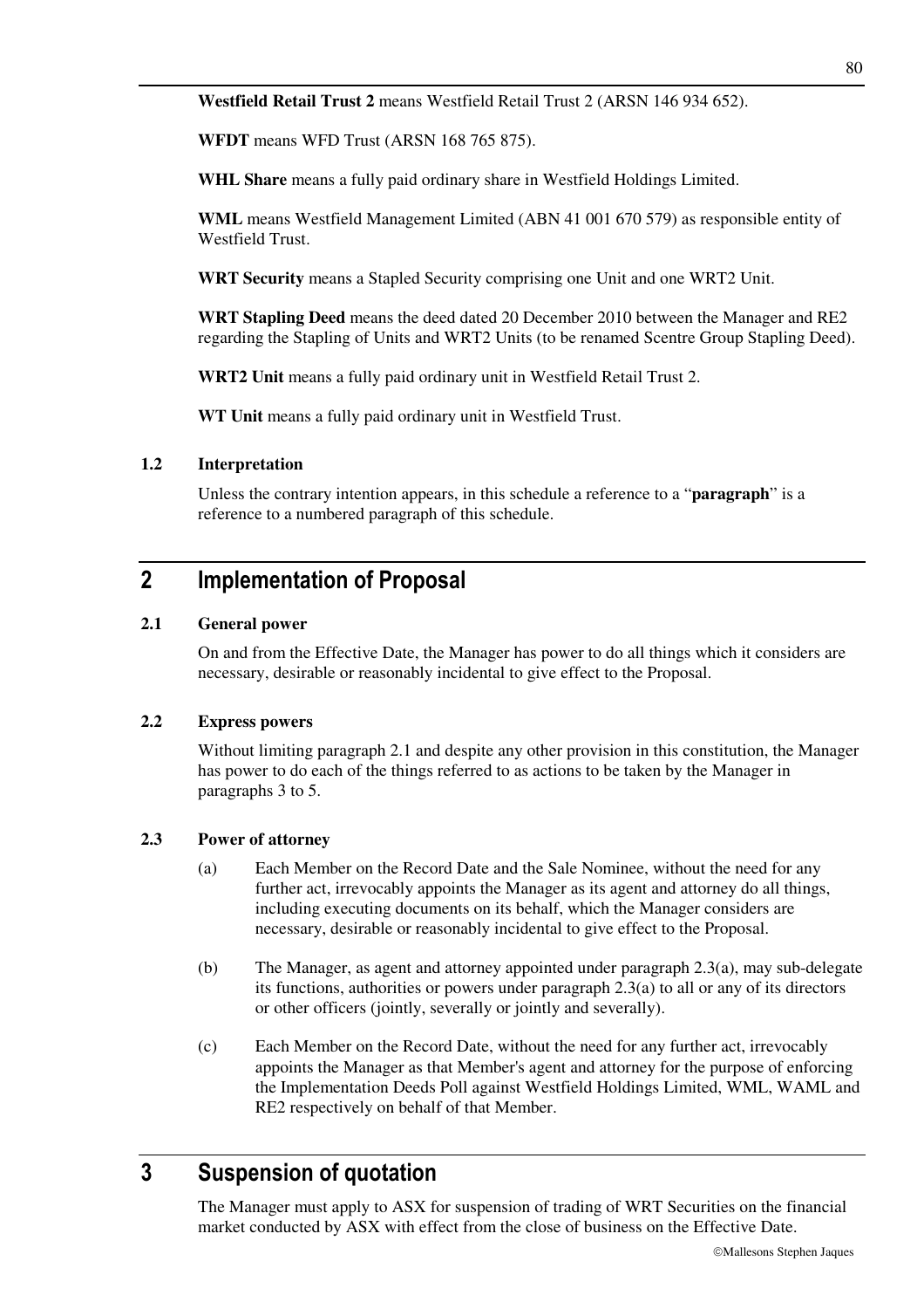**Westfield Retail Trust 2** means Westfield Retail Trust 2 (ARSN 146 934 652).

**WFDT** means WFD Trust (ARSN 168 765 875).

**WHL Share** means a fully paid ordinary share in Westfield Holdings Limited.

**WML** means Westfield Management Limited (ABN 41 001 670 579) as responsible entity of Westfield Trust.

**WRT Security** means a Stapled Security comprising one Unit and one WRT2 Unit.

**WRT Stapling Deed** means the deed dated 20 December 2010 between the Manager and RE2 regarding the Stapling of Units and WRT2 Units (to be renamed Scentre Group Stapling Deed).

**WRT2 Unit** means a fully paid ordinary unit in Westfield Retail Trust 2.

**WT Unit** means a fully paid ordinary unit in Westfield Trust.

### 1.2 Interpretation

Unless the contrary intention appears, in this schedule a reference to a "**paragraph**" is a reference to a numbered paragraph of this schedule.

## 2 Implementation of Proposal

### 2.1 General power

On and from the Effective Date, the Manager has power to do all things which it considers are necessary, desirable or reasonably incidental to give effect to the Proposal.

### 2.2 Express powers

Without limiting paragraph 2.1 and despite any other provision in this constitution, the Manager has power to do each of the things referred to as actions to be taken by the Manager in paragraphs 3 to 5.

### 2.3 Power of attorney

(a) Each Member on the Record Date and the Sale Nominee, without the need for any further act, irrevocably appoints the Manager as its agent and attorney do all things, including executing documents on its behalf, which the Manager considers are necessary, desirable or reasonably incidental to give effect to the Proposal.

(b) The Manager, as agent and attorney appointed under paragraph 2.3(a), may sub-delegate its functions, authorities or powers under paragraph 2.3(a) to all or any of its directors or other officers (jointly, severally or jointly and severally).

(c) Each Member on the Record Date, without the need for any further act, irrevocably appoints the Manager as that Member's agent and attorney for the purpose of enforcing the Implementation Deeds Poll against Westfield Holdings Limited, WML, WAML and RE2 respectively on behalf of that Member.

## 3 Suspension of quotation

The Manager must apply to ASX for suspension of trading of WRT Securities on the financial market conducted by ASX with effect from the close of business on the Effective Date.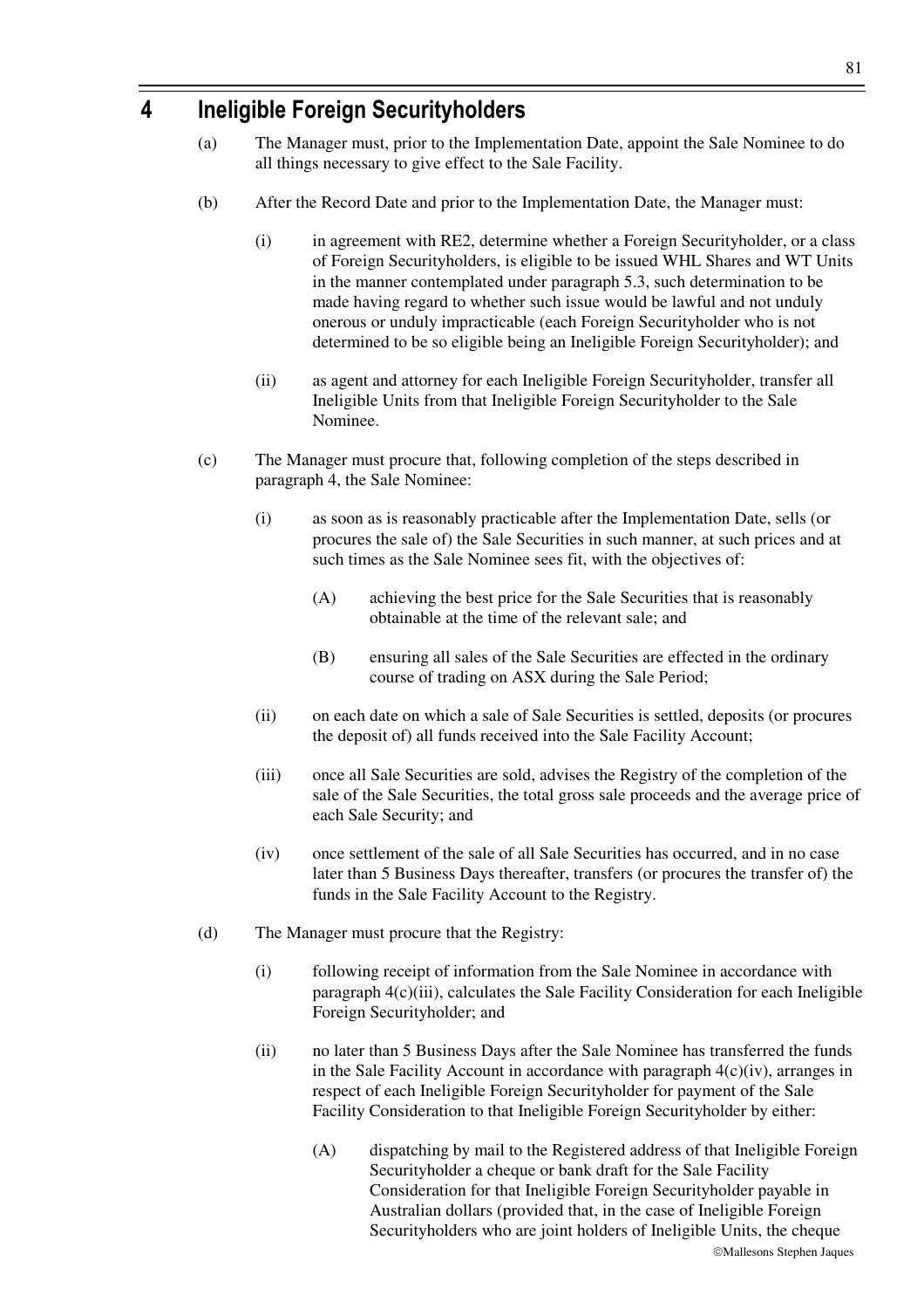# 4 Ineligible Foreign Securityholders

(a) The Manager must, prior to the Implementation Date, appoint the Sale Nominee to do all things necessary to give effect to the Sale Facility.

(b) After the Record Date and prior to the Implementation Date, the Manager must:

(i) in agreement with RE2, determine whether a Foreign Securityholder, or a class of Foreign Securityholders, is eligible to be issued WHL Shares and WT Units in the manner contemplated under paragraph 5.3, such determination to be made having regard to whether such issue would be lawful and not unduly onerous or unduly impracticable (each Foreign Securityholder who is not determined to be so eligible being an Ineligible Foreign Securityholder); and

(ii) as agent and attorney for each Ineligible Foreign Securityholder, transfer all Ineligible Units from that Ineligible Foreign Securityholder to the Sale Nominee.

(c) The Manager must procure that, following completion of the steps described in paragraph 4, the Sale Nominee:

(i) as soon as is reasonably practicable after the Implementation Date, sells (or procures the sale of) the Sale Securities in such manner, at such prices and at such times as the Sale Nominee sees fit, with the objectives of:

(A) achieving the best price for the Sale Securities that is reasonably obtainable at the time of the relevant sale; and

(B) ensuring all sales of the Sale Securities are effected in the ordinary course of trading on ASX during the Sale Period;

(ii) on each date on which a sale of Sale Securities is settled, deposits (or procures the deposit of) all funds received into the Sale Facility Account;

(iii) once all Sale Securities are sold, advises the Registry of the completion of the sale of the Sale Securities, the total gross sale proceeds and the average price of each Sale Security; and

(iv) once settlement of the sale of all Sale Securities has occurred, and in no case later than 5 Business Days thereafter, transfers (or procures the transfer of) the funds in the Sale Facility Account to the Registry.

(d) The Manager must procure that the Registry:

(i) following receipt of information from the Sale Nominee in accordance with paragraph 4(c)(iii), calculates the Sale Facility Consideration for each Ineligible Foreign Securityholder; and

(ii) no later than 5 Business Days after the Sale Nominee has transferred the funds in the Sale Facility Account in accordance with paragraph 4(c)(iv), arranges in respect of each Ineligible Foreign Securityholder for payment of the Sale Facility Consideration to that Ineligible Foreign Securityholder by either:

(A) dispatching by mail to the Registered address of that Ineligible Foreign Securityholder a cheque or bank draft for the Sale Facility Consideration for that Ineligible Foreign Securityholder payable in Australian dollars (provided that, in the case of Ineligible Foreign Securityholders who are joint holders of Ineligible Units, the cheque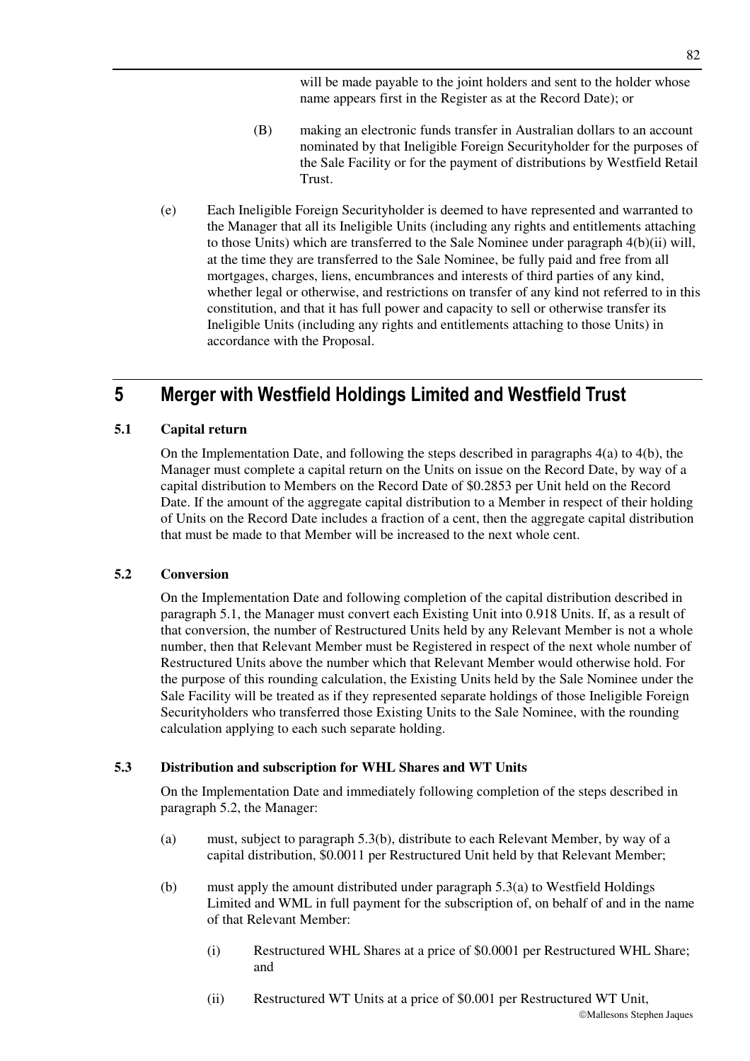will be made payable to the joint holders and sent to the holder whose name appears first in the Register as at the Record Date); or

(B) making an electronic funds transfer in Australian dollars to an account nominated by that Ineligible Foreign Securityholder for the purposes of the Sale Facility or for the payment of distributions by Westfield Retail Trust.

(e) Each Ineligible Foreign Securityholder is deemed to have represented and warranted to the Manager that all its Ineligible Units (including any rights and entitlements attaching to those Units) which are transferred to the Sale Nominee under paragraph 4(b)(ii) will, at the time they are transferred to the Sale Nominee, be fully paid and free from all mortgages, charges, liens, encumbrances and interests of third parties of any kind, whether legal or otherwise, and restrictions on transfer of any kind not referred to in this constitution, and that it has full power and capacity to sell or otherwise transfer its Ineligible Units (including any rights and entitlements attaching to those Units) in accordance with the Proposal.

# 5 Merger with Westfield Holdings Limited and Westfield Trust

## 5.1 Capital return

On the Implementation Date, and following the steps described in paragraphs 4(a) to 4(b), the Manager must complete a capital return on the Units on issue on the Record Date, by way of a capital distribution to Members on the Record Date of $0.2853 per Unit held on the Record Date. If the amount of the aggregate capital distribution to a Member in respect of their holding of Units on the Record Date includes a fraction of a cent, then the aggregate capital distribution that must be made to that Member will be increased to the next whole cent.

## 5.2 Conversion

On the Implementation Date and following completion of the capital distribution described in paragraph 5.1, the Manager must convert each Existing Unit into 0.918 Units. If, as a result of that conversion, the number of Restructured Units held by any Relevant Member is not a whole number, then that Relevant Member must be Registered in respect of the next whole number of Restructured Units above the number which that Relevant Member would otherwise hold. For the purpose of this rounding calculation, the Existing Units held by the Sale Nominee under the Sale Facility will be treated as if they represented separate holdings of those Ineligible Foreign Securityholders who transferred those Existing Units to the Sale Nominee, with the rounding calculation applying to each such separate holding.

## 5.3 Distribution and subscription for WHL Shares and WT Units

On the Implementation Date and immediately following completion of the steps described in paragraph 5.2, the Manager:

(a) must, subject to paragraph 5.3(b), distribute to each Relevant Member, by way of a capital distribution, $0.0011 per Restructured Unit held by that Relevant Member;

(b) must apply the amount distributed under paragraph 5.3(a) to Westfield Holdings Limited and WML in full payment for the subscription of, on behalf of and in the name of that Relevant Member:

(i) Restructured WHL Shares at a price of $0.0001 per Restructured WHL Share; and

(ii) Restructured WT Units at a price of $0.001 per Restructured WT Unit,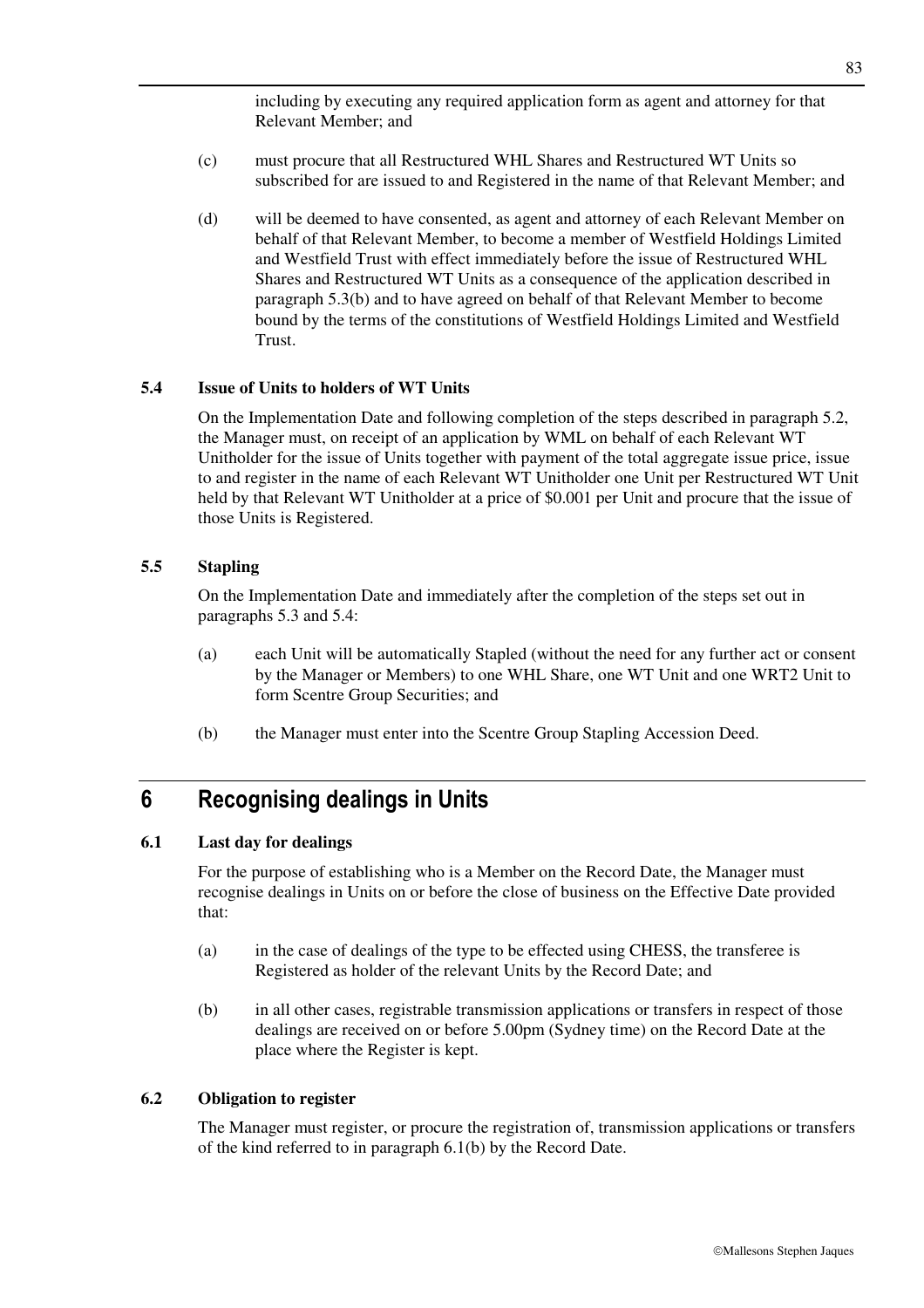including by executing any required application form as agent and attorney for that Relevant Member; and

(c) must procure that all Restructured WHL Shares and Restructured WT Units so subscribed for are issued to and Registered in the name of that Relevant Member; and

(d) will be deemed to have consented, as agent and attorney of each Relevant Member on behalf of that Relevant Member, to become a member of Westfield Holdings Limited and Westfield Trust with effect immediately before the issue of Restructured WHL Shares and Restructured WT Units as a consequence of the application described in paragraph 5.3(b) and to have agreed on behalf of that Relevant Member to become bound by the terms of the constitutions of Westfield Holdings Limited and Westfield Trust.

### 5.4 Issue of Units to holders of WT Units

On the Implementation Date and following completion of the steps described in paragraph 5.2, the Manager must, on receipt of an application by WML on behalf of each Relevant WT Unitholder for the issue of Units together with payment of the total aggregate issue price, issue to and register in the name of each Relevant WT Unitholder one Unit per Restructured WT Unit held by that Relevant WT Unitholder at a price of $0.001 per Unit and procure that the issue of those Units is Registered.

### 5.5 Stapling

On the Implementation Date and immediately after the completion of the steps set out in paragraphs 5.3 and 5.4:

(a) each Unit will be automatically Stapled (without the need for any further act or consent by the Manager or Members) to one WHL Share, one WT Unit and one WRT2 Unit to form Scentre Group Securities; and

(b) the Manager must enter into the Scentre Group Stapling Accession Deed.

## 6 Recognising dealings in Units

### 6.1 Last day for dealings

For the purpose of establishing who is a Member on the Record Date, the Manager must recognise dealings in Units on or before the close of business on the Effective Date provided that:

(a) in the case of dealings of the type to be effected using CHESS, the transferee is Registered as holder of the relevant Units by the Record Date; and

(b) in all other cases, registrable transmission applications or transfers in respect of those dealings are received on or before 5.00pm (Sydney time) on the Record Date at the place where the Register is kept.

### 6.2 Obligation to register

The Manager must register, or procure the registration of, transmission applications or transfers of the kind referred to in paragraph 6.1(b) by the Record Date.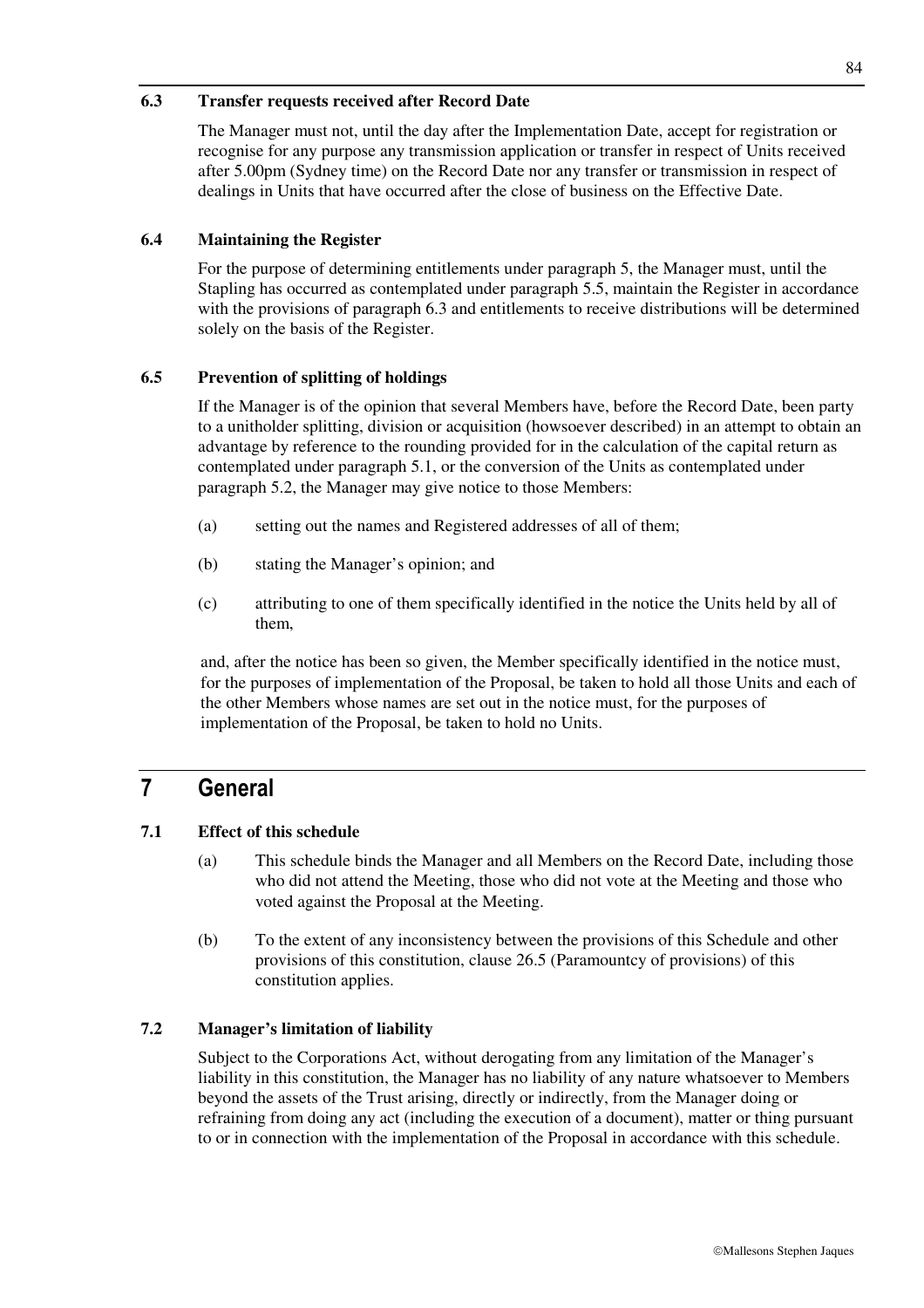### 6.3 Transfer requests received after Record Date

The Manager must not, until the day after the Implementation Date, accept for registration or recognise for any purpose any transmission application or transfer in respect of Units received after 5.00pm (Sydney time) on the Record Date nor any transfer or transmission in respect of dealings in Units that have occurred after the close of business on the Effective Date.

### 6.4 Maintaining the Register

For the purpose of determining entitlements under paragraph 5, the Manager must, until the Stapling has occurred as contemplated under paragraph 5.5, maintain the Register in accordance with the provisions of paragraph 6.3 and entitlements to receive distributions will be determined solely on the basis of the Register.

### 6.5 Prevention of splitting of holdings

If the Manager is of the opinion that several Members have, before the Record Date, been party to a unitholder splitting, division or acquisition (howsoever described) in an attempt to obtain an advantage by reference to the rounding provided for in the calculation of the capital return as contemplated under paragraph 5.1, or the conversion of the Units as contemplated under paragraph 5.2, the Manager may give notice to those Members:

(a) setting out the names and Registered addresses of all of them;

(b) stating the Manager's opinion; and

(c) attributing to one of them specifically identified in the notice the Units held by all of them,

and, after the notice has been so given, the Member specifically identified in the notice must, for the purposes of implementation of the Proposal, be taken to hold all those Units and each of the other Members whose names are set out in the notice must, for the purposes of implementation of the Proposal, be taken to hold no Units.

## 7 General

### 7.1 Effect of this schedule

(a) This schedule binds the Manager and all Members on the Record Date, including those who did not attend the Meeting, those who did not vote at the Meeting and those who voted against the Proposal at the Meeting.

(b) To the extent of any inconsistency between the provisions of this Schedule and other provisions of this constitution, clause 26.5 (Paramountcy of provisions) of this constitution applies.

### 7.2 Manager's limitation of liability

Subject to the Corporations Act, without derogating from any limitation of the Manager's liability in this constitution, the Manager has no liability of any nature whatsoever to Members beyond the assets of the Trust arising, directly or indirectly, from the Manager doing or refraining from doing any act (including the execution of a document), matter or thing pursuant to or in connection with the implementation of the Proposal in accordance with this schedule.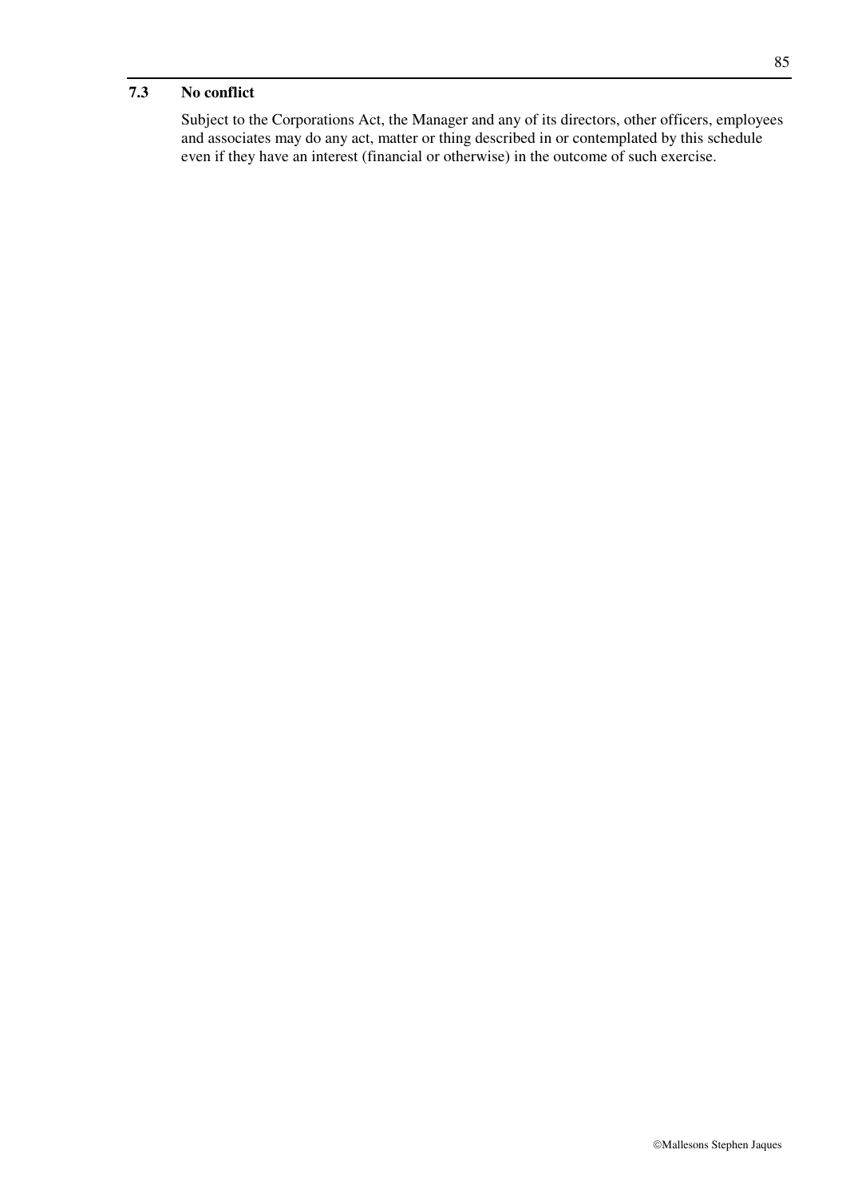### 7.3 No conflict

Subject to the Corporations Act, the Manager and any of its directors, other officers, employees and associates may do any act, matter or thing described in or contemplated by this schedule even if they have an interest (financial or otherwise) in the outcome of such exercise.